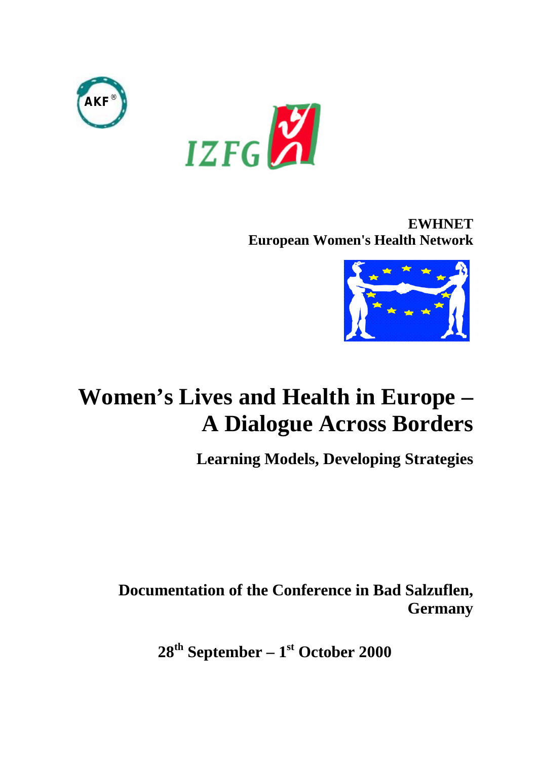AKF®

IZFG

**EWHNET**
**European Women's Health Network**

# Women's Lives and Health in Europe – A Dialogue Across Borders

## Learning Models, Developing Strategies

**Documentation of the Conference in Bad Salzuflen, Germany**

**28th September – 1st October 2000**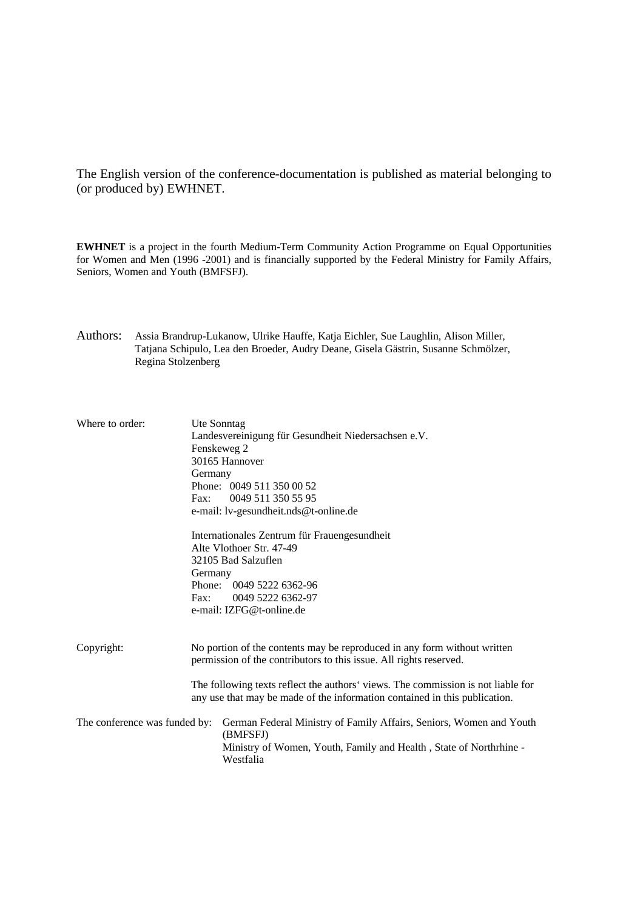The English version of the conference-documentation is published as material belonging to (or produced by) EWHNET.

**EWHNET** is a project in the fourth Medium-Term Community Action Programme on Equal Opportunities for Women and Men (1996 -2001) and is financially supported by the Federal Ministry for Family Affairs, Seniors, Women and Youth (BMFSFJ).

Authors: Assia Brandrup-Lukanow, Ulrike Hauffe, Katja Eichler, Sue Laughlin, Alison Miller, Tatjana Schipulo, Lea den Broeder, Audry Deane, Gisela Gästrin, Susanne Schmölzer, Regina Stolzenberg

Where to order:

Ute Sonntag
Landesvereinigung für Gesundheit Niedersachsen e.V.
Fenskeweg 2
30165 Hannover
Germany
Phone: 0049 511 350 00 52
Fax: 0049 511 350 55 95
e-mail: lv-gesundheit.nds@t-online.de

Internationales Zentrum für Frauengesundheit
Alte Vlothoer Str. 47-49
32105 Bad Salzuflen
Germany
Phone: 0049 5222 6362-96
Fax: 0049 5222 6362-97
e-mail: IZFG@t-online.de

Copyright:

No portion of the contents may be reproduced in any form without written permission of the contributors to this issue. All rights reserved.

The following texts reflect the authors‘ views. The commission is not liable for any use that may be made of the information contained in this publication.

The conference was funded by: German Federal Ministry of Family Affairs, Seniors, Women and Youth (BMFSFJ)
Ministry of Women, Youth, Family and Health , State of Northrhine - Westfalia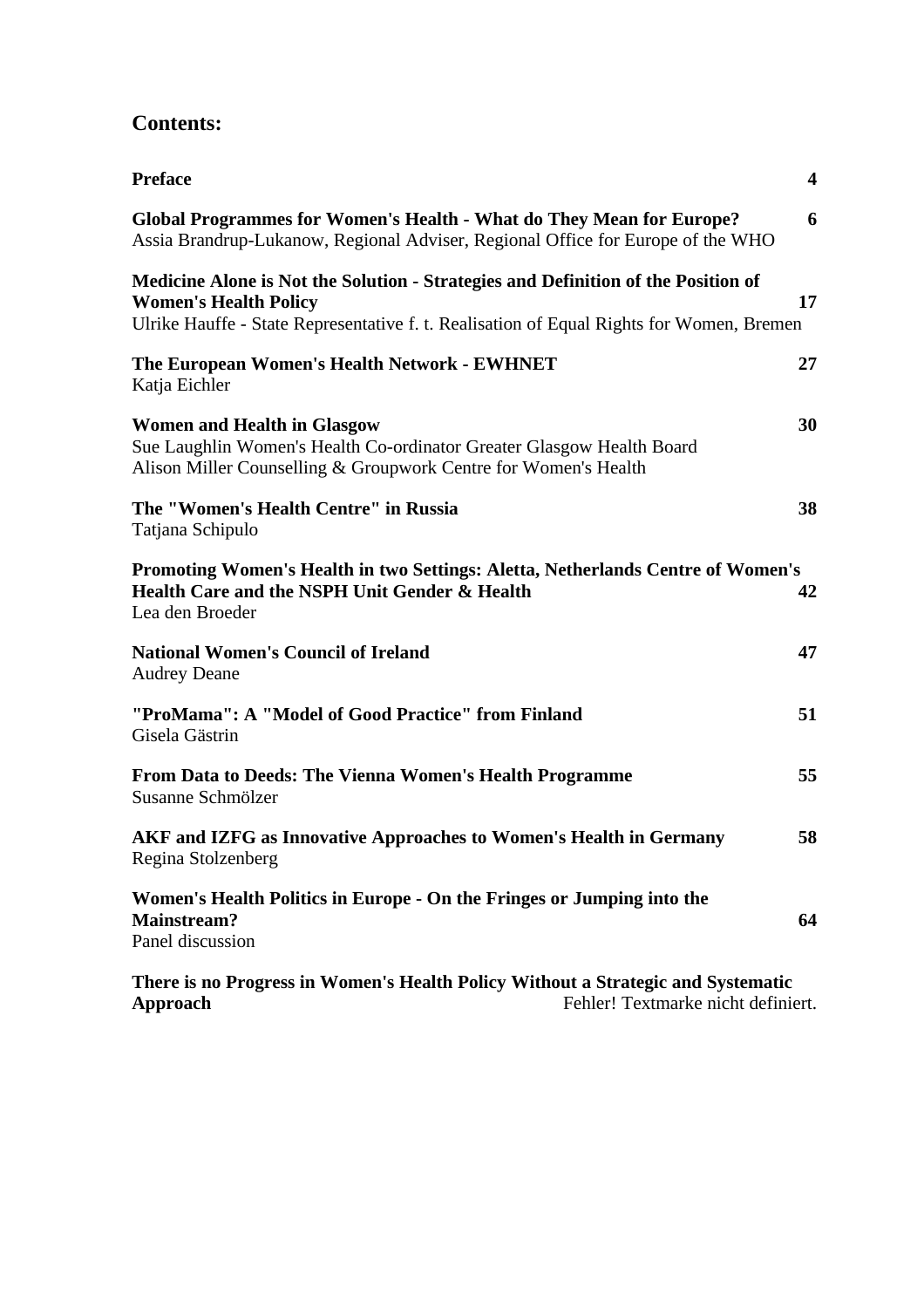## Contents:

| | |
|---|---|
| **Preface** | **4** |
| **Global Programmes for Women's Health - What do They Mean for Europe?**<br>Assia Brandrup-Lukanow, Regional Adviser, Regional Office for Europe of the WHO | **6** |
| **Medicine Alone is Not the Solution - Strategies and Definition of the Position of Women's Health Policy**<br>Ulrike Hauffe - State Representative f. t. Realisation of Equal Rights for Women, Bremen | **17** |
| **The European Women's Health Network - EWHNET**<br>Katja Eichler | **27** |
| **Women and Health in Glasgow**<br>Sue Laughlin Women's Health Co-ordinator Greater Glasgow Health Board<br>Alison Miller Counselling & Groupwork Centre for Women's Health | **30** |
| **The "Women's Health Centre" in Russia**<br>Tatjana Schipulo | **38** |
| **Promoting Women's Health in two Settings: Aletta, Netherlands Centre of Women's Health Care and the NSPH Unit Gender & Health**<br>Lea den Broeder | **42** |
| **National Women's Council of Ireland**<br>Audrey Deane | **47** |
| **"ProMama": A "Model of Good Practice" from Finland**<br>Gisela Gästrin | **51** |
| **From Data to Deeds: The Vienna Women's Health Programme**<br>Susanne Schmölzer | **55** |
| **AKF and IZFG as Innovative Approaches to Women's Health in Germany**<br>Regina Stolzenberg | **58** |
| **Women's Health Politics in Europe - On the Fringes or Jumping into the Mainstream?**<br>Panel discussion | **64** |
| **There is no Progress in Women's Health Policy Without a Strategic and Systematic Approach** | Fehler! Textmarke nicht definiert. |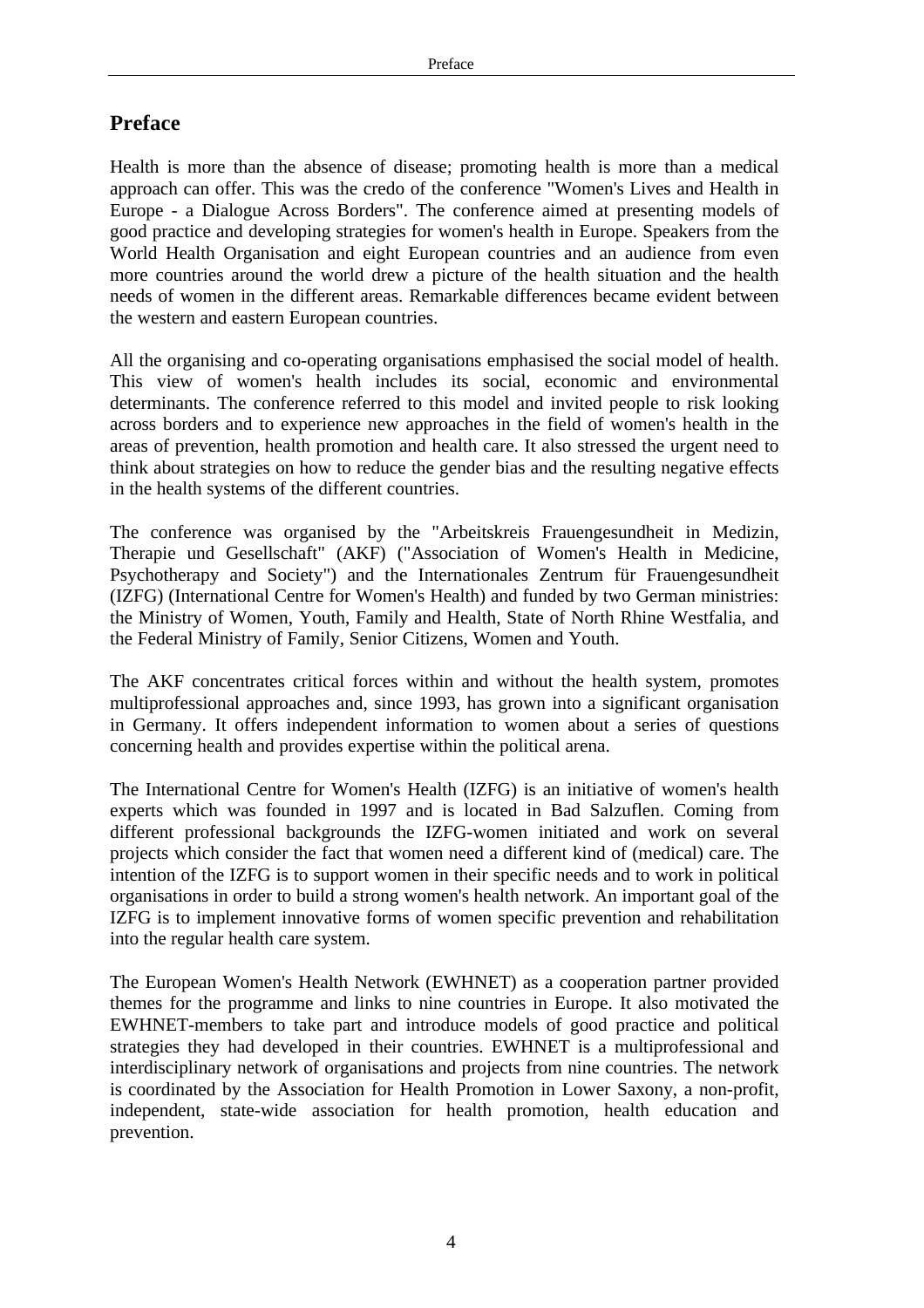# Preface

Health is more than the absence of disease; promoting health is more than a medical approach can offer. This was the credo of the conference "Women's Lives and Health in Europe - a Dialogue Across Borders". The conference aimed at presenting models of good practice and developing strategies for women's health in Europe. Speakers from the World Health Organisation and eight European countries and an audience from even more countries around the world drew a picture of the health situation and the health needs of women in the different areas. Remarkable differences became evident between the western and eastern European countries.

All the organising and co-operating organisations emphasised the social model of health. This view of women's health includes its social, economic and environmental determinants. The conference referred to this model and invited people to risk looking across borders and to experience new approaches in the field of women's health in the areas of prevention, health promotion and health care. It also stressed the urgent need to think about strategies on how to reduce the gender bias and the resulting negative effects in the health systems of the different countries.

The conference was organised by the "Arbeitskreis Frauengesundheit in Medizin, Therapie und Gesellschaft" (AKF) ("Association of Women's Health in Medicine, Psychotherapy and Society") and the Internationales Zentrum für Frauengesundheit (IZFG) (International Centre for Women's Health) and funded by two German ministries: the Ministry of Women, Youth, Family and Health, State of North Rhine Westfalia, and the Federal Ministry of Family, Senior Citizens, Women and Youth.

The AKF concentrates critical forces within and without the health system, promotes multiprofessional approaches and, since 1993, has grown into a significant organisation in Germany. It offers independent information to women about a series of questions concerning health and provides expertise within the political arena.

The International Centre for Women's Health (IZFG) is an initiative of women's health experts which was founded in 1997 and is located in Bad Salzuflen. Coming from different professional backgrounds the IZFG-women initiated and work on several projects which consider the fact that women need a different kind of (medical) care. The intention of the IZFG is to support women in their specific needs and to work in political organisations in order to build a strong women's health network. An important goal of the IZFG is to implement innovative forms of women specific prevention and rehabilitation into the regular health care system.

The European Women's Health Network (EWHNET) as a cooperation partner provided themes for the programme and links to nine countries in Europe. It also motivated the EWHNET-members to take part and introduce models of good practice and political strategies they had developed in their countries. EWHNET is a multiprofessional and interdisciplinary network of organisations and projects from nine countries. The network is coordinated by the Association for Health Promotion in Lower Saxony, a non-profit, independent, state-wide association for health promotion, health education and prevention.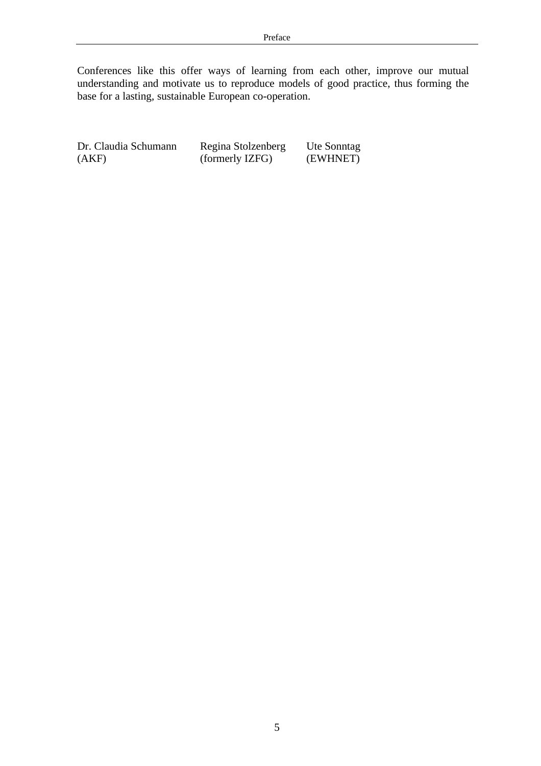Conferences like this offer ways of learning from each other, improve our mutual understanding and motivate us to reproduce models of good practice, thus forming the base for a lasting, sustainable European co-operation.

| Dr. Claudia Schumann | Regina Stolzenberg | Ute Sonntag |
|---|---|---|
| (AKF) | (formerly IZFG) | (EWHNET) |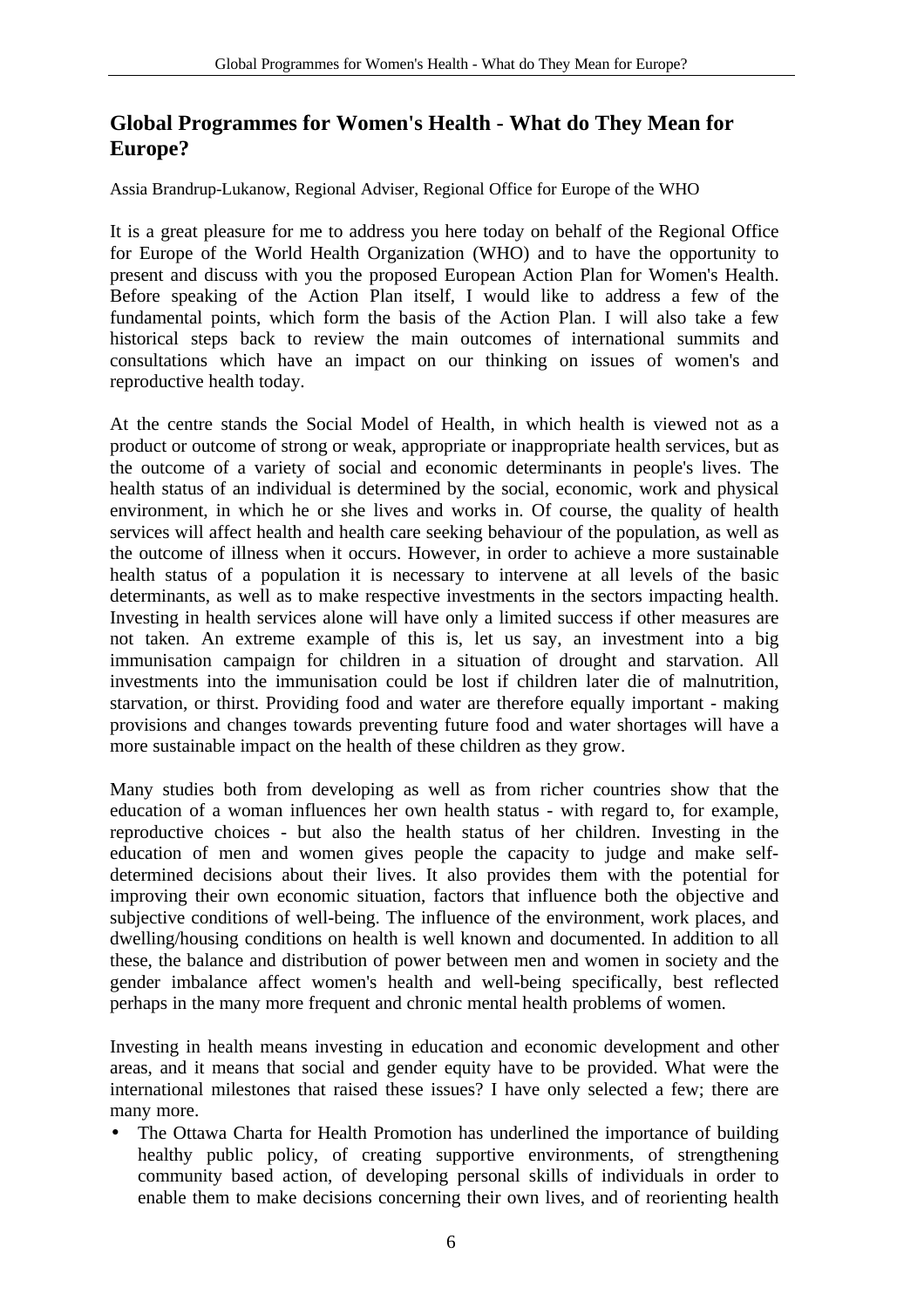# Global Programmes for Women's Health - What do They Mean for Europe?

Assia Brandrup-Lukanow, Regional Adviser, Regional Office for Europe of the WHO

It is a great pleasure for me to address you here today on behalf of the Regional Office for Europe of the World Health Organization (WHO) and to have the opportunity to present and discuss with you the proposed European Action Plan for Women's Health. Before speaking of the Action Plan itself, I would like to address a few of the fundamental points, which form the basis of the Action Plan. I will also take a few historical steps back to review the main outcomes of international summits and consultations which have an impact on our thinking on issues of women's and reproductive health today.

At the centre stands the Social Model of Health, in which health is viewed not as a product or outcome of strong or weak, appropriate or inappropriate health services, but as the outcome of a variety of social and economic determinants in people's lives. The health status of an individual is determined by the social, economic, work and physical environment, in which he or she lives and works in. Of course, the quality of health services will affect health and health care seeking behaviour of the population, as well as the outcome of illness when it occurs. However, in order to achieve a more sustainable health status of a population it is necessary to intervene at all levels of the basic determinants, as well as to make respective investments in the sectors impacting health. Investing in health services alone will have only a limited success if other measures are not taken. An extreme example of this is, let us say, an investment into a big immunisation campaign for children in a situation of drought and starvation. All investments into the immunisation could be lost if children later die of malnutrition, starvation, or thirst. Providing food and water are therefore equally important - making provisions and changes towards preventing future food and water shortages will have a more sustainable impact on the health of these children as they grow.

Many studies both from developing as well as from richer countries show that the education of a woman influences her own health status - with regard to, for example, reproductive choices - but also the health status of her children. Investing in the education of men and women gives people the capacity to judge and make self-determined decisions about their lives. It also provides them with the potential for improving their own economic situation, factors that influence both the objective and subjective conditions of well-being. The influence of the environment, work places, and dwelling/housing conditions on health is well known and documented. In addition to all these, the balance and distribution of power between men and women in society and the gender imbalance affect women's health and well-being specifically, best reflected perhaps in the many more frequent and chronic mental health problems of women.

Investing in health means investing in education and economic development and other areas, and it means that social and gender equity have to be provided. What were the international milestones that raised these issues? I have only selected a few; there are many more.

- The Ottawa Charta for Health Promotion has underlined the importance of building healthy public policy, of creating supportive environments, of strengthening community based action, of developing personal skills of individuals in order to enable them to make decisions concerning their own lives, and of reorienting health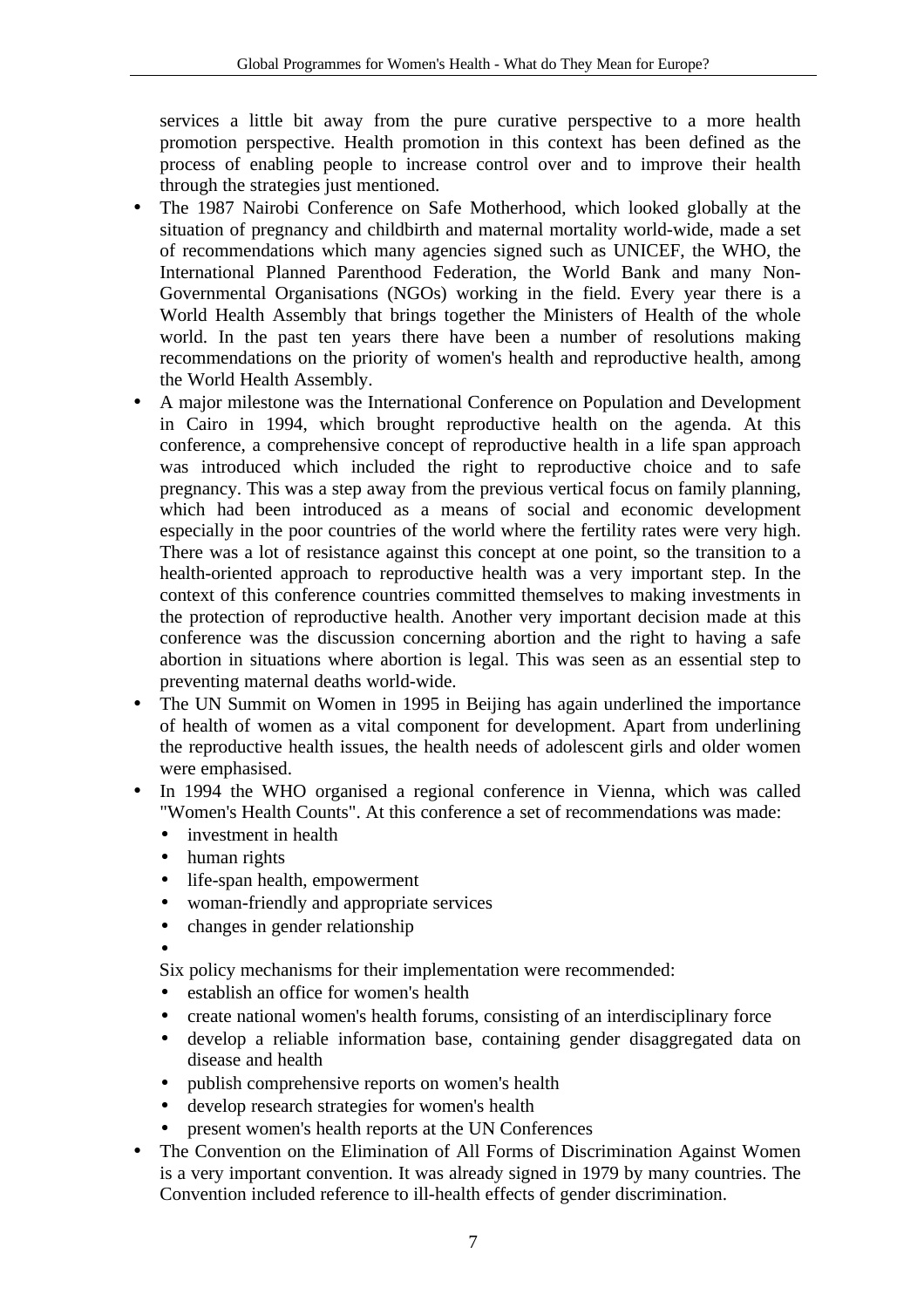services a little bit away from the pure curative perspective to a more health promotion perspective. Health promotion in this context has been defined as the process of enabling people to increase control over and to improve their health through the strategies just mentioned.

- The 1987 Nairobi Conference on Safe Motherhood, which looked globally at the situation of pregnancy and childbirth and maternal mortality world-wide, made a set of recommendations which many agencies signed such as UNICEF, the WHO, the International Planned Parenthood Federation, the World Bank and many Non-Governmental Organisations (NGOs) working in the field. Every year there is a World Health Assembly that brings together the Ministers of Health of the whole world. In the past ten years there have been a number of resolutions making recommendations on the priority of women's health and reproductive health, among the World Health Assembly.
- A major milestone was the International Conference on Population and Development in Cairo in 1994, which brought reproductive health on the agenda. At this conference, a comprehensive concept of reproductive health in a life span approach was introduced which included the right to reproductive choice and to safe pregnancy. This was a step away from the previous vertical focus on family planning, which had been introduced as a means of social and economic development especially in the poor countries of the world where the fertility rates were very high. There was a lot of resistance against this concept at one point, so the transition to a health-oriented approach to reproductive health was a very important step. In the context of this conference countries committed themselves to making investments in the protection of reproductive health. Another very important decision made at this conference was the discussion concerning abortion and the right to having a safe abortion in situations where abortion is legal. This was seen as an essential step to preventing maternal deaths world-wide.
- The UN Summit on Women in 1995 in Beijing has again underlined the importance of health of women as a vital component for development. Apart from underlining the reproductive health issues, the health needs of adolescent girls and older women were emphasised.
- In 1994 the WHO organised a regional conference in Vienna, which was called "Women's Health Counts". At this conference a set of recommendations was made:
  - investment in health
  - human rights
  - life-span health, empowerment
  - woman-friendly and appropriate services
  - changes in gender relationship

  Six policy mechanisms for their implementation were recommended:
  - establish an office for women's health
  - create national women's health forums, consisting of an interdisciplinary force
  - develop a reliable information base, containing gender disaggregated data on disease and health
  - publish comprehensive reports on women's health
  - develop research strategies for women's health
  - present women's health reports at the UN Conferences
- The Convention on the Elimination of All Forms of Discrimination Against Women is a very important convention. It was already signed in 1979 by many countries. The Convention included reference to ill-health effects of gender discrimination.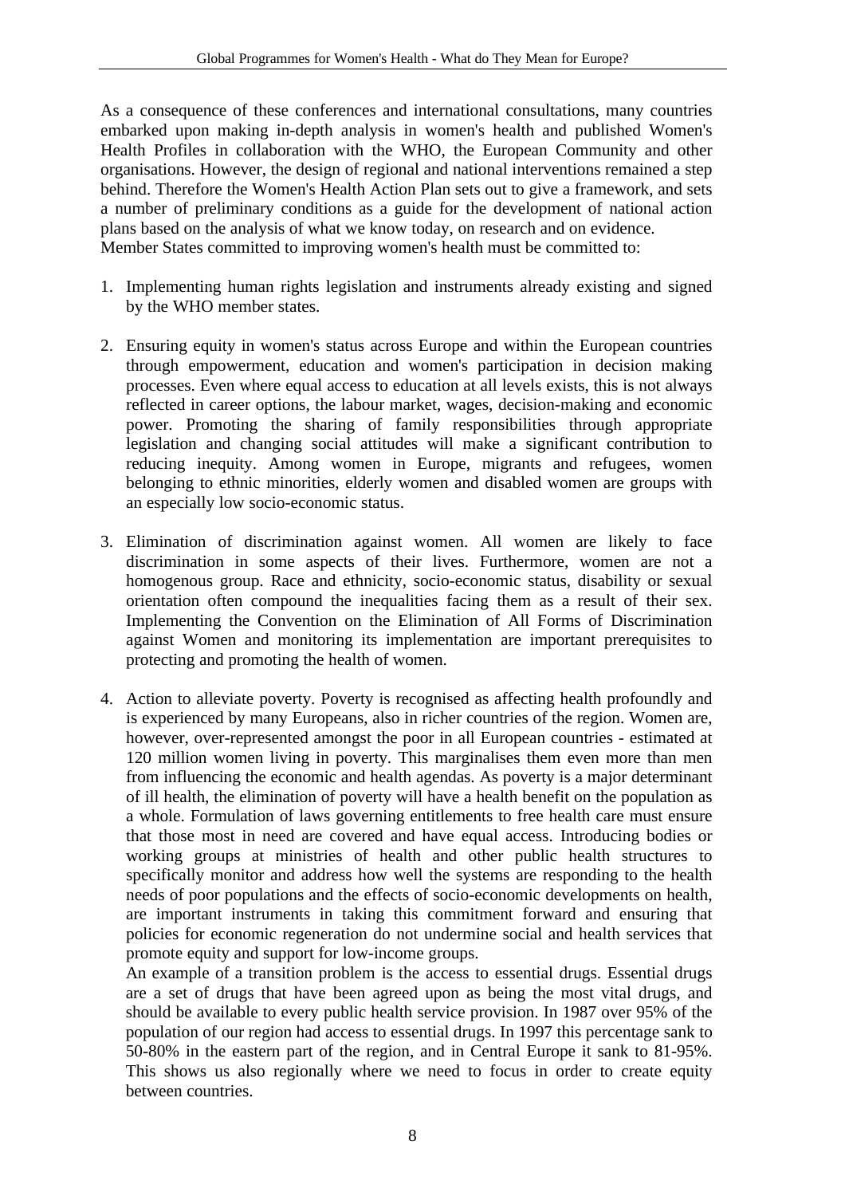As a consequence of these conferences and international consultations, many countries embarked upon making in-depth analysis in women's health and published Women's Health Profiles in collaboration with the WHO, the European Community and other organisations. However, the design of regional and national interventions remained a step behind. Therefore the Women's Health Action Plan sets out to give a framework, and sets a number of preliminary conditions as a guide for the development of national action plans based on the analysis of what we know today, on research and on evidence.
Member States committed to improving women's health must be committed to:

1. Implementing human rights legislation and instruments already existing and signed by the WHO member states.

2. Ensuring equity in women's status across Europe and within the European countries through empowerment, education and women's participation in decision making processes. Even where equal access to education at all levels exists, this is not always reflected in career options, the labour market, wages, decision-making and economic power. Promoting the sharing of family responsibilities through appropriate legislation and changing social attitudes will make a significant contribution to reducing inequity. Among women in Europe, migrants and refugees, women belonging to ethnic minorities, elderly women and disabled women are groups with an especially low socio-economic status.

3. Elimination of discrimination against women. All women are likely to face discrimination in some aspects of their lives. Furthermore, women are not a homogenous group. Race and ethnicity, socio-economic status, disability or sexual orientation often compound the inequalities facing them as a result of their sex. Implementing the Convention on the Elimination of All Forms of Discrimination against Women and monitoring its implementation are important prerequisites to protecting and promoting the health of women.

4. Action to alleviate poverty. Poverty is recognised as affecting health profoundly and is experienced by many Europeans, also in richer countries of the region. Women are, however, over-represented amongst the poor in all European countries - estimated at 120 million women living in poverty. This marginalises them even more than men from influencing the economic and health agendas. As poverty is a major determinant of ill health, the elimination of poverty will have a health benefit on the population as a whole. Formulation of laws governing entitlements to free health care must ensure that those most in need are covered and have equal access. Introducing bodies or working groups at ministries of health and other public health structures to specifically monitor and address how well the systems are responding to the health needs of poor populations and the effects of socio-economic developments on health, are important instruments in taking this commitment forward and ensuring that policies for economic regeneration do not undermine social and health services that promote equity and support for low-income groups.
   An example of a transition problem is the access to essential drugs. Essential drugs are a set of drugs that have been agreed upon as being the most vital drugs, and should be available to every public health service provision. In 1987 over 95% of the population of our region had access to essential drugs. In 1997 this percentage sank to 50-80% in the eastern part of the region, and in Central Europe it sank to 81-95%. This shows us also regionally where we need to focus in order to create equity between countries.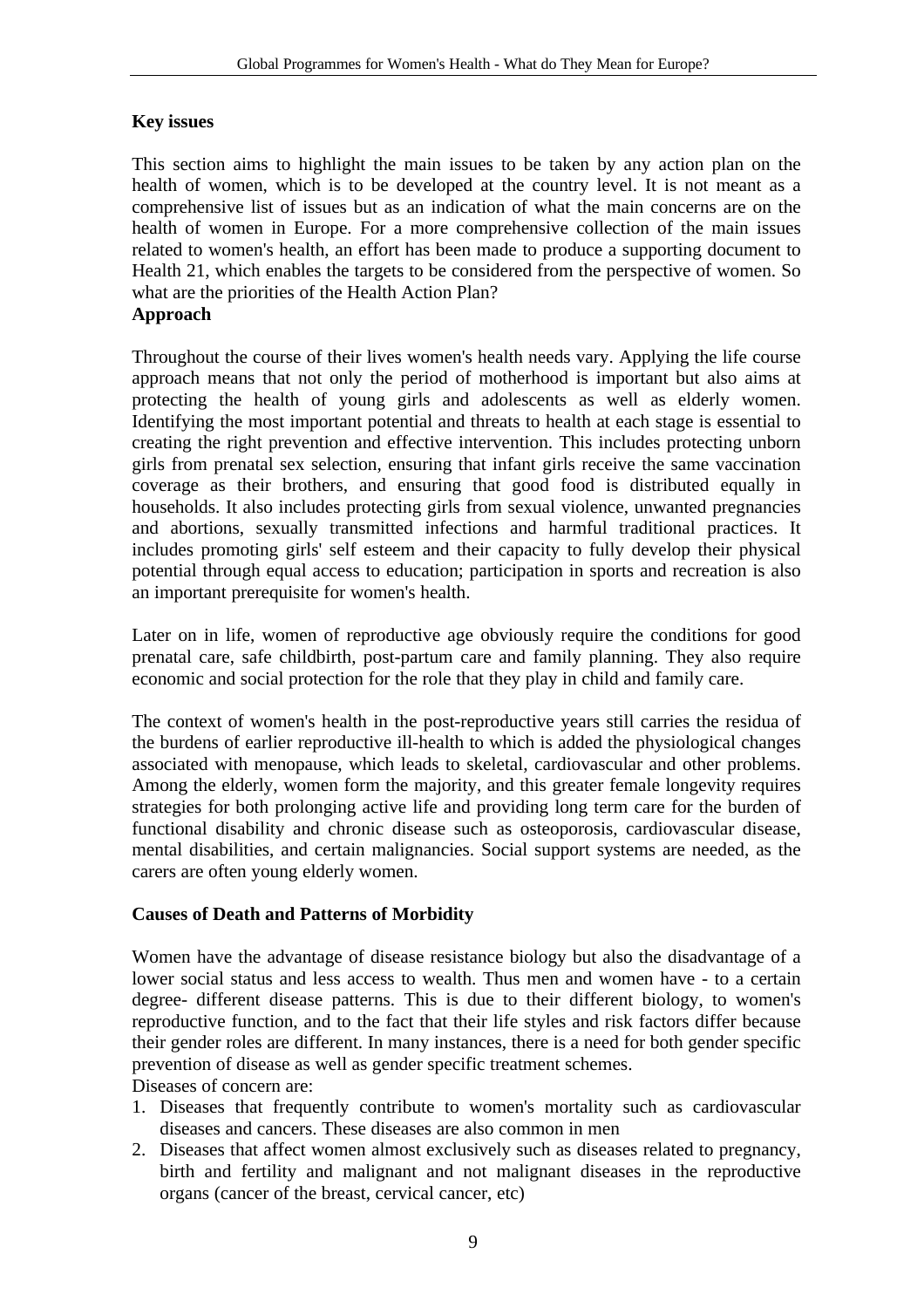**Key issues**

This section aims to highlight the main issues to be taken by any action plan on the health of women, which is to be developed at the country level. It is not meant as a comprehensive list of issues but as an indication of what the main concerns are on the health of women in Europe. For a more comprehensive collection of the main issues related to women's health, an effort has been made to produce a supporting document to Health 21, which enables the targets to be considered from the perspective of women. So what are the priorities of the Health Action Plan?

**Approach**

Throughout the course of their lives women's health needs vary. Applying the life course approach means that not only the period of motherhood is important but also aims at protecting the health of young girls and adolescents as well as elderly women. Identifying the most important potential and threats to health at each stage is essential to creating the right prevention and effective intervention. This includes protecting unborn girls from prenatal sex selection, ensuring that infant girls receive the same vaccination coverage as their brothers, and ensuring that good food is distributed equally in households. It also includes protecting girls from sexual violence, unwanted pregnancies and abortions, sexually transmitted infections and harmful traditional practices. It includes promoting girls' self esteem and their capacity to fully develop their physical potential through equal access to education; participation in sports and recreation is also an important prerequisite for women's health.

Later on in life, women of reproductive age obviously require the conditions for good prenatal care, safe childbirth, post-partum care and family planning. They also require economic and social protection for the role that they play in child and family care.

The context of women's health in the post-reproductive years still carries the residua of the burdens of earlier reproductive ill-health to which is added the physiological changes associated with menopause, which leads to skeletal, cardiovascular and other problems. Among the elderly, women form the majority, and this greater female longevity requires strategies for both prolonging active life and providing long term care for the burden of functional disability and chronic disease such as osteoporosis, cardiovascular disease, mental disabilities, and certain malignancies. Social support systems are needed, as the carers are often young elderly women.

**Causes of Death and Patterns of Morbidity**

Women have the advantage of disease resistance biology but also the disadvantage of a lower social status and less access to wealth. Thus men and women have - to a certain degree- different disease patterns. This is due to their different biology, to women's reproductive function, and to the fact that their life styles and risk factors differ because their gender roles are different. In many instances, there is a need for both gender specific prevention of disease as well as gender specific treatment schemes.

Diseases of concern are:

1. Diseases that frequently contribute to women's mortality such as cardiovascular diseases and cancers. These diseases are also common in men
2. Diseases that affect women almost exclusively such as diseases related to pregnancy, birth and fertility and malignant and not malignant diseases in the reproductive organs (cancer of the breast, cervical cancer, etc)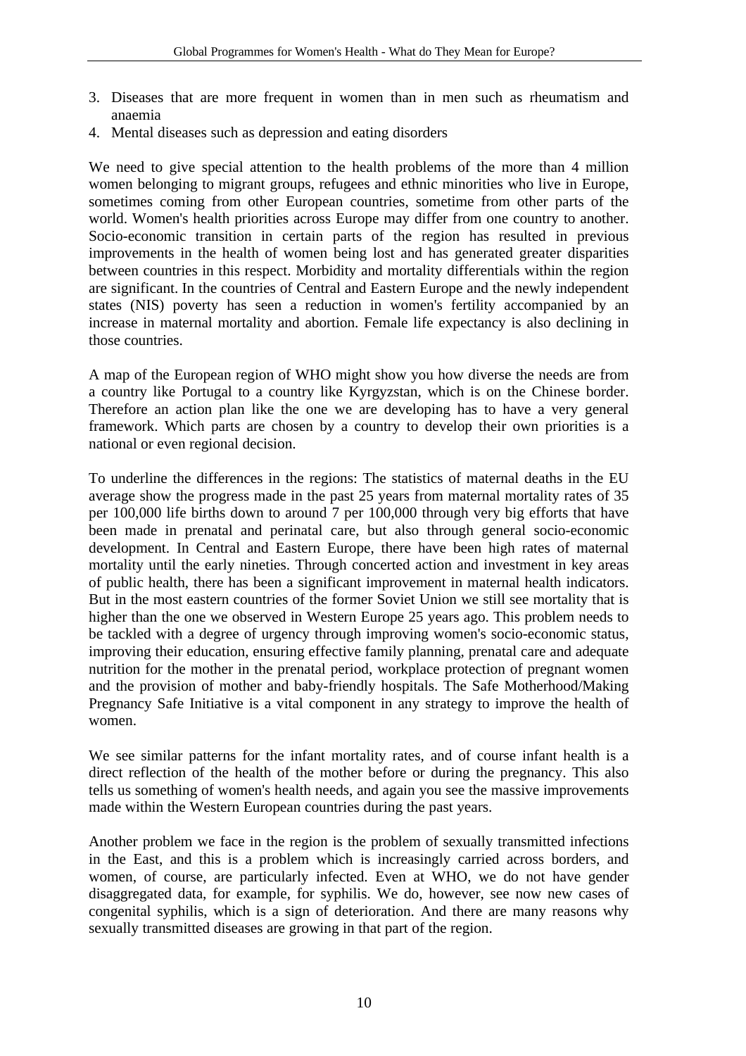3. Diseases that are more frequent in women than in men such as rheumatism and anaemia
4. Mental diseases such as depression and eating disorders

We need to give special attention to the health problems of the more than 4 million women belonging to migrant groups, refugees and ethnic minorities who live in Europe, sometimes coming from other European countries, sometime from other parts of the world. Women's health priorities across Europe may differ from one country to another. Socio-economic transition in certain parts of the region has resulted in previous improvements in the health of women being lost and has generated greater disparities between countries in this respect. Morbidity and mortality differentials within the region are significant. In the countries of Central and Eastern Europe and the newly independent states (NIS) poverty has seen a reduction in women's fertility accompanied by an increase in maternal mortality and abortion. Female life expectancy is also declining in those countries.

A map of the European region of WHO might show you how diverse the needs are from a country like Portugal to a country like Kyrgyzstan, which is on the Chinese border. Therefore an action plan like the one we are developing has to have a very general framework. Which parts are chosen by a country to develop their own priorities is a national or even regional decision.

To underline the differences in the regions: The statistics of maternal deaths in the EU average show the progress made in the past 25 years from maternal mortality rates of 35 per 100,000 life births down to around 7 per 100,000 through very big efforts that have been made in prenatal and perinatal care, but also through general socio-economic development. In Central and Eastern Europe, there have been high rates of maternal mortality until the early nineties. Through concerted action and investment in key areas of public health, there has been a significant improvement in maternal health indicators. But in the most eastern countries of the former Soviet Union we still see mortality that is higher than the one we observed in Western Europe 25 years ago. This problem needs to be tackled with a degree of urgency through improving women's socio-economic status, improving their education, ensuring effective family planning, prenatal care and adequate nutrition for the mother in the prenatal period, workplace protection of pregnant women and the provision of mother and baby-friendly hospitals. The Safe Motherhood/Making Pregnancy Safe Initiative is a vital component in any strategy to improve the health of women.

We see similar patterns for the infant mortality rates, and of course infant health is a direct reflection of the health of the mother before or during the pregnancy. This also tells us something of women's health needs, and again you see the massive improvements made within the Western European countries during the past years.

Another problem we face in the region is the problem of sexually transmitted infections in the East, and this is a problem which is increasingly carried across borders, and women, of course, are particularly infected. Even at WHO, we do not have gender disaggregated data, for example, for syphilis. We do, however, see now new cases of congenital syphilis, which is a sign of deterioration. And there are many reasons why sexually transmitted diseases are growing in that part of the region.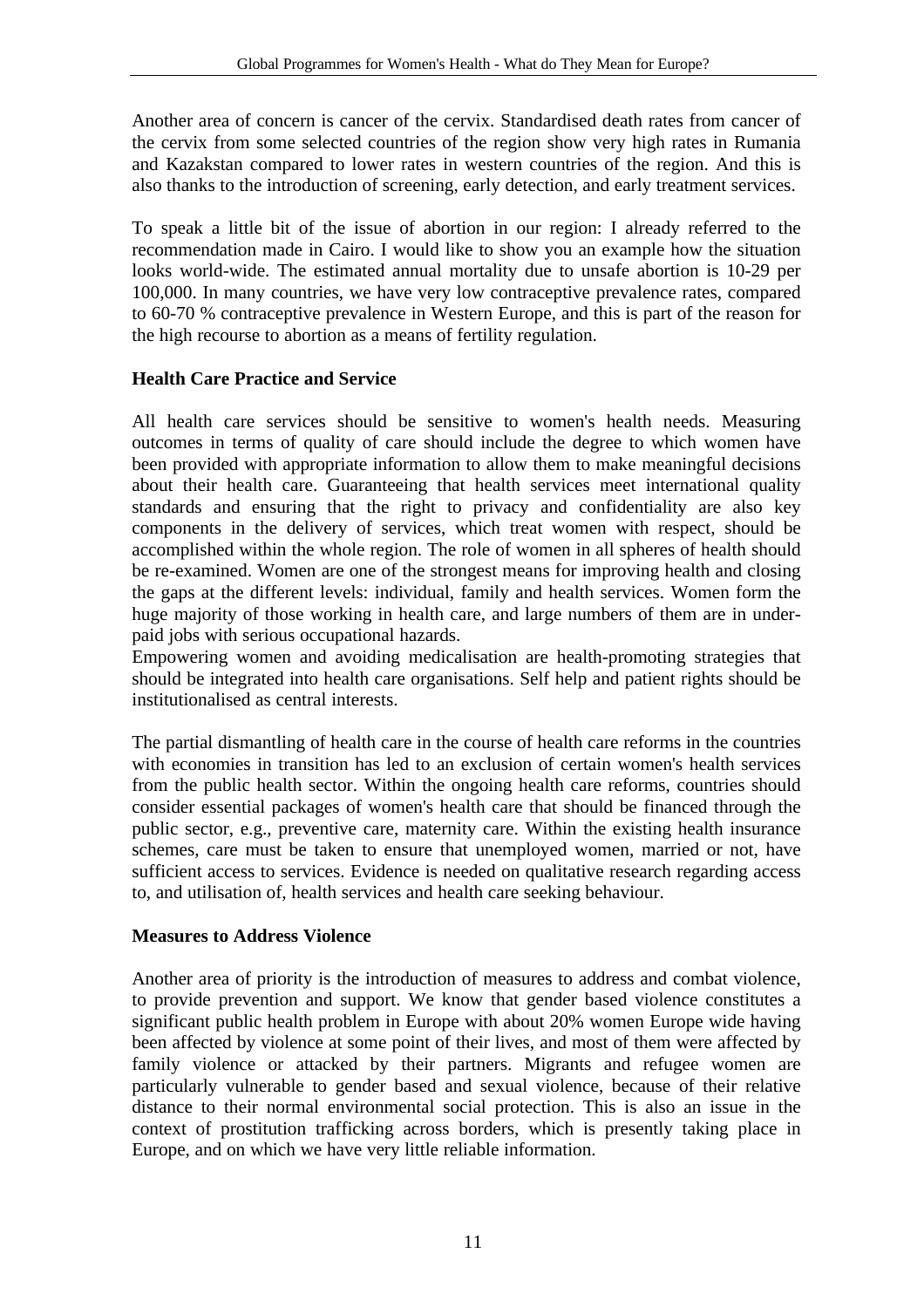Another area of concern is cancer of the cervix. Standardised death rates from cancer of the cervix from some selected countries of the region show very high rates in Rumania and Kazakstan compared to lower rates in western countries of the region. And this is also thanks to the introduction of screening, early detection, and early treatment services.

To speak a little bit of the issue of abortion in our region: I already referred to the recommendation made in Cairo. I would like to show you an example how the situation looks world-wide. The estimated annual mortality due to unsafe abortion is 10-29 per 100,000. In many countries, we have very low contraceptive prevalence rates, compared to 60-70 % contraceptive prevalence in Western Europe, and this is part of the reason for the high recourse to abortion as a means of fertility regulation.

### Health Care Practice and Service

All health care services should be sensitive to women's health needs. Measuring outcomes in terms of quality of care should include the degree to which women have been provided with appropriate information to allow them to make meaningful decisions about their health care. Guaranteeing that health services meet international quality standards and ensuring that the right to privacy and confidentiality are also key components in the delivery of services, which treat women with respect, should be accomplished within the whole region. The role of women in all spheres of health should be re-examined. Women are one of the strongest means for improving health and closing the gaps at the different levels: individual, family and health services. Women form the huge majority of those working in health care, and large numbers of them are in under-paid jobs with serious occupational hazards.

Empowering women and avoiding medicalisation are health-promoting strategies that should be integrated into health care organisations. Self help and patient rights should be institutionalised as central interests.

The partial dismantling of health care in the course of health care reforms in the countries with economies in transition has led to an exclusion of certain women's health services from the public health sector. Within the ongoing health care reforms, countries should consider essential packages of women's health care that should be financed through the public sector, e.g., preventive care, maternity care. Within the existing health insurance schemes, care must be taken to ensure that unemployed women, married or not, have sufficient access to services. Evidence is needed on qualitative research regarding access to, and utilisation of, health services and health care seeking behaviour.

### Measures to Address Violence

Another area of priority is the introduction of measures to address and combat violence, to provide prevention and support. We know that gender based violence constitutes a significant public health problem in Europe with about 20% women Europe wide having been affected by violence at some point of their lives, and most of them were affected by family violence or attacked by their partners. Migrants and refugee women are particularly vulnerable to gender based and sexual violence, because of their relative distance to their normal environmental social protection. This is also an issue in the context of prostitution trafficking across borders, which is presently taking place in Europe, and on which we have very little reliable information.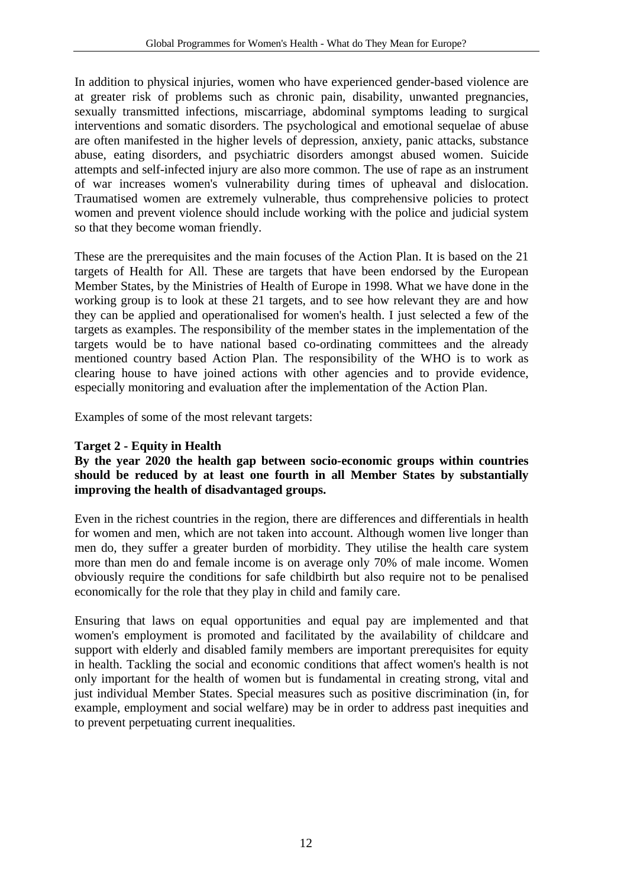In addition to physical injuries, women who have experienced gender-based violence are at greater risk of problems such as chronic pain, disability, unwanted pregnancies, sexually transmitted infections, miscarriage, abdominal symptoms leading to surgical interventions and somatic disorders. The psychological and emotional sequelae of abuse are often manifested in the higher levels of depression, anxiety, panic attacks, substance abuse, eating disorders, and psychiatric disorders amongst abused women. Suicide attempts and self-infected injury are also more common. The use of rape as an instrument of war increases women's vulnerability during times of upheaval and dislocation. Traumatised women are extremely vulnerable, thus comprehensive policies to protect women and prevent violence should include working with the police and judicial system so that they become woman friendly.

These are the prerequisites and the main focuses of the Action Plan. It is based on the 21 targets of Health for All. These are targets that have been endorsed by the European Member States, by the Ministries of Health of Europe in 1998. What we have done in the working group is to look at these 21 targets, and to see how relevant they are and how they can be applied and operationalised for women's health. I just selected a few of the targets as examples. The responsibility of the member states in the implementation of the targets would be to have national based co-ordinating committees and the already mentioned country based Action Plan. The responsibility of the WHO is to work as clearing house to have joined actions with other agencies and to provide evidence, especially monitoring and evaluation after the implementation of the Action Plan.

Examples of some of the most relevant targets:

**Target 2 - Equity in Health**
**By the year 2020 the health gap between socio-economic groups within countries should be reduced by at least one fourth in all Member States by substantially improving the health of disadvantaged groups.**

Even in the richest countries in the region, there are differences and differentials in health for women and men, which are not taken into account. Although women live longer than men do, they suffer a greater burden of morbidity. They utilise the health care system more than men do and female income is on average only 70% of male income. Women obviously require the conditions for safe childbirth but also require not to be penalised economically for the role that they play in child and family care.

Ensuring that laws on equal opportunities and equal pay are implemented and that women's employment is promoted and facilitated by the availability of childcare and support with elderly and disabled family members are important prerequisites for equity in health. Tackling the social and economic conditions that affect women's health is not only important for the health of women but is fundamental in creating strong, vital and just individual Member States. Special measures such as positive discrimination (in, for example, employment and social welfare) may be in order to address past inequities and to prevent perpetuating current inequalities.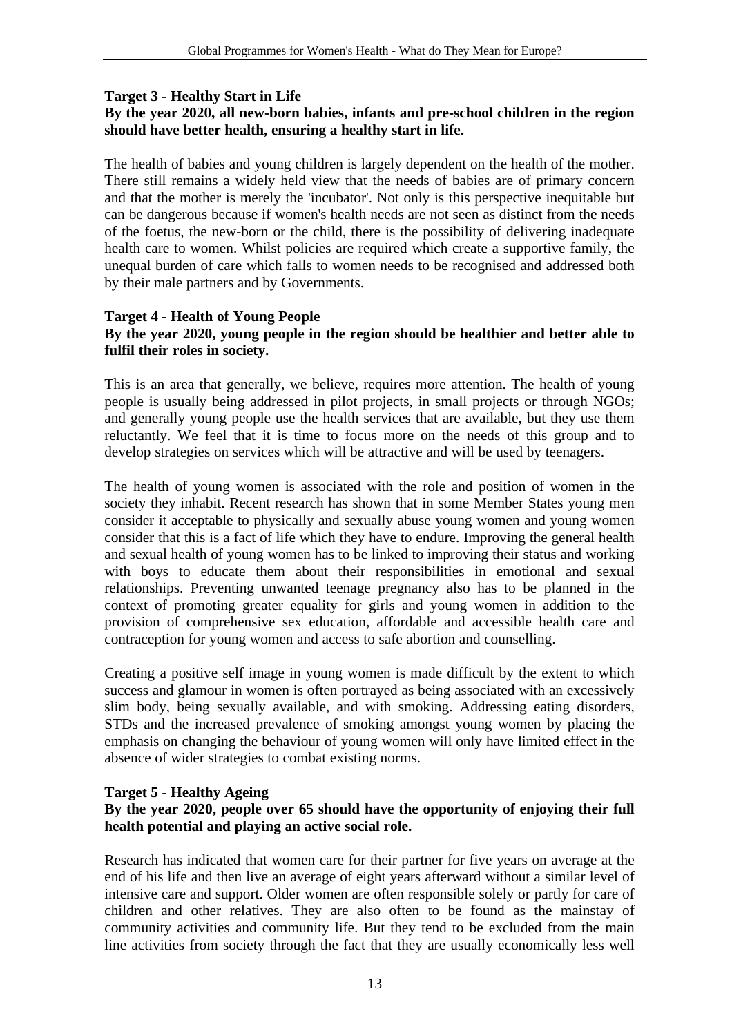**Target 3 - Healthy Start in Life**
**By the year 2020, all new-born babies, infants and pre-school children in the region should have better health, ensuring a healthy start in life.**

The health of babies and young children is largely dependent on the health of the mother. There still remains a widely held view that the needs of babies are of primary concern and that the mother is merely the 'incubator'. Not only is this perspective inequitable but can be dangerous because if women's health needs are not seen as distinct from the needs of the foetus, the new-born or the child, there is the possibility of delivering inadequate health care to women. Whilst policies are required which create a supportive family, the unequal burden of care which falls to women needs to be recognised and addressed both by their male partners and by Governments.

**Target 4 - Health of Young People**
**By the year 2020, young people in the region should be healthier and better able to fulfil their roles in society.**

This is an area that generally, we believe, requires more attention. The health of young people is usually being addressed in pilot projects, in small projects or through NGOs; and generally young people use the health services that are available, but they use them reluctantly. We feel that it is time to focus more on the needs of this group and to develop strategies on services which will be attractive and will be used by teenagers.

The health of young women is associated with the role and position of women in the society they inhabit. Recent research has shown that in some Member States young men consider it acceptable to physically and sexually abuse young women and young women consider that this is a fact of life which they have to endure. Improving the general health and sexual health of young women has to be linked to improving their status and working with boys to educate them about their responsibilities in emotional and sexual relationships. Preventing unwanted teenage pregnancy also has to be planned in the context of promoting greater equality for girls and young women in addition to the provision of comprehensive sex education, affordable and accessible health care and contraception for young women and access to safe abortion and counselling.

Creating a positive self image in young women is made difficult by the extent to which success and glamour in women is often portrayed as being associated with an excessively slim body, being sexually available, and with smoking. Addressing eating disorders, STDs and the increased prevalence of smoking amongst young women by placing the emphasis on changing the behaviour of young women will only have limited effect in the absence of wider strategies to combat existing norms.

**Target 5 - Healthy Ageing**
**By the year 2020, people over 65 should have the opportunity of enjoying their full health potential and playing an active social role.**

Research has indicated that women care for their partner for five years on average at the end of his life and then live an average of eight years afterward without a similar level of intensive care and support. Older women are often responsible solely or partly for care of children and other relatives. They are also often to be found as the mainstay of community activities and community life. But they tend to be excluded from the main line activities from society through the fact that they are usually economically less well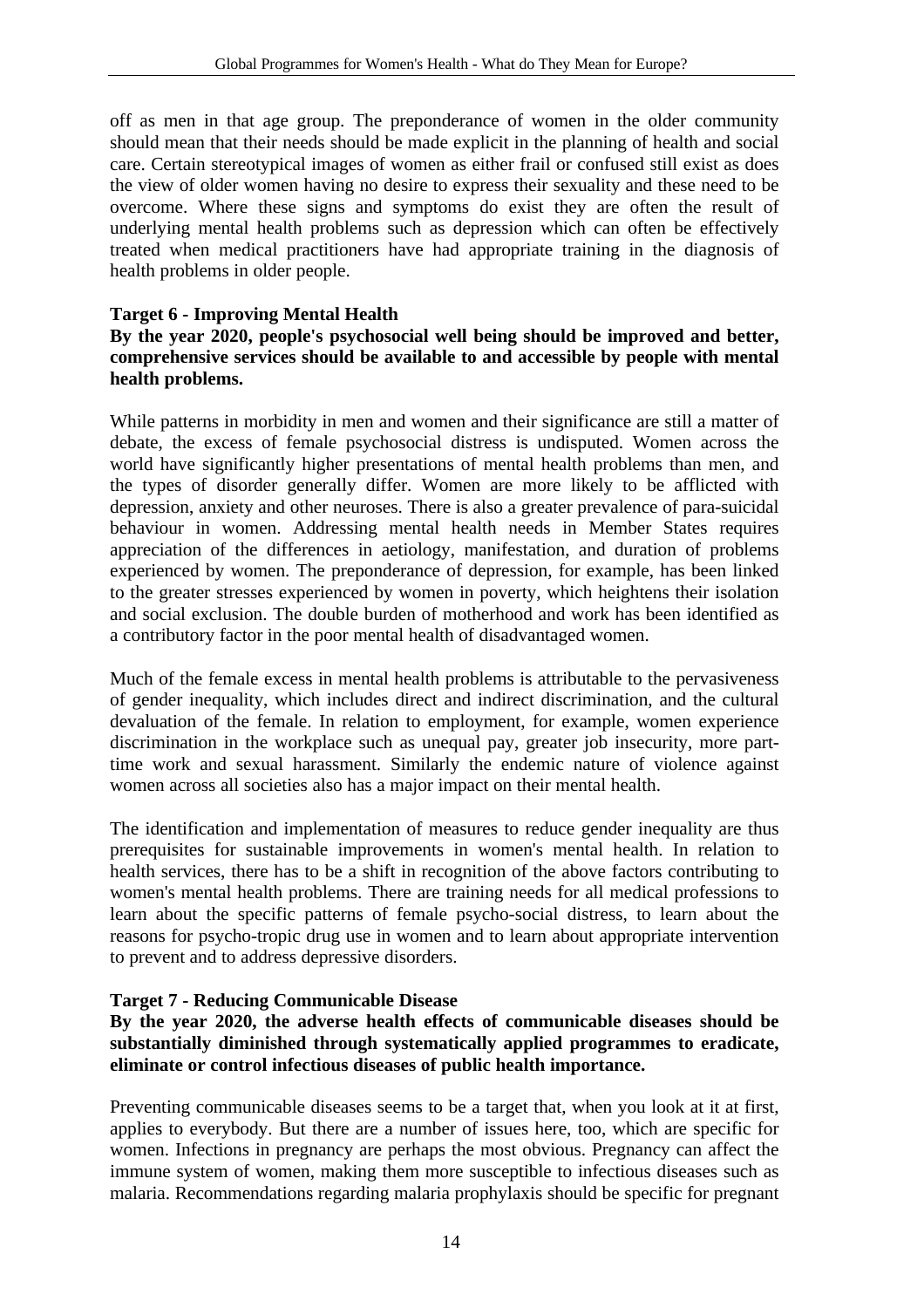off as men in that age group. The preponderance of women in the older community should mean that their needs should be made explicit in the planning of health and social care. Certain stereotypical images of women as either frail or confused still exist as does the view of older women having no desire to express their sexuality and these need to be overcome. Where these signs and symptoms do exist they are often the result of underlying mental health problems such as depression which can often be effectively treated when medical practitioners have had appropriate training in the diagnosis of health problems in older people.

**Target 6 - Improving Mental Health**

**By the year 2020, people's psychosocial well being should be improved and better, comprehensive services should be available to and accessible by people with mental health problems.**

While patterns in morbidity in men and women and their significance are still a matter of debate, the excess of female psychosocial distress is undisputed. Women across the world have significantly higher presentations of mental health problems than men, and the types of disorder generally differ. Women are more likely to be afflicted with depression, anxiety and other neuroses. There is also a greater prevalence of para-suicidal behaviour in women. Addressing mental health needs in Member States requires appreciation of the differences in aetiology, manifestation, and duration of problems experienced by women. The preponderance of depression, for example, has been linked to the greater stresses experienced by women in poverty, which heightens their isolation and social exclusion. The double burden of motherhood and work has been identified as a contributory factor in the poor mental health of disadvantaged women.

Much of the female excess in mental health problems is attributable to the pervasiveness of gender inequality, which includes direct and indirect discrimination, and the cultural devaluation of the female. In relation to employment, for example, women experience discrimination in the workplace such as unequal pay, greater job insecurity, more part-time work and sexual harassment. Similarly the endemic nature of violence against women across all societies also has a major impact on their mental health.

The identification and implementation of measures to reduce gender inequality are thus prerequisites for sustainable improvements in women's mental health. In relation to health services, there has to be a shift in recognition of the above factors contributing to women's mental health problems. There are training needs for all medical professions to learn about the specific patterns of female psycho-social distress, to learn about the reasons for psycho-tropic drug use in women and to learn about appropriate intervention to prevent and to address depressive disorders.

**Target 7 - Reducing Communicable Disease**

**By the year 2020, the adverse health effects of communicable diseases should be substantially diminished through systematically applied programmes to eradicate, eliminate or control infectious diseases of public health importance.**

Preventing communicable diseases seems to be a target that, when you look at it at first, applies to everybody. But there are a number of issues here, too, which are specific for women. Infections in pregnancy are perhaps the most obvious. Pregnancy can affect the immune system of women, making them more susceptible to infectious diseases such as malaria. Recommendations regarding malaria prophylaxis should be specific for pregnant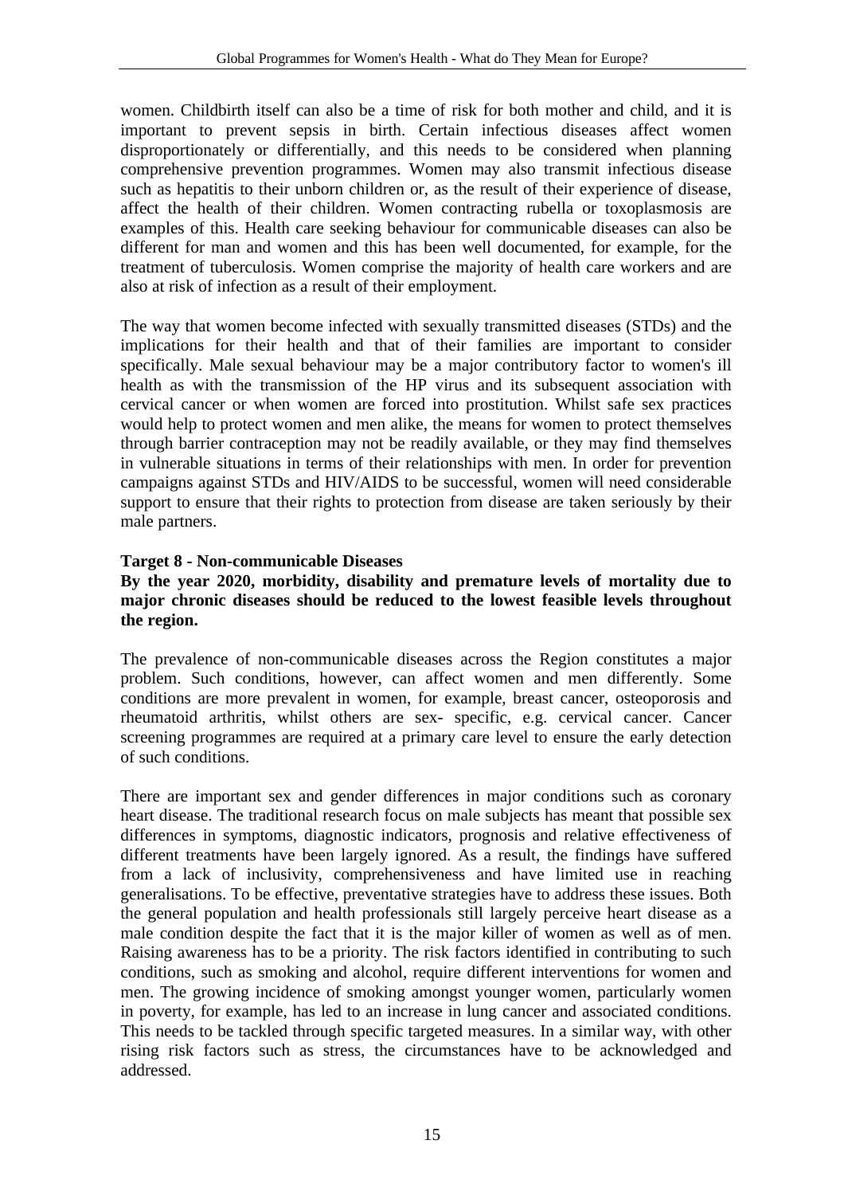women. Childbirth itself can also be a time of risk for both mother and child, and it is important to prevent sepsis in birth. Certain infectious diseases affect women disproportionately or differentially, and this needs to be considered when planning comprehensive prevention programmes. Women may also transmit infectious disease such as hepatitis to their unborn children or, as the result of their experience of disease, affect the health of their children. Women contracting rubella or toxoplasmosis are examples of this. Health care seeking behaviour for communicable diseases can also be different for man and women and this has been well documented, for example, for the treatment of tuberculosis. Women comprise the majority of health care workers and are also at risk of infection as a result of their employment.

The way that women become infected with sexually transmitted diseases (STDs) and the implications for their health and that of their families are important to consider specifically. Male sexual behaviour may be a major contributory factor to women's ill health as with the transmission of the HP virus and its subsequent association with cervical cancer or when women are forced into prostitution. Whilst safe sex practices would help to protect women and men alike, the means for women to protect themselves through barrier contraception may not be readily available, or they may find themselves in vulnerable situations in terms of their relationships with men. In order for prevention campaigns against STDs and HIV/AIDS to be successful, women will need considerable support to ensure that their rights to protection from disease are taken seriously by their male partners.

**Target 8 - Non-communicable Diseases**

**By the year 2020, morbidity, disability and premature levels of mortality due to major chronic diseases should be reduced to the lowest feasible levels throughout the region.**

The prevalence of non-communicable diseases across the Region constitutes a major problem. Such conditions, however, can affect women and men differently. Some conditions are more prevalent in women, for example, breast cancer, osteoporosis and rheumatoid arthritis, whilst others are sex- specific, e.g. cervical cancer. Cancer screening programmes are required at a primary care level to ensure the early detection of such conditions.

There are important sex and gender differences in major conditions such as coronary heart disease. The traditional research focus on male subjects has meant that possible sex differences in symptoms, diagnostic indicators, prognosis and relative effectiveness of different treatments have been largely ignored. As a result, the findings have suffered from a lack of inclusivity, comprehensiveness and have limited use in reaching generalisations. To be effective, preventative strategies have to address these issues. Both the general population and health professionals still largely perceive heart disease as a male condition despite the fact that it is the major killer of women as well as of men. Raising awareness has to be a priority. The risk factors identified in contributing to such conditions, such as smoking and alcohol, require different interventions for women and men. The growing incidence of smoking amongst younger women, particularly women in poverty, for example, has led to an increase in lung cancer and associated conditions. This needs to be tackled through specific targeted measures. In a similar way, with other rising risk factors such as stress, the circumstances have to be acknowledged and addressed.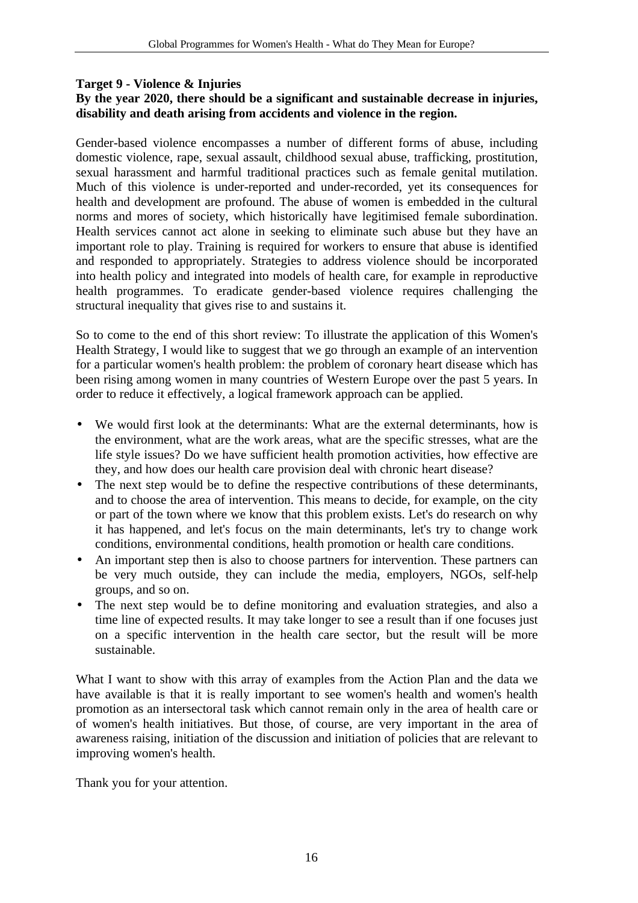**Target 9 - Violence & Injuries**
**By the year 2020, there should be a significant and sustainable decrease in injuries, disability and death arising from accidents and violence in the region.**

Gender-based violence encompasses a number of different forms of abuse, including domestic violence, rape, sexual assault, childhood sexual abuse, trafficking, prostitution, sexual harassment and harmful traditional practices such as female genital mutilation. Much of this violence is under-reported and under-recorded, yet its consequences for health and development are profound. The abuse of women is embedded in the cultural norms and mores of society, which historically have legitimised female subordination. Health services cannot act alone in seeking to eliminate such abuse but they have an important role to play. Training is required for workers to ensure that abuse is identified and responded to appropriately. Strategies to address violence should be incorporated into health policy and integrated into models of health care, for example in reproductive health programmes. To eradicate gender-based violence requires challenging the structural inequality that gives rise to and sustains it.

So to come to the end of this short review: To illustrate the application of this Women's Health Strategy, I would like to suggest that we go through an example of an intervention for a particular women's health problem: the problem of coronary heart disease which has been rising among women in many countries of Western Europe over the past 5 years. In order to reduce it effectively, a logical framework approach can be applied.

- We would first look at the determinants: What are the external determinants, how is the environment, what are the work areas, what are the specific stresses, what are the life style issues? Do we have sufficient health promotion activities, how effective are they, and how does our health care provision deal with chronic heart disease?
- The next step would be to define the respective contributions of these determinants, and to choose the area of intervention. This means to decide, for example, on the city or part of the town where we know that this problem exists. Let's do research on why it has happened, and let's focus on the main determinants, let's try to change work conditions, environmental conditions, health promotion or health care conditions.
- An important step then is also to choose partners for intervention. These partners can be very much outside, they can include the media, employers, NGOs, self-help groups, and so on.
- The next step would be to define monitoring and evaluation strategies, and also a time line of expected results. It may take longer to see a result than if one focuses just on a specific intervention in the health care sector, but the result will be more sustainable.

What I want to show with this array of examples from the Action Plan and the data we have available is that it is really important to see women's health and women's health promotion as an intersectoral task which cannot remain only in the area of health care or of women's health initiatives. But those, of course, are very important in the area of awareness raising, initiation of the discussion and initiation of policies that are relevant to improving women's health.

Thank you for your attention.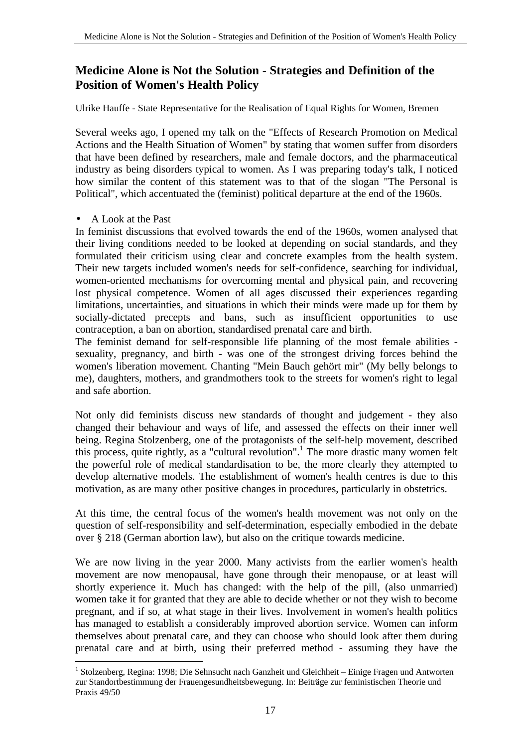## Medicine Alone is Not the Solution - Strategies and Definition of the Position of Women's Health Policy

Ulrike Hauffe - State Representative for the Realisation of Equal Rights for Women, Bremen

Several weeks ago, I opened my talk on the "Effects of Research Promotion on Medical Actions and the Health Situation of Women" by stating that women suffer from disorders that have been defined by researchers, male and female doctors, and the pharmaceutical industry as being disorders typical to women. As I was preparing today's talk, I noticed how similar the content of this statement was to that of the slogan "The Personal is Political", which accentuated the (feminist) political departure at the end of the 1960s.

- A Look at the Past

In feminist discussions that evolved towards the end of the 1960s, women analysed that their living conditions needed to be looked at depending on social standards, and they formulated their criticism using clear and concrete examples from the health system. Their new targets included women's needs for self-confidence, searching for individual, women-oriented mechanisms for overcoming mental and physical pain, and recovering lost physical competence. Women of all ages discussed their experiences regarding limitations, uncertainties, and situations in which their minds were made up for them by socially-dictated precepts and bans, such as insufficient opportunities to use contraception, a ban on abortion, standardised prenatal care and birth.

The feminist demand for self-responsible life planning of the most female abilities - sexuality, pregnancy, and birth - was one of the strongest driving forces behind the women's liberation movement. Chanting "Mein Bauch gehört mir" (My belly belongs to me), daughters, mothers, and grandmothers took to the streets for women's right to legal and safe abortion.

Not only did feminists discuss new standards of thought and judgement - they also changed their behaviour and ways of life, and assessed the effects on their inner well being. Regina Stolzenberg, one of the protagonists of the self-help movement, described this process, quite rightly, as a "cultural revolution".[1] The more drastic many women felt the powerful role of medical standardisation to be, the more clearly they attempted to develop alternative models. The establishment of women's health centres is due to this motivation, as are many other positive changes in procedures, particularly in obstetrics.

At this time, the central focus of the women's health movement was not only on the question of self-responsibility and self-determination, especially embodied in the debate over § 218 (German abortion law), but also on the critique towards medicine.

We are now living in the year 2000. Many activists from the earlier women's health movement are now menopausal, have gone through their menopause, or at least will shortly experience it. Much has changed: with the help of the pill, (also unmarried) women take it for granted that they are able to decide whether or not they wish to become pregnant, and if so, at what stage in their lives. Involvement in women's health politics has managed to establish a considerably improved abortion service. Women can inform themselves about prenatal care, and they can choose who should look after them during prenatal care and at birth, using their preferred method - assuming they have the

[1] Stolzenberg, Regina: 1998; Die Sehnsucht nach Ganzheit und Gleichheit – Einige Fragen und Antworten zur Standortbestimmung der Frauengesundheitsbewegung. In: Beiträge zur feministischen Theorie und Praxis 49/50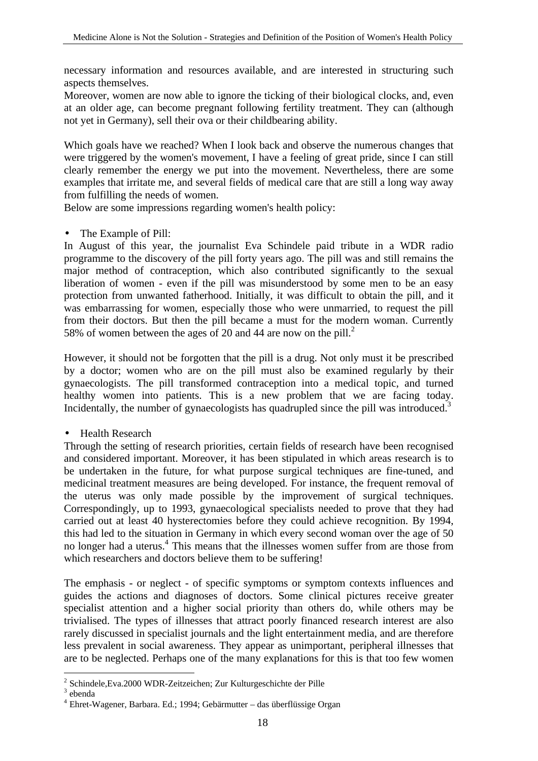necessary information and resources available, and are interested in structuring such aspects themselves.
Moreover, women are now able to ignore the ticking of their biological clocks, and, even at an older age, can become pregnant following fertility treatment. They can (although not yet in Germany), sell their ova or their childbearing ability.

Which goals have we reached? When I look back and observe the numerous changes that were triggered by the women's movement, I have a feeling of great pride, since I can still clearly remember the energy we put into the movement. Nevertheless, there are some examples that irritate me, and several fields of medical care that are still a long way away from fulfilling the needs of women.
Below are some impressions regarding women's health policy:

- The Example of Pill:

In August of this year, the journalist Eva Schindele paid tribute in a WDR radio programme to the discovery of the pill forty years ago. The pill was and still remains the major method of contraception, which also contributed significantly to the sexual liberation of women - even if the pill was misunderstood by some men to be an easy protection from unwanted fatherhood. Initially, it was difficult to obtain the pill, and it was embarrassing for women, especially those who were unmarried, to request the pill from their doctors. But then the pill became a must for the modern woman. Currently 58% of women between the ages of 20 and 44 are now on the pill.[2]

However, it should not be forgotten that the pill is a drug. Not only must it be prescribed by a doctor; women who are on the pill must also be examined regularly by their gynaecologists. The pill transformed contraception into a medical topic, and turned healthy women into patients. This is a new problem that we are facing today. Incidentally, the number of gynaecologists has quadrupled since the pill was introduced.[3]

- Health Research

Through the setting of research priorities, certain fields of research have been recognised and considered important. Moreover, it has been stipulated in which areas research is to be undertaken in the future, for what purpose surgical techniques are fine-tuned, and medicinal treatment measures are being developed. For instance, the frequent removal of the uterus was only made possible by the improvement of surgical techniques. Correspondingly, up to 1993, gynaecological specialists needed to prove that they had carried out at least 40 hysterectomies before they could achieve recognition. By 1994, this had led to the situation in Germany in which every second woman over the age of 50 no longer had a uterus.[4] This means that the illnesses women suffer from are those from which researchers and doctors believe them to be suffering!

The emphasis - or neglect - of specific symptoms or symptom contexts influences and guides the actions and diagnoses of doctors. Some clinical pictures receive greater specialist attention and a higher social priority than others do, while others may be trivialised. The types of illnesses that attract poorly financed research interest are also rarely discussed in specialist journals and the light entertainment media, and are therefore less prevalent in social awareness. They appear as unimportant, peripheral illnesses that are to be neglected. Perhaps one of the many explanations for this is that too few women

---

[2] Schindele,Eva.2000 WDR-Zeitzeichen; Zur Kulturgeschichte der Pille
[3] ebenda
[4] Ehret-Wagener, Barbara. Ed.; 1994; Gebärmutter – das überflüssige Organ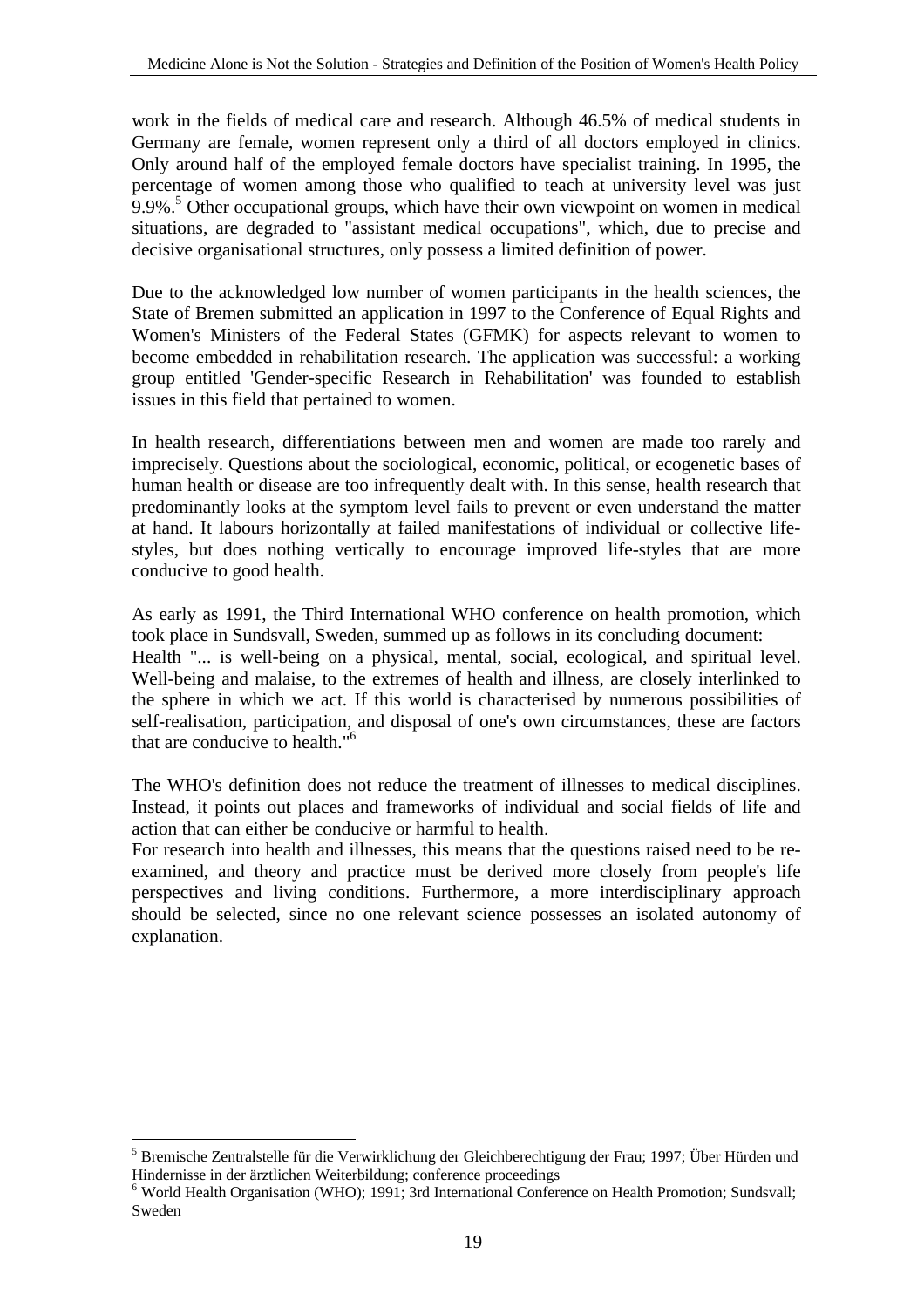work in the fields of medical care and research. Although 46.5% of medical students in Germany are female, women represent only a third of all doctors employed in clinics. Only around half of the employed female doctors have specialist training. In 1995, the percentage of women among those who qualified to teach at university level was just 9.9%.[5] Other occupational groups, which have their own viewpoint on women in medical situations, are degraded to "assistant medical occupations", which, due to precise and decisive organisational structures, only possess a limited definition of power.

Due to the acknowledged low number of women participants in the health sciences, the State of Bremen submitted an application in 1997 to the Conference of Equal Rights and Women's Ministers of the Federal States (GFMK) for aspects relevant to women to become embedded in rehabilitation research. The application was successful: a working group entitled 'Gender-specific Research in Rehabilitation' was founded to establish issues in this field that pertained to women.

In health research, differentiations between men and women are made too rarely and imprecisely. Questions about the sociological, economic, political, or ecogenetic bases of human health or disease are too infrequently dealt with. In this sense, health research that predominantly looks at the symptom level fails to prevent or even understand the matter at hand. It labours horizontally at failed manifestations of individual or collective life-styles, but does nothing vertically to encourage improved life-styles that are more conducive to good health.

As early as 1991, the Third International WHO conference on health promotion, which took place in Sundsvall, Sweden, summed up as follows in its concluding document:
Health "... is well-being on a physical, mental, social, ecological, and spiritual level. Well-being and malaise, to the extremes of health and illness, are closely interlinked to the sphere in which we act. If this world is characterised by numerous possibilities of self-realisation, participation, and disposal of one's own circumstances, these are factors that are conducive to health."[6]

The WHO's definition does not reduce the treatment of illnesses to medical disciplines. Instead, it points out places and frameworks of individual and social fields of life and action that can either be conducive or harmful to health.
For research into health and illnesses, this means that the questions raised need to be re-examined, and theory and practice must be derived more closely from people's life perspectives and living conditions. Furthermore, a more interdisciplinary approach should be selected, since no one relevant science possesses an isolated autonomy of explanation.

---

[5] Bremische Zentralstelle für die Verwirklichung der Gleichberechtigung der Frau; 1997; Über Hürden und Hindernisse in der ärztlichen Weiterbildung; conference proceedings

[6] World Health Organisation (WHO); 1991; 3rd International Conference on Health Promotion; Sundsvall; Sweden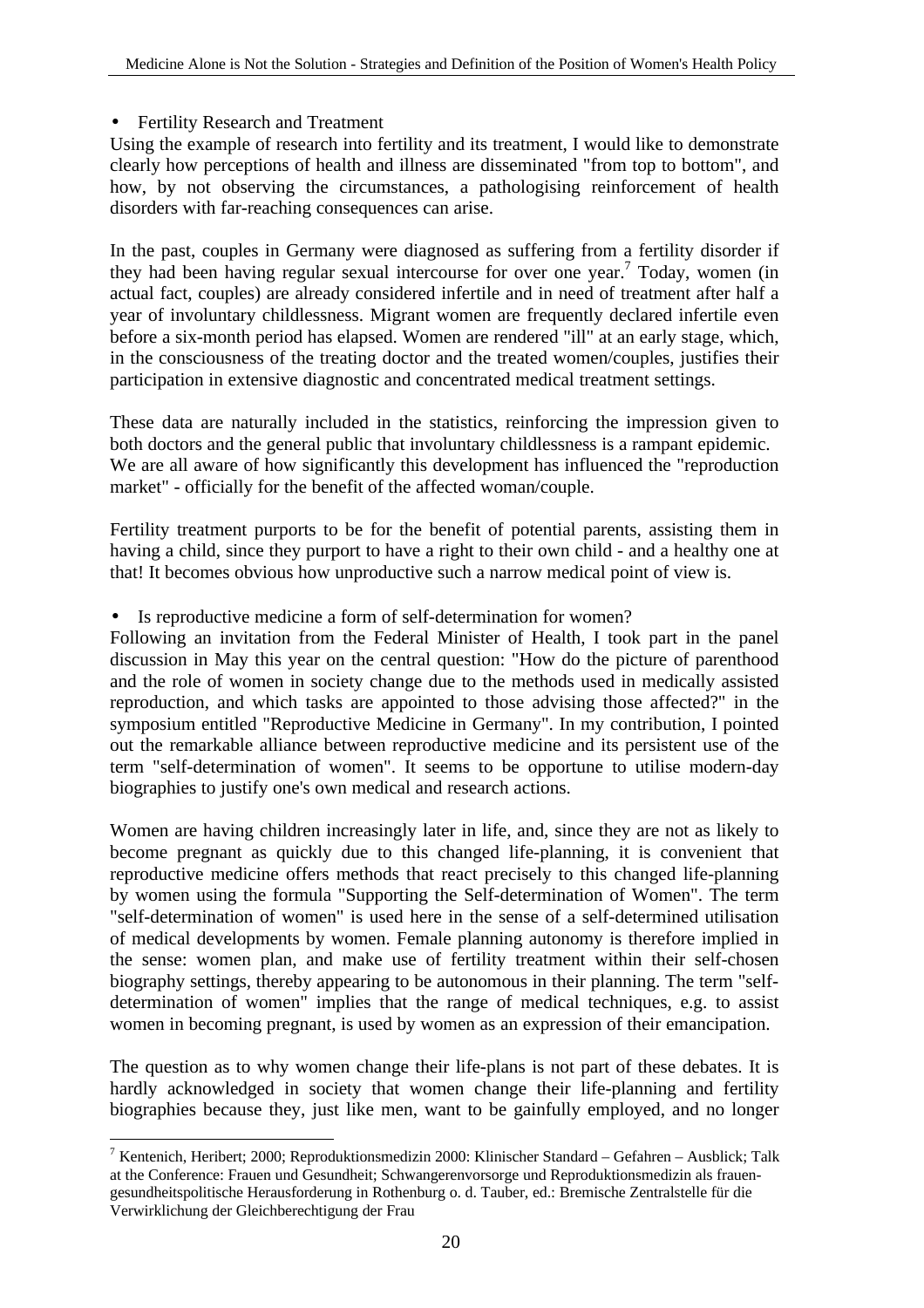- Fertility Research and Treatment

Using the example of research into fertility and its treatment, I would like to demonstrate clearly how perceptions of health and illness are disseminated "from top to bottom", and how, by not observing the circumstances, a pathologising reinforcement of health disorders with far-reaching consequences can arise.

In the past, couples in Germany were diagnosed as suffering from a fertility disorder if they had been having regular sexual intercourse for over one year.[7] Today, women (in actual fact, couples) are already considered infertile and in need of treatment after half a year of involuntary childlessness. Migrant women are frequently declared infertile even before a six-month period has elapsed. Women are rendered "ill" at an early stage, which, in the consciousness of the treating doctor and the treated women/couples, justifies their participation in extensive diagnostic and concentrated medical treatment settings.

These data are naturally included in the statistics, reinforcing the impression given to both doctors and the general public that involuntary childlessness is a rampant epidemic. We are all aware of how significantly this development has influenced the "reproduction market" - officially for the benefit of the affected woman/couple.

Fertility treatment purports to be for the benefit of potential parents, assisting them in having a child, since they purport to have a right to their own child - and a healthy one at that! It becomes obvious how unproductive such a narrow medical point of view is.

- Is reproductive medicine a form of self-determination for women?

Following an invitation from the Federal Minister of Health, I took part in the panel discussion in May this year on the central question: "How do the picture of parenthood and the role of women in society change due to the methods used in medically assisted reproduction, and which tasks are appointed to those advising those affected?" in the symposium entitled "Reproductive Medicine in Germany". In my contribution, I pointed out the remarkable alliance between reproductive medicine and its persistent use of the term "self-determination of women". It seems to be opportune to utilise modern-day biographies to justify one's own medical and research actions.

Women are having children increasingly later in life, and, since they are not as likely to become pregnant as quickly due to this changed life-planning, it is convenient that reproductive medicine offers methods that react precisely to this changed life-planning by women using the formula "Supporting the Self-determination of Women". The term "self-determination of women" is used here in the sense of a self-determined utilisation of medical developments by women. Female planning autonomy is therefore implied in the sense: women plan, and make use of fertility treatment within their self-chosen biography settings, thereby appearing to be autonomous in their planning. The term "self-determination of women" implies that the range of medical techniques, e.g. to assist women in becoming pregnant, is used by women as an expression of their emancipation.

The question as to why women change their life-plans is not part of these debates. It is hardly acknowledged in society that women change their life-planning and fertility biographies because they, just like men, want to be gainfully employed, and no longer

[7] Kentenich, Heribert; 2000; Reproduktionsmedizin 2000: Klinischer Standard – Gefahren – Ausblick; Talk at the Conference: Frauen und Gesundheit; Schwangerenvorsorge und Reproduktionsmedizin als frauen-gesundheitspolitische Herausforderung in Rothenburg o. d. Tauber, ed.: Bremische Zentralstelle für die Verwirklichung der Gleichberechtigung der Frau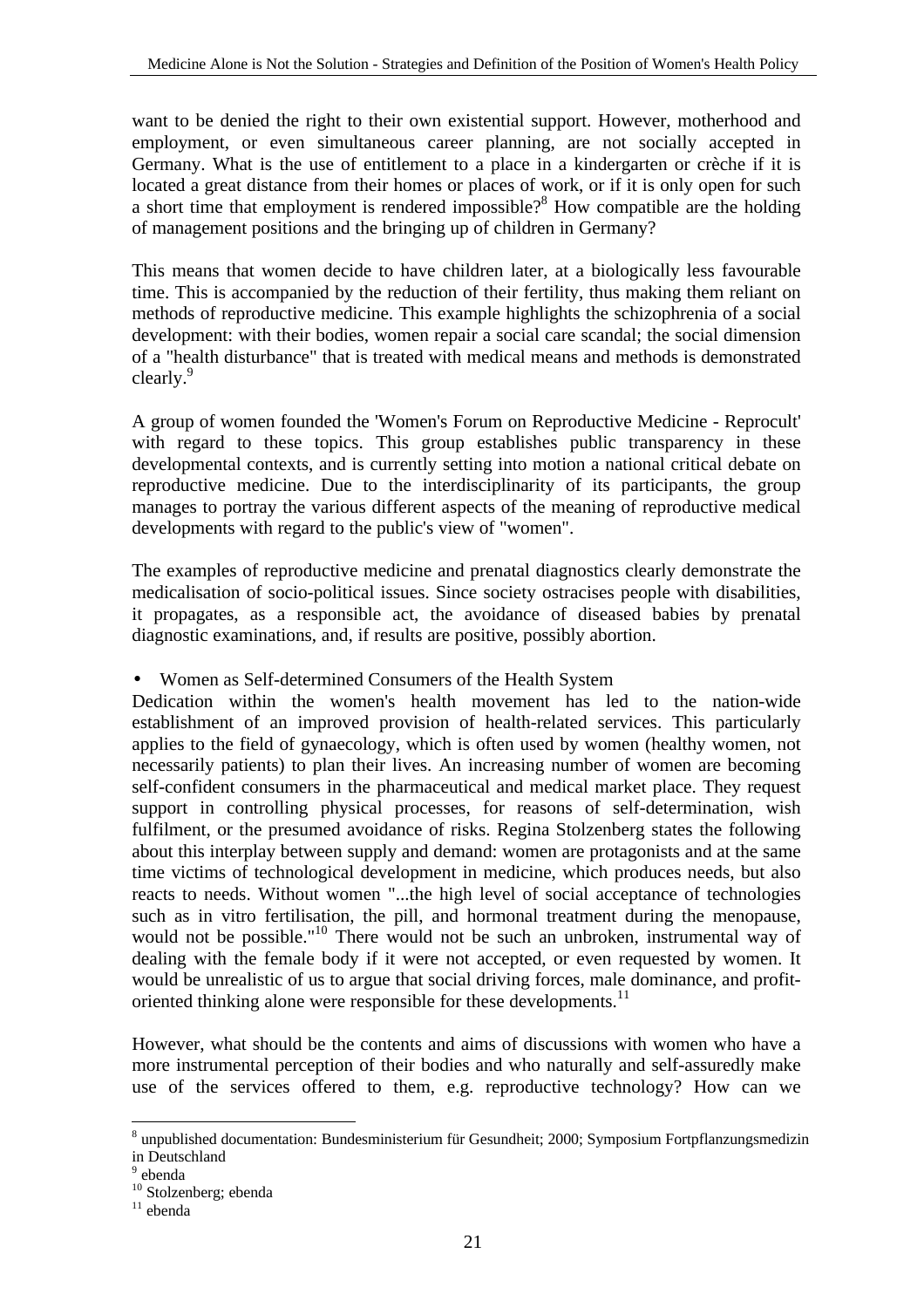want to be denied the right to their own existential support. However, motherhood and employment, or even simultaneous career planning, are not socially accepted in Germany. What is the use of entitlement to a place in a kindergarten or crèche if it is located a great distance from their homes or places of work, or if it is only open for such a short time that employment is rendered impossible?[8] How compatible are the holding of management positions and the bringing up of children in Germany?

This means that women decide to have children later, at a biologically less favourable time. This is accompanied by the reduction of their fertility, thus making them reliant on methods of reproductive medicine. This example highlights the schizophrenia of a social development: with their bodies, women repair a social care scandal; the social dimension of a "health disturbance" that is treated with medical means and methods is demonstrated clearly.[9]

A group of women founded the 'Women's Forum on Reproductive Medicine - Reprocult' with regard to these topics. This group establishes public transparency in these developmental contexts, and is currently setting into motion a national critical debate on reproductive medicine. Due to the interdisciplinarity of its participants, the group manages to portray the various different aspects of the meaning of reproductive medical developments with regard to the public's view of "women".

The examples of reproductive medicine and prenatal diagnostics clearly demonstrate the medicalisation of socio-political issues. Since society ostracises people with disabilities, it propagates, as a responsible act, the avoidance of diseased babies by prenatal diagnostic examinations, and, if results are positive, possibly abortion.

- Women as Self-determined Consumers of the Health System

Dedication within the women's health movement has led to the nation-wide establishment of an improved provision of health-related services. This particularly applies to the field of gynaecology, which is often used by women (healthy women, not necessarily patients) to plan their lives. An increasing number of women are becoming self-confident consumers in the pharmaceutical and medical market place. They request support in controlling physical processes, for reasons of self-determination, wish fulfilment, or the presumed avoidance of risks. Regina Stolzenberg states the following about this interplay between supply and demand: women are protagonists and at the same time victims of technological development in medicine, which produces needs, but also reacts to needs. Without women "...the high level of social acceptance of technologies such as in vitro fertilisation, the pill, and hormonal treatment during the menopause, would not be possible."[10] There would not be such an unbroken, instrumental way of dealing with the female body if it were not accepted, or even requested by women. It would be unrealistic of us to argue that social driving forces, male dominance, and profit-oriented thinking alone were responsible for these developments.[11]

However, what should be the contents and aims of discussions with women who have a more instrumental perception of their bodies and who naturally and self-assuredly make use of the services offered to them, e.g. reproductive technology? How can we

---

[8] unpublished documentation: Bundesministerium für Gesundheit; 2000; Symposium Fortpflanzungsmedizin in Deutschland

[9] ebenda

[10] Stolzenberg; ebenda

[11] ebenda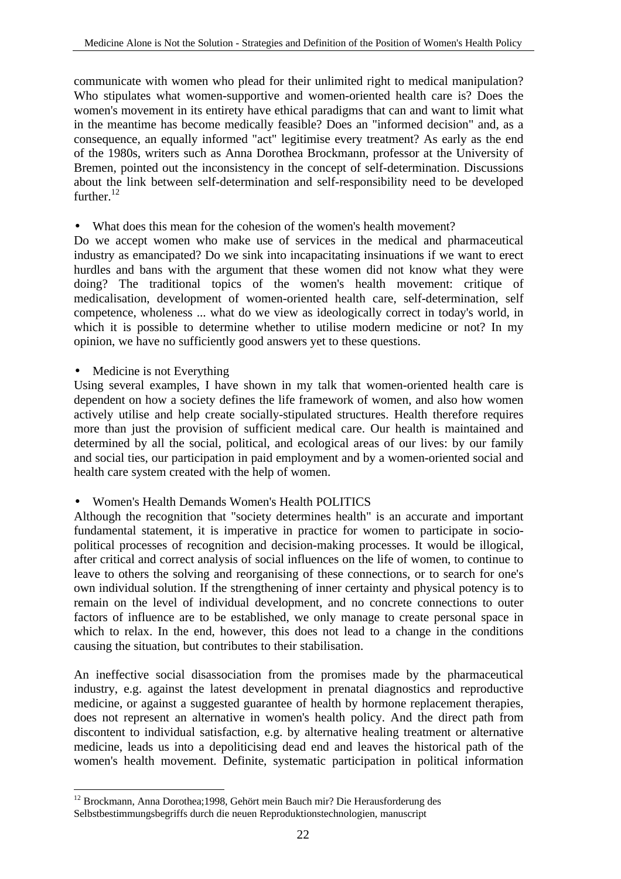communicate with women who plead for their unlimited right to medical manipulation? Who stipulates what women-supportive and women-oriented health care is? Does the women's movement in its entirety have ethical paradigms that can and want to limit what in the meantime has become medically feasible? Does an "informed decision" and, as a consequence, an equally informed "act" legitimise every treatment? As early as the end of the 1980s, writers such as Anna Dorothea Brockmann, professor at the University of Bremen, pointed out the inconsistency in the concept of self-determination. Discussions about the link between self-determination and self-responsibility need to be developed further.[12]

- What does this mean for the cohesion of the women's health movement?

Do we accept women who make use of services in the medical and pharmaceutical industry as emancipated? Do we sink into incapacitating insinuations if we want to erect hurdles and bans with the argument that these women did not know what they were doing? The traditional topics of the women's health movement: critique of medicalisation, development of women-oriented health care, self-determination, self competence, wholeness ... what do we view as ideologically correct in today's world, in which it is possible to determine whether to utilise modern medicine or not? In my opinion, we have no sufficiently good answers yet to these questions.

- Medicine is not Everything

Using several examples, I have shown in my talk that women-oriented health care is dependent on how a society defines the life framework of women, and also how women actively utilise and help create socially-stipulated structures. Health therefore requires more than just the provision of sufficient medical care. Our health is maintained and determined by all the social, political, and ecological areas of our lives: by our family and social ties, our participation in paid employment and by a women-oriented social and health care system created with the help of women.

- Women's Health Demands Women's Health POLITICS

Although the recognition that "society determines health" is an accurate and important fundamental statement, it is imperative in practice for women to participate in socio-political processes of recognition and decision-making processes. It would be illogical, after critical and correct analysis of social influences on the life of women, to continue to leave to others the solving and reorganising of these connections, or to search for one's own individual solution. If the strengthening of inner certainty and physical potency is to remain on the level of individual development, and no concrete connections to outer factors of influence are to be established, we only manage to create personal space in which to relax. In the end, however, this does not lead to a change in the conditions causing the situation, but contributes to their stabilisation.

An ineffective social disassociation from the promises made by the pharmaceutical industry, e.g. against the latest development in prenatal diagnostics and reproductive medicine, or against a suggested guarantee of health by hormone replacement therapies, does not represent an alternative in women's health policy. And the direct path from discontent to individual satisfaction, e.g. by alternative healing treatment or alternative medicine, leads us into a depoliticising dead end and leaves the historical path of the women's health movement. Definite, systematic participation in political information

[12] Brockmann, Anna Dorothea;1998, Gehört mein Bauch mir? Die Herausforderung des Selbstbestimmungsbegriffs durch die neuen Reproduktionstechnologien, manuscript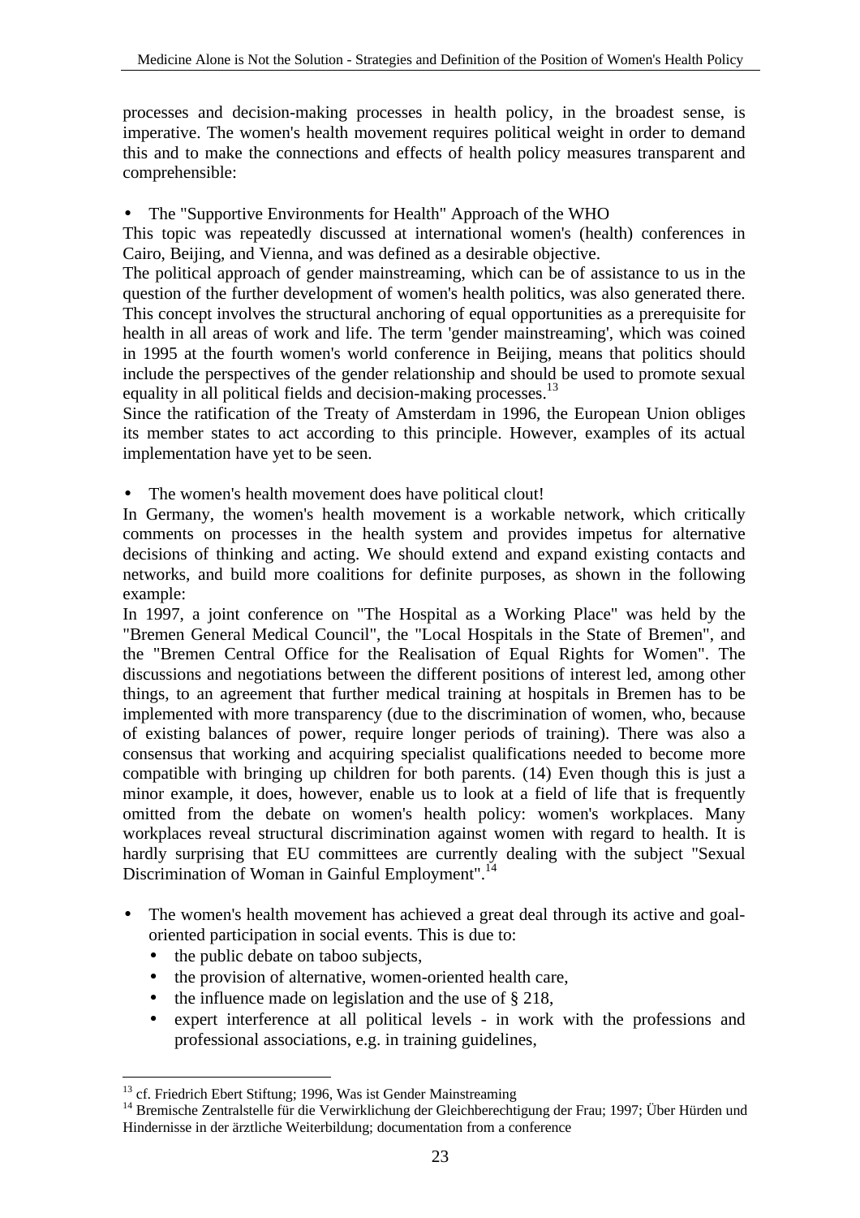processes and decision-making processes in health policy, in the broadest sense, is imperative. The women's health movement requires political weight in order to demand this and to make the connections and effects of health policy measures transparent and comprehensible:

- The "Supportive Environments for Health" Approach of the WHO

This topic was repeatedly discussed at international women's (health) conferences in Cairo, Beijing, and Vienna, and was defined as a desirable objective.

The political approach of gender mainstreaming, which can be of assistance to us in the question of the further development of women's health politics, was also generated there. This concept involves the structural anchoring of equal opportunities as a prerequisite for health in all areas of work and life. The term 'gender mainstreaming', which was coined in 1995 at the fourth women's world conference in Beijing, means that politics should include the perspectives of the gender relationship and should be used to promote sexual equality in all political fields and decision-making processes.[13]

Since the ratification of the Treaty of Amsterdam in 1996, the European Union obliges its member states to act according to this principle. However, examples of its actual implementation have yet to be seen.

- The women's health movement does have political clout!

In Germany, the women's health movement is a workable network, which critically comments on processes in the health system and provides impetus for alternative decisions of thinking and acting. We should extend and expand existing contacts and networks, and build more coalitions for definite purposes, as shown in the following example:

In 1997, a joint conference on "The Hospital as a Working Place" was held by the "Bremen General Medical Council", the "Local Hospitals in the State of Bremen", and the "Bremen Central Office for the Realisation of Equal Rights for Women". The discussions and negotiations between the different positions of interest led, among other things, to an agreement that further medical training at hospitals in Bremen has to be implemented with more transparency (due to the discrimination of women, who, because of existing balances of power, require longer periods of training). There was also a consensus that working and acquiring specialist qualifications needed to become more compatible with bringing up children for both parents. (14) Even though this is just a minor example, it does, however, enable us to look at a field of life that is frequently omitted from the debate on women's health policy: women's workplaces. Many workplaces reveal structural discrimination against women with regard to health. It is hardly surprising that EU committees are currently dealing with the subject "Sexual Discrimination of Woman in Gainful Employment".[14]

- The women's health movement has achieved a great deal through its active and goal-oriented participation in social events. This is due to:
  - the public debate on taboo subjects,
  - the provision of alternative, women-oriented health care,
  - the influence made on legislation and the use of § 218,
  - expert interference at all political levels - in work with the professions and professional associations, e.g. in training guidelines,

---

[13] cf. Friedrich Ebert Stiftung; 1996, Was ist Gender Mainstreaming

[14] Bremische Zentralstelle für die Verwirklichung der Gleichberechtigung der Frau; 1997; Über Hürden und Hindernisse in der ärztliche Weiterbildung; documentation from a conference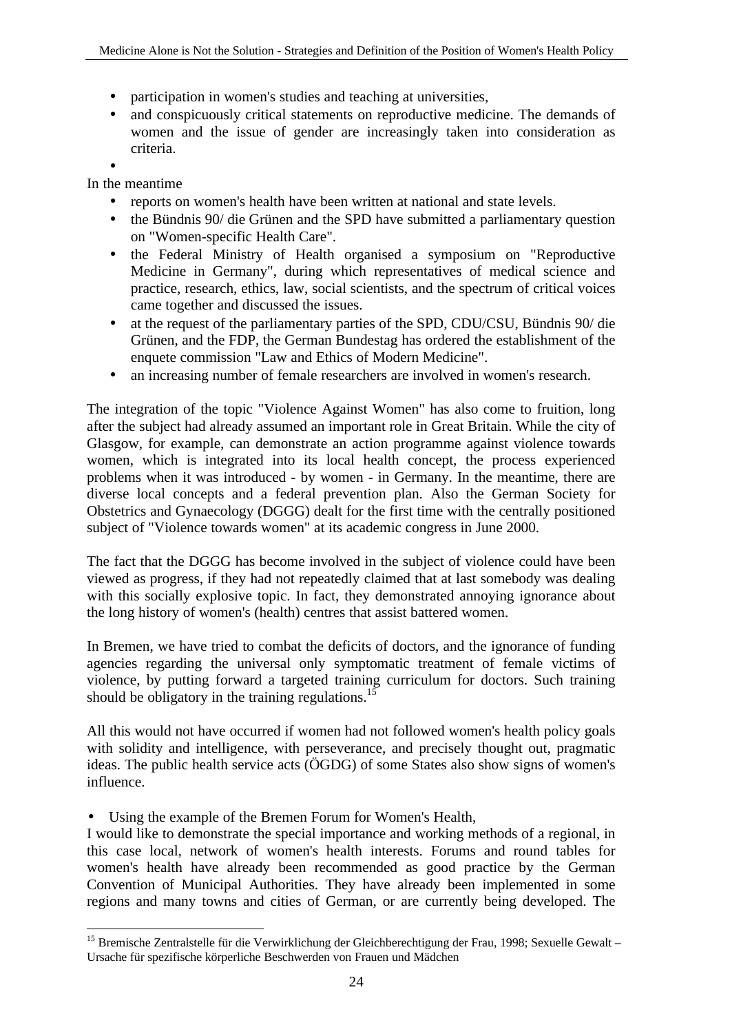- participation in women's studies and teaching at universities,
- and conspicuously critical statements on reproductive medicine. The demands of women and the issue of gender are increasingly taken into consideration as criteria.
-

In the meantime

- reports on women's health have been written at national and state levels.
- the Bündnis 90/ die Grünen and the SPD have submitted a parliamentary question on "Women-specific Health Care".
- the Federal Ministry of Health organised a symposium on "Reproductive Medicine in Germany", during which representatives of medical science and practice, research, ethics, law, social scientists, and the spectrum of critical voices came together and discussed the issues.
- at the request of the parliamentary parties of the SPD, CDU/CSU, Bündnis 90/ die Grünen, and the FDP, the German Bundestag has ordered the establishment of the enquete commission "Law and Ethics of Modern Medicine".
- an increasing number of female researchers are involved in women's research.

The integration of the topic "Violence Against Women" has also come to fruition, long after the subject had already assumed an important role in Great Britain. While the city of Glasgow, for example, can demonstrate an action programme against violence towards women, which is integrated into its local health concept, the process experienced problems when it was introduced - by women - in Germany. In the meantime, there are diverse local concepts and a federal prevention plan. Also the German Society for Obstetrics and Gynaecology (DGGG) dealt for the first time with the centrally positioned subject of "Violence towards women" at its academic congress in June 2000.

The fact that the DGGG has become involved in the subject of violence could have been viewed as progress, if they had not repeatedly claimed that at last somebody was dealing with this socially explosive topic. In fact, they demonstrated annoying ignorance about the long history of women's (health) centres that assist battered women.

In Bremen, we have tried to combat the deficits of doctors, and the ignorance of funding agencies regarding the universal only symptomatic treatment of female victims of violence, by putting forward a targeted training curriculum for doctors. Such training should be obligatory in the training regulations.[15]

All this would not have occurred if women had not followed women's health policy goals with solidity and intelligence, with perseverance, and precisely thought out, pragmatic ideas. The public health service acts (ÖGDG) of some States also show signs of women's influence.

- Using the example of the Bremen Forum for Women's Health,

I would like to demonstrate the special importance and working methods of a regional, in this case local, network of women's health interests. Forums and round tables for women's health have already been recommended as good practice by the German Convention of Municipal Authorities. They have already been implemented in some regions and many towns and cities of German, or are currently being developed. The

[15] Bremische Zentralstelle für die Verwirklichung der Gleichberechtigung der Frau, 1998; Sexuelle Gewalt – Ursache für spezifische körperliche Beschwerden von Frauen und Mädchen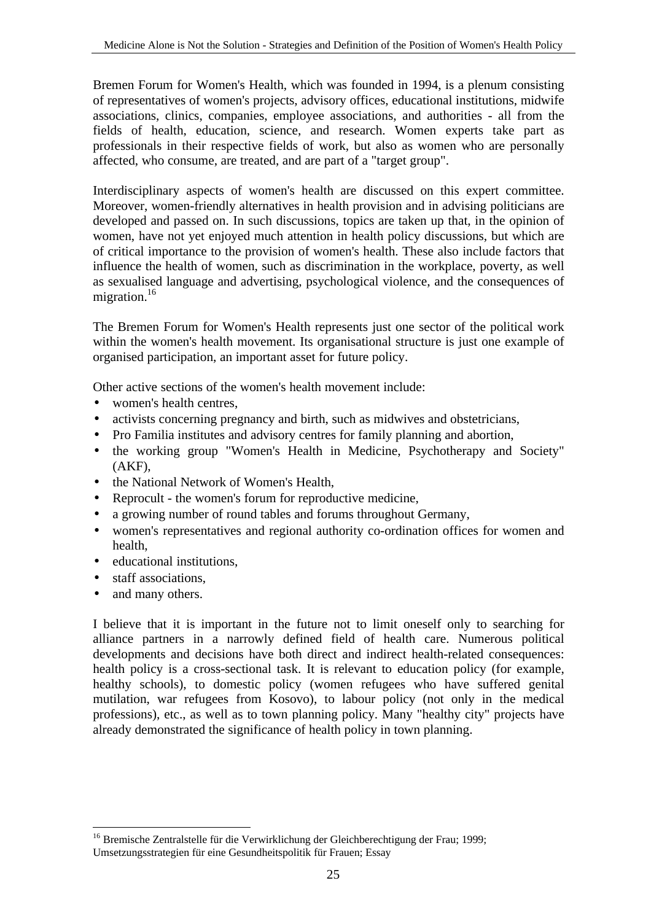Bremen Forum for Women's Health, which was founded in 1994, is a plenum consisting of representatives of women's projects, advisory offices, educational institutions, midwife associations, clinics, companies, employee associations, and authorities - all from the fields of health, education, science, and research. Women experts take part as professionals in their respective fields of work, but also as women who are personally affected, who consume, are treated, and are part of a "target group".

Interdisciplinary aspects of women's health are discussed on this expert committee. Moreover, women-friendly alternatives in health provision and in advising politicians are developed and passed on. In such discussions, topics are taken up that, in the opinion of women, have not yet enjoyed much attention in health policy discussions, but which are of critical importance to the provision of women's health. These also include factors that influence the health of women, such as discrimination in the workplace, poverty, as well as sexualised language and advertising, psychological violence, and the consequences of migration.[16]

The Bremen Forum for Women's Health represents just one sector of the political work within the women's health movement. Its organisational structure is just one example of organised participation, an important asset for future policy.

Other active sections of the women's health movement include:

- women's health centres,
- activists concerning pregnancy and birth, such as midwives and obstetricians,
- Pro Familia institutes and advisory centres for family planning and abortion,
- the working group "Women's Health in Medicine, Psychotherapy and Society" (AKF),
- the National Network of Women's Health,
- Reprocult - the women's forum for reproductive medicine,
- a growing number of round tables and forums throughout Germany,
- women's representatives and regional authority co-ordination offices for women and health,
- educational institutions,
- staff associations,
- and many others.

I believe that it is important in the future not to limit oneself only to searching for alliance partners in a narrowly defined field of health care. Numerous political developments and decisions have both direct and indirect health-related consequences: health policy is a cross-sectional task. It is relevant to education policy (for example, healthy schools), to domestic policy (women refugees who have suffered genital mutilation, war refugees from Kosovo), to labour policy (not only in the medical professions), etc., as well as to town planning policy. Many "healthy city" projects have already demonstrated the significance of health policy in town planning.

[16] Bremische Zentralstelle für die Verwirklichung der Gleichberechtigung der Frau; 1999; Umsetzungsstrategien für eine Gesundheitspolitik für Frauen; Essay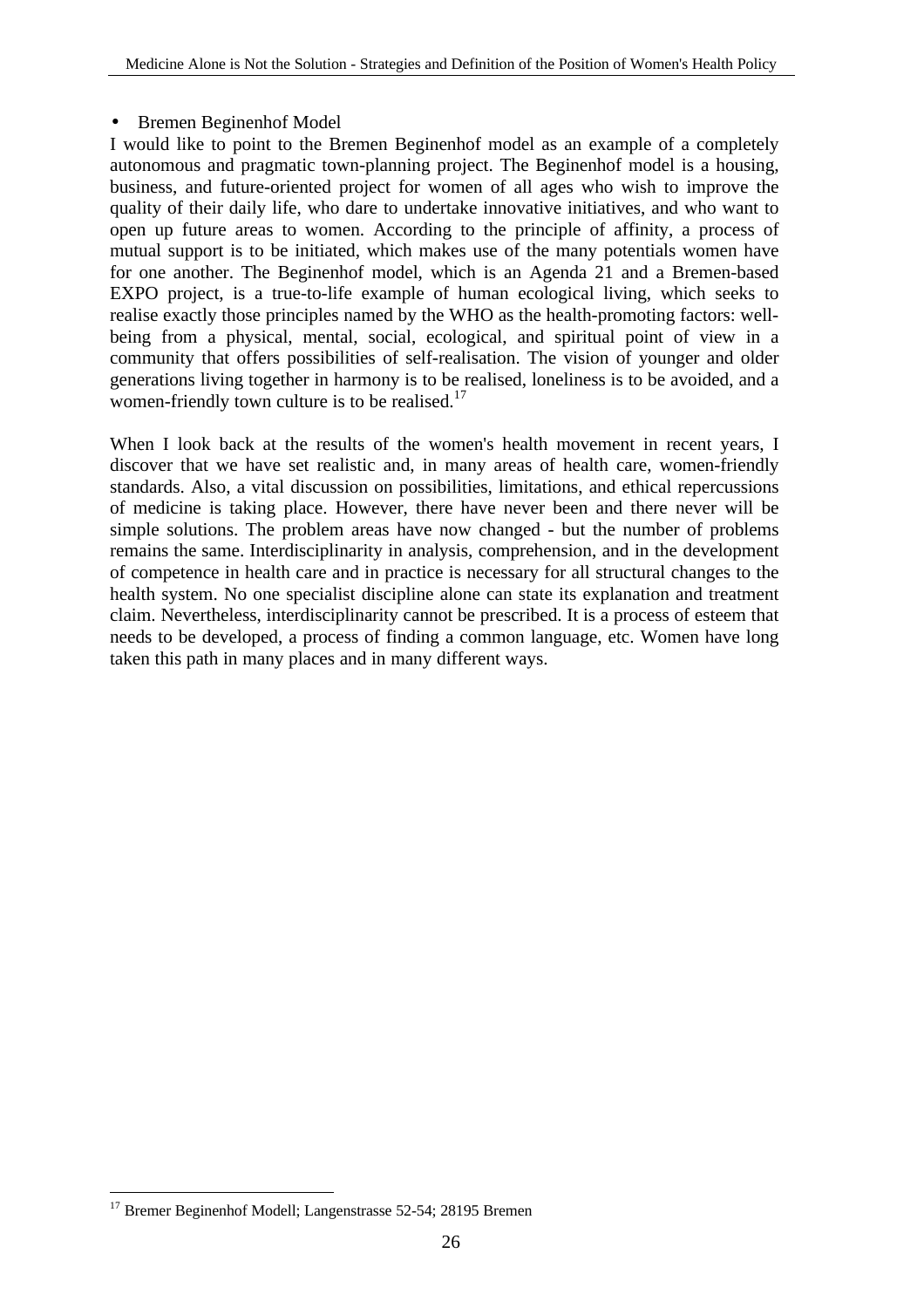- Bremen Beginenhof Model

I would like to point to the Bremen Beginenhof model as an example of a completely autonomous and pragmatic town-planning project. The Beginenhof model is a housing, business, and future-oriented project for women of all ages who wish to improve the quality of their daily life, who dare to undertake innovative initiatives, and who want to open up future areas to women. According to the principle of affinity, a process of mutual support is to be initiated, which makes use of the many potentials women have for one another. The Beginenhof model, which is an Agenda 21 and a Bremen-based EXPO project, is a true-to-life example of human ecological living, which seeks to realise exactly those principles named by the WHO as the health-promoting factors: well-being from a physical, mental, social, ecological, and spiritual point of view in a community that offers possibilities of self-realisation. The vision of younger and older generations living together in harmony is to be realised, loneliness is to be avoided, and a women-friendly town culture is to be realised.[17]

When I look back at the results of the women's health movement in recent years, I discover that we have set realistic and, in many areas of health care, women-friendly standards. Also, a vital discussion on possibilities, limitations, and ethical repercussions of medicine is taking place. However, there have never been and there never will be simple solutions. The problem areas have now changed - but the number of problems remains the same. Interdisciplinarity in analysis, comprehension, and in the development of competence in health care and in practice is necessary for all structural changes to the health system. No one specialist discipline alone can state its explanation and treatment claim. Nevertheless, interdisciplinarity cannot be prescribed. It is a process of esteem that needs to be developed, a process of finding a common language, etc. Women have long taken this path in many places and in many different ways.

[17] Bremer Beginenhof Modell; Langenstrasse 52-54; 28195 Bremen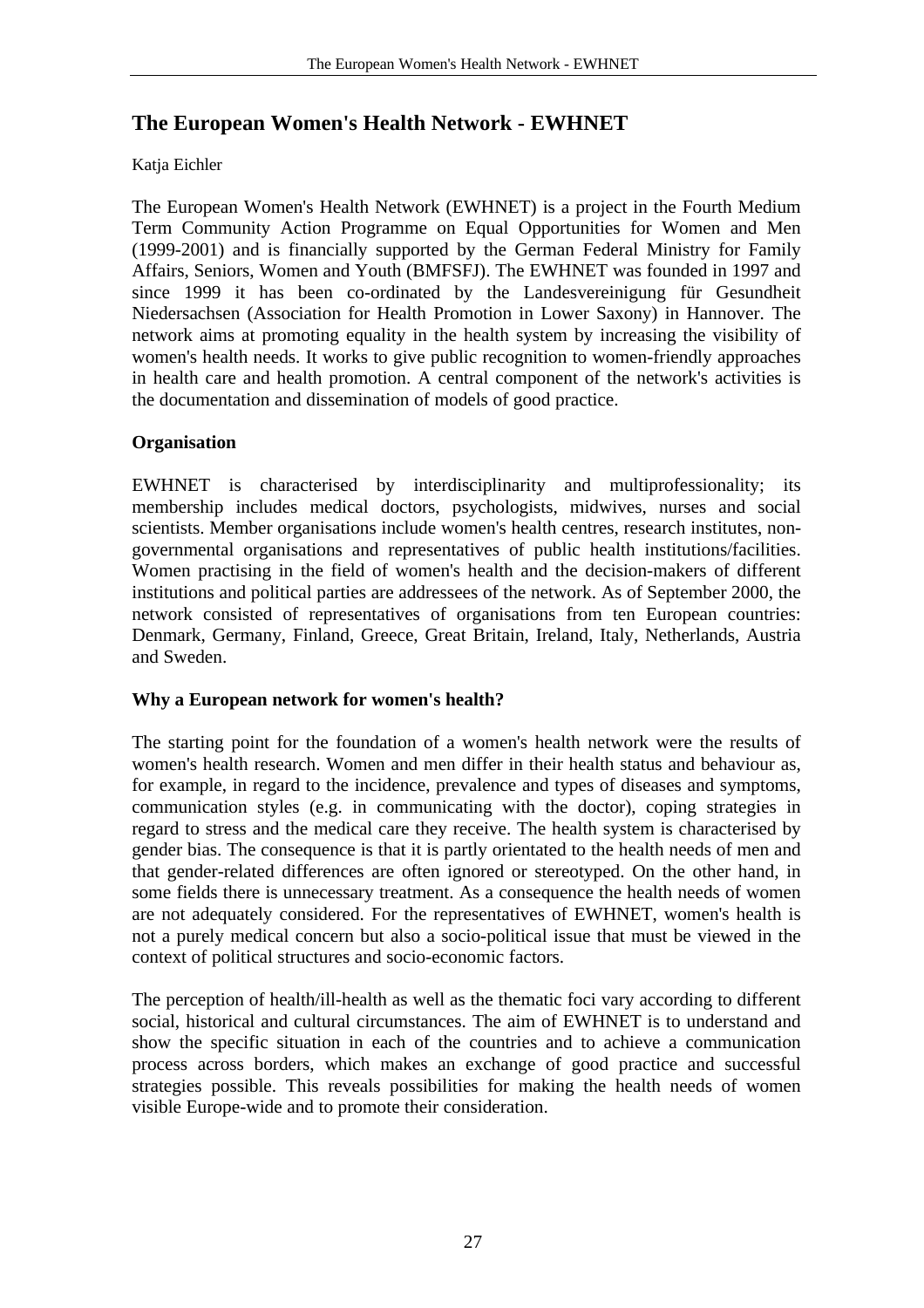# The European Women's Health Network - EWHNET

Katja Eichler

The European Women's Health Network (EWHNET) is a project in the Fourth Medium Term Community Action Programme on Equal Opportunities for Women and Men (1999-2001) and is financially supported by the German Federal Ministry for Family Affairs, Seniors, Women and Youth (BMFSFJ). The EWHNET was founded in 1997 and since 1999 it has been co-ordinated by the Landesvereinigung für Gesundheit Niedersachsen (Association for Health Promotion in Lower Saxony) in Hannover. The network aims at promoting equality in the health system by increasing the visibility of women's health needs. It works to give public recognition to women-friendly approaches in health care and health promotion. A central component of the network's activities is the documentation and dissemination of models of good practice.

## Organisation

EWHNET is characterised by interdisciplinarity and multiprofessionality; its membership includes medical doctors, psychologists, midwives, nurses and social scientists. Member organisations include women's health centres, research institutes, non-governmental organisations and representatives of public health institutions/facilities. Women practising in the field of women's health and the decision-makers of different institutions and political parties are addressees of the network. As of September 2000, the network consisted of representatives of organisations from ten European countries: Denmark, Germany, Finland, Greece, Great Britain, Ireland, Italy, Netherlands, Austria and Sweden.

## Why a European network for women's health?

The starting point for the foundation of a women's health network were the results of women's health research. Women and men differ in their health status and behaviour as, for example, in regard to the incidence, prevalence and types of diseases and symptoms, communication styles (e.g. in communicating with the doctor), coping strategies in regard to stress and the medical care they receive. The health system is characterised by gender bias. The consequence is that it is partly orientated to the health needs of men and that gender-related differences are often ignored or stereotyped. On the other hand, in some fields there is unnecessary treatment. As a consequence the health needs of women are not adequately considered. For the representatives of EWHNET, women's health is not a purely medical concern but also a socio-political issue that must be viewed in the context of political structures and socio-economic factors.

The perception of health/ill-health as well as the thematic foci vary according to different social, historical and cultural circumstances. The aim of EWHNET is to understand and show the specific situation in each of the countries and to achieve a communication process across borders, which makes an exchange of good practice and successful strategies possible. This reveals possibilities for making the health needs of women visible Europe-wide and to promote their consideration.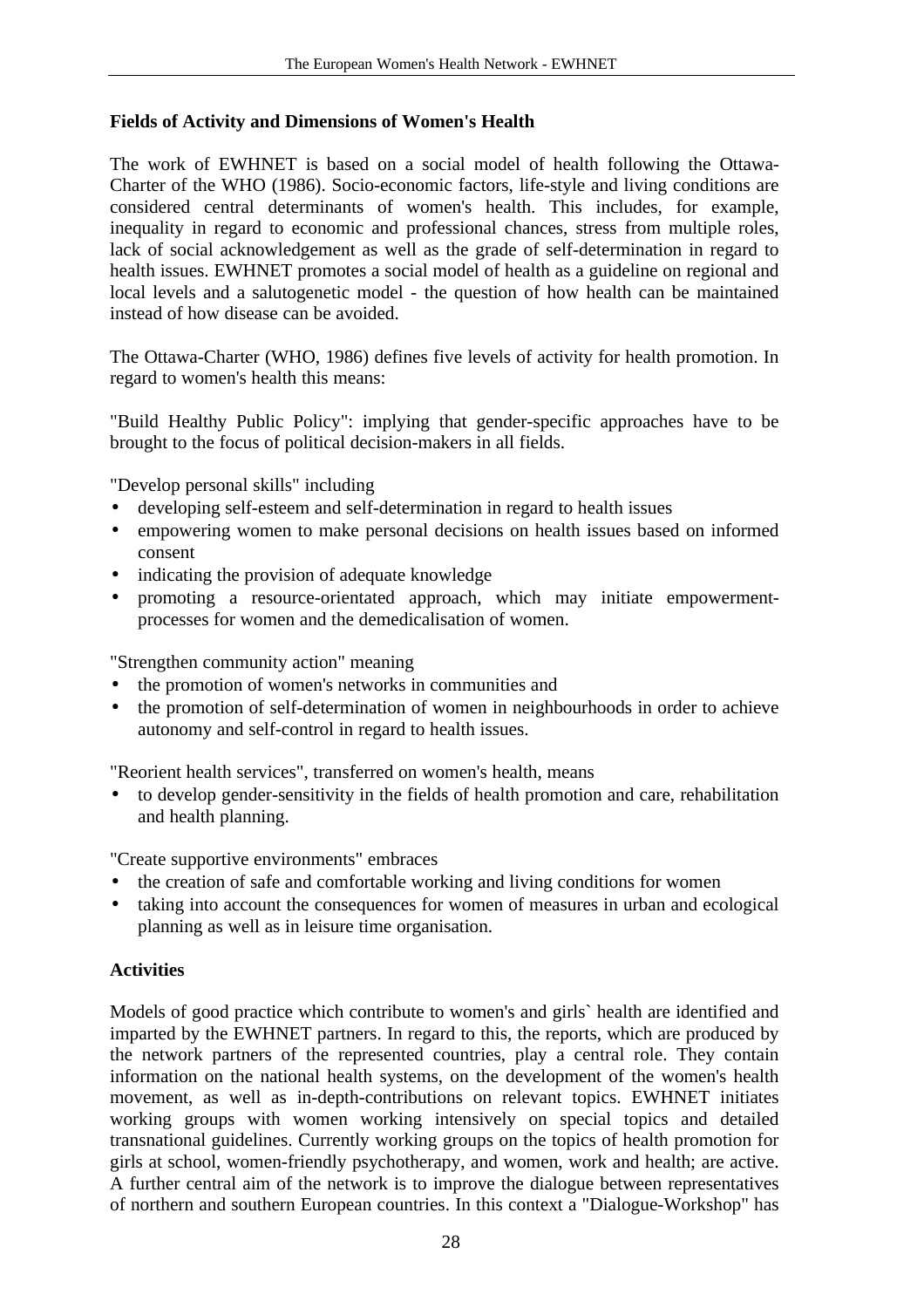**Fields of Activity and Dimensions of Women's Health**

The work of EWHNET is based on a social model of health following the Ottawa-Charter of the WHO (1986). Socio-economic factors, life-style and living conditions are considered central determinants of women's health. This includes, for example, inequality in regard to economic and professional chances, stress from multiple roles, lack of social acknowledgement as well as the grade of self-determination in regard to health issues. EWHNET promotes a social model of health as a guideline on regional and local levels and a salutogenetic model - the question of how health can be maintained instead of how disease can be avoided.

The Ottawa-Charter (WHO, 1986) defines five levels of activity for health promotion. In regard to women's health this means:

"Build Healthy Public Policy": implying that gender-specific approaches have to be brought to the focus of political decision-makers in all fields.

"Develop personal skills" including

- developing self-esteem and self-determination in regard to health issues
- empowering women to make personal decisions on health issues based on informed consent
- indicating the provision of adequate knowledge
- promoting a resource-orientated approach, which may initiate empowerment-processes for women and the demedicalisation of women.

"Strengthen community action" meaning

- the promotion of women's networks in communities and
- the promotion of self-determination of women in neighbourhoods in order to achieve autonomy and self-control in regard to health issues.

"Reorient health services", transferred on women's health, means

- to develop gender-sensitivity in the fields of health promotion and care, rehabilitation and health planning.

"Create supportive environments" embraces

- the creation of safe and comfortable working and living conditions for women
- taking into account the consequences for women of measures in urban and ecological planning as well as in leisure time organisation.

**Activities**

Models of good practice which contribute to women's and girls` health are identified and imparted by the EWHNET partners. In regard to this, the reports, which are produced by the network partners of the represented countries, play a central role. They contain information on the national health systems, on the development of the women's health movement, as well as in-depth-contributions on relevant topics. EWHNET initiates working groups with women working intensively on special topics and detailed transnational guidelines. Currently working groups on the topics of health promotion for girls at school, women-friendly psychotherapy, and women, work and health; are active. A further central aim of the network is to improve the dialogue between representatives of northern and southern European countries. In this context a "Dialogue-Workshop" has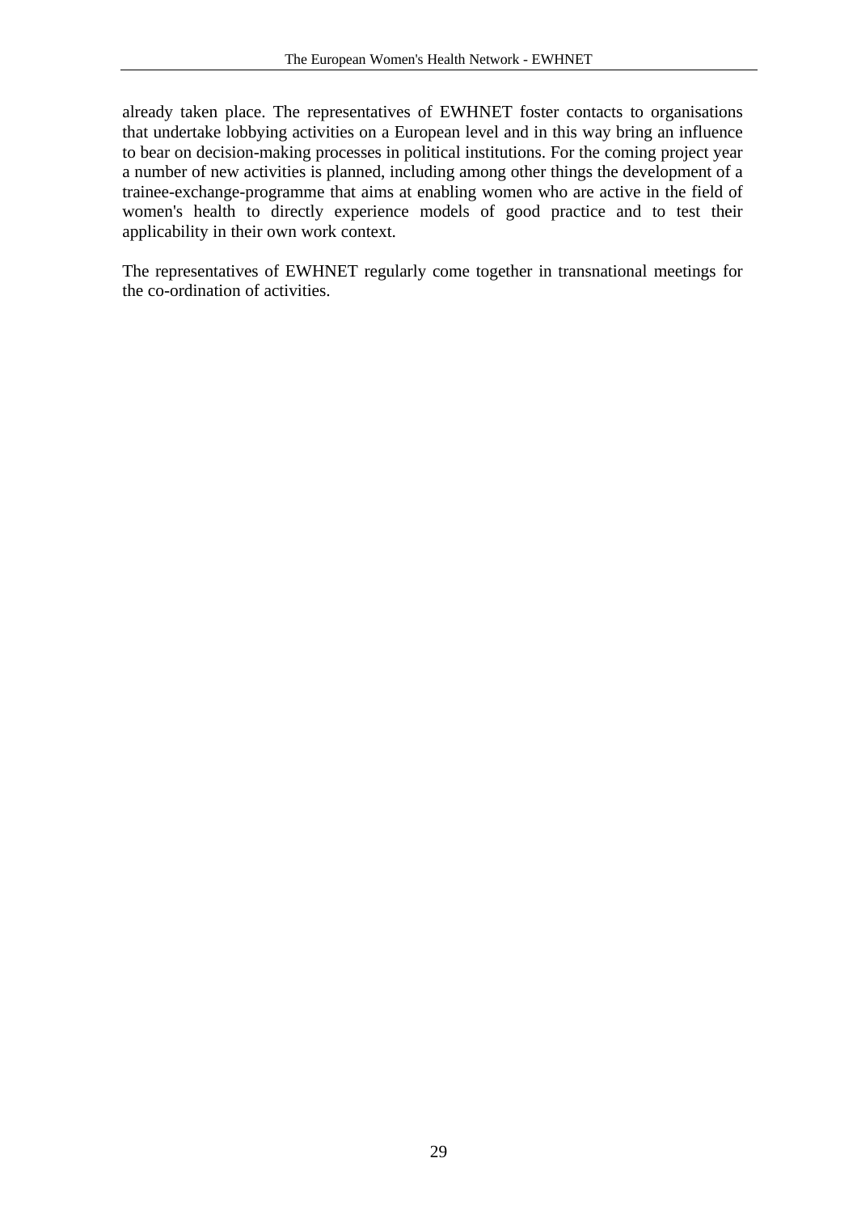already taken place. The representatives of EWHNET foster contacts to organisations that undertake lobbying activities on a European level and in this way bring an influence to bear on decision-making processes in political institutions. For the coming project year a number of new activities is planned, including among other things the development of a trainee-exchange-programme that aims at enabling women who are active in the field of women's health to directly experience models of good practice and to test their applicability in their own work context.

The representatives of EWHNET regularly come together in transnational meetings for the co-ordination of activities.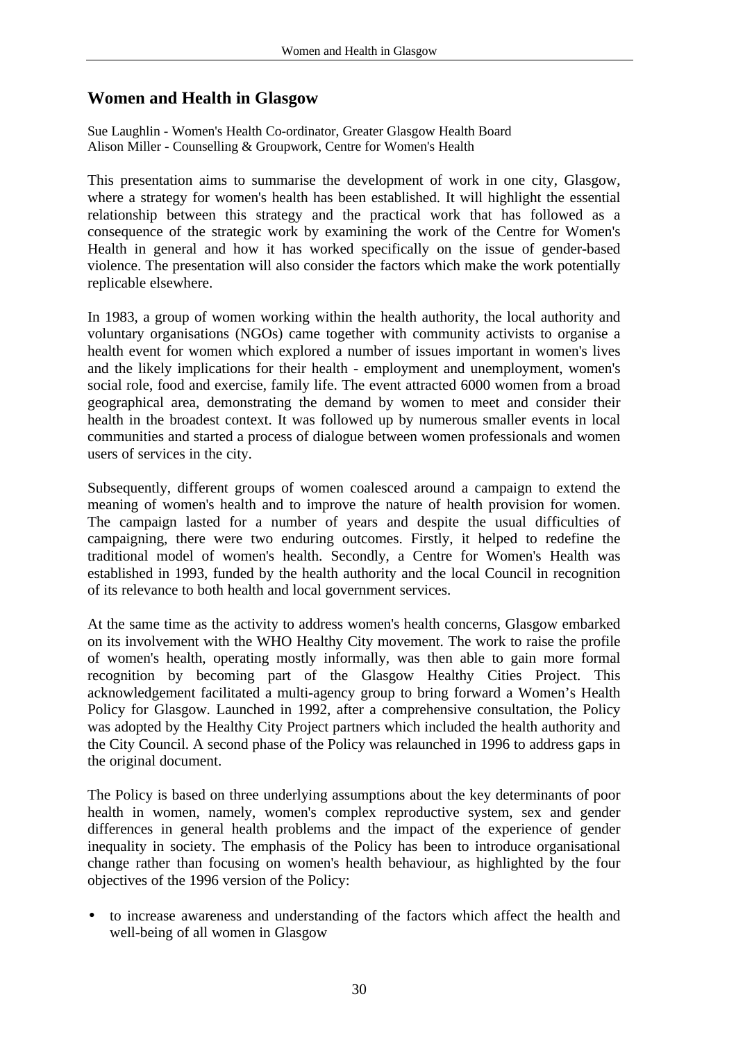## Women and Health in Glasgow

Sue Laughlin - Women's Health Co-ordinator, Greater Glasgow Health Board
Alison Miller - Counselling & Groupwork, Centre for Women's Health

This presentation aims to summarise the development of work in one city, Glasgow, where a strategy for women's health has been established. It will highlight the essential relationship between this strategy and the practical work that has followed as a consequence of the strategic work by examining the work of the Centre for Women's Health in general and how it has worked specifically on the issue of gender-based violence. The presentation will also consider the factors which make the work potentially replicable elsewhere.

In 1983, a group of women working within the health authority, the local authority and voluntary organisations (NGOs) came together with community activists to organise a health event for women which explored a number of issues important in women's lives and the likely implications for their health - employment and unemployment, women's social role, food and exercise, family life. The event attracted 6000 women from a broad geographical area, demonstrating the demand by women to meet and consider their health in the broadest context. It was followed up by numerous smaller events in local communities and started a process of dialogue between women professionals and women users of services in the city.

Subsequently, different groups of women coalesced around a campaign to extend the meaning of women's health and to improve the nature of health provision for women. The campaign lasted for a number of years and despite the usual difficulties of campaigning, there were two enduring outcomes. Firstly, it helped to redefine the traditional model of women's health. Secondly, a Centre for Women's Health was established in 1993, funded by the health authority and the local Council in recognition of its relevance to both health and local government services.

At the same time as the activity to address women's health concerns, Glasgow embarked on its involvement with the WHO Healthy City movement. The work to raise the profile of women's health, operating mostly informally, was then able to gain more formal recognition by becoming part of the Glasgow Healthy Cities Project. This acknowledgement facilitated a multi-agency group to bring forward a Women's Health Policy for Glasgow. Launched in 1992, after a comprehensive consultation, the Policy was adopted by the Healthy City Project partners which included the health authority and the City Council. A second phase of the Policy was relaunched in 1996 to address gaps in the original document.

The Policy is based on three underlying assumptions about the key determinants of poor health in women, namely, women's complex reproductive system, sex and gender differences in general health problems and the impact of the experience of gender inequality in society. The emphasis of the Policy has been to introduce organisational change rather than focusing on women's health behaviour, as highlighted by the four objectives of the 1996 version of the Policy:

- to increase awareness and understanding of the factors which affect the health and well-being of all women in Glasgow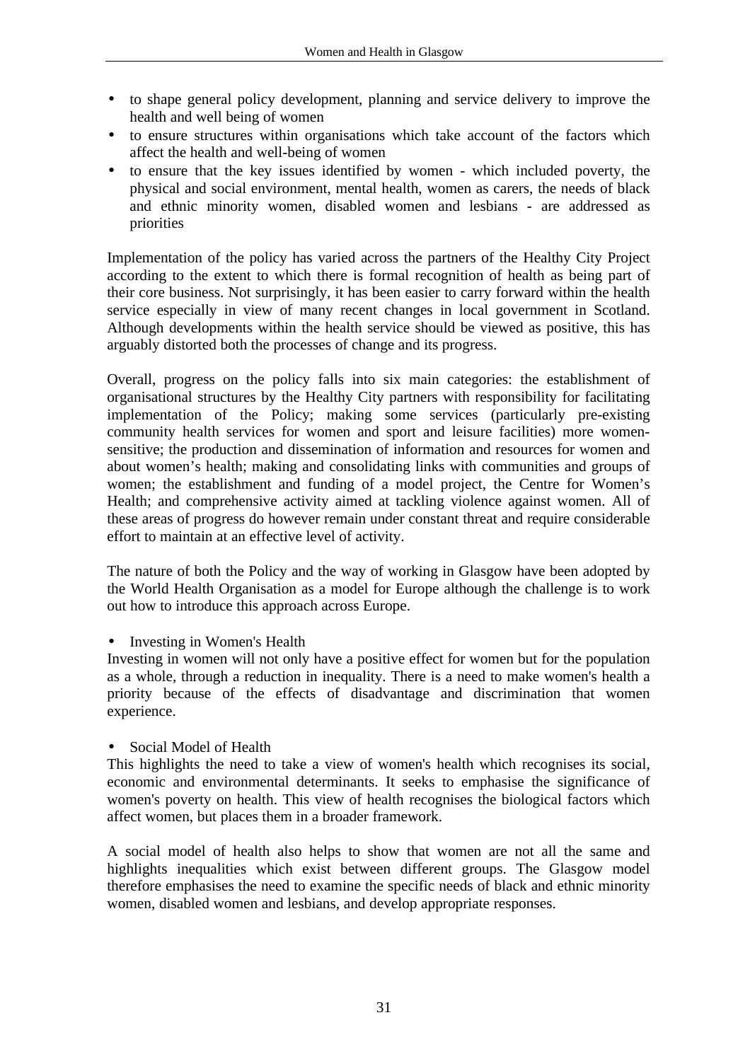- to shape general policy development, planning and service delivery to improve the health and well being of women
- to ensure structures within organisations which take account of the factors which affect the health and well-being of women
- to ensure that the key issues identified by women - which included poverty, the physical and social environment, mental health, women as carers, the needs of black and ethnic minority women, disabled women and lesbians - are addressed as priorities

Implementation of the policy has varied across the partners of the Healthy City Project according to the extent to which there is formal recognition of health as being part of their core business. Not surprisingly, it has been easier to carry forward within the health service especially in view of many recent changes in local government in Scotland. Although developments within the health service should be viewed as positive, this has arguably distorted both the processes of change and its progress.

Overall, progress on the policy falls into six main categories: the establishment of organisational structures by the Healthy City partners with responsibility for facilitating implementation of the Policy; making some services (particularly pre-existing community health services for women and sport and leisure facilities) more women-sensitive; the production and dissemination of information and resources for women and about women's health; making and consolidating links with communities and groups of women; the establishment and funding of a model project, the Centre for Women's Health; and comprehensive activity aimed at tackling violence against women. All of these areas of progress do however remain under constant threat and require considerable effort to maintain at an effective level of activity.

The nature of both the Policy and the way of working in Glasgow have been adopted by the World Health Organisation as a model for Europe although the challenge is to work out how to introduce this approach across Europe.

- Investing in Women's Health

Investing in women will not only have a positive effect for women but for the population as a whole, through a reduction in inequality. There is a need to make women's health a priority because of the effects of disadvantage and discrimination that women experience.

- Social Model of Health

This highlights the need to take a view of women's health which recognises its social, economic and environmental determinants. It seeks to emphasise the significance of women's poverty on health. This view of health recognises the biological factors which affect women, but places them in a broader framework.

A social model of health also helps to show that women are not all the same and highlights inequalities which exist between different groups. The Glasgow model therefore emphasises the need to examine the specific needs of black and ethnic minority women, disabled women and lesbians, and develop appropriate responses.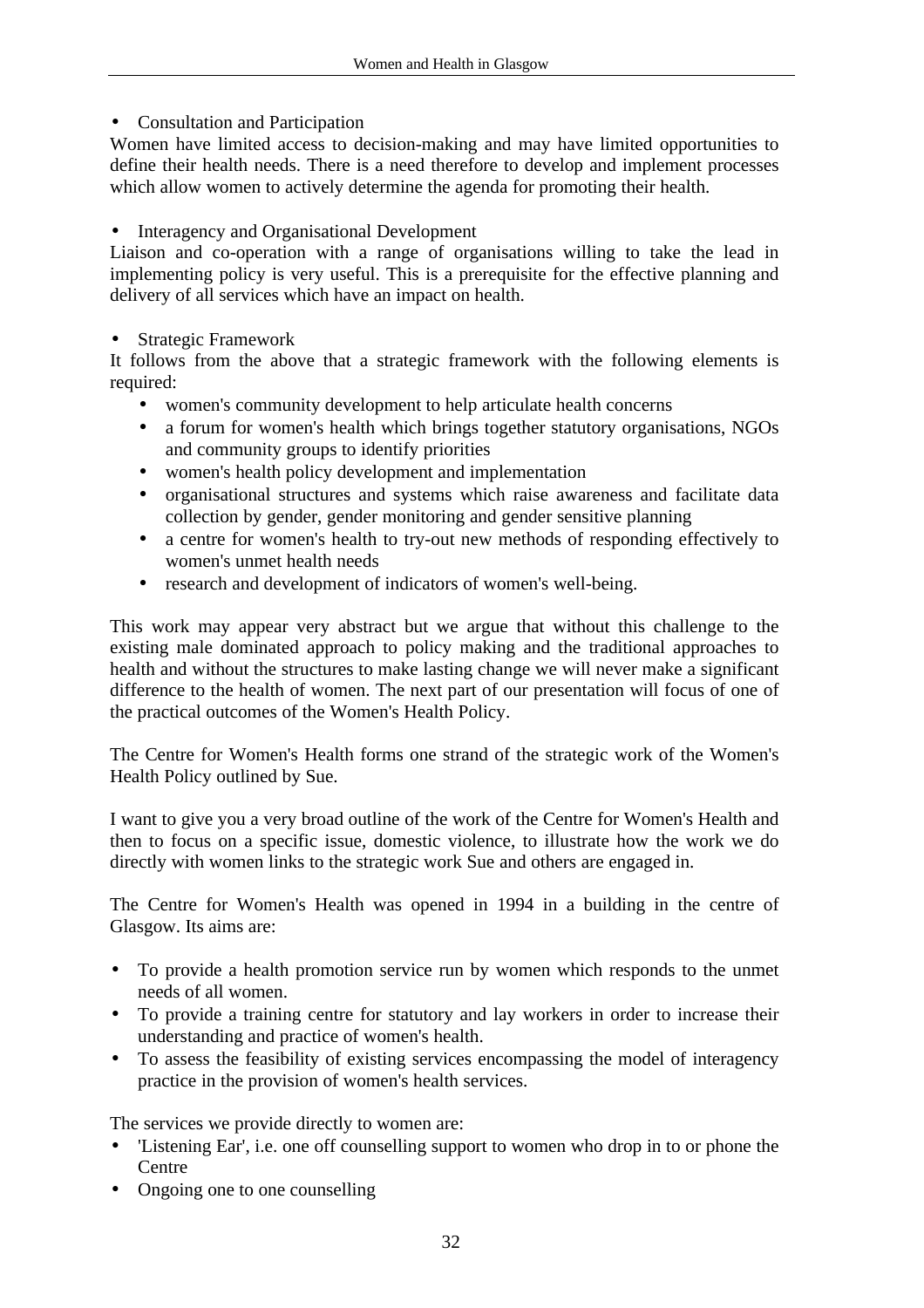- Consultation and Participation

Women have limited access to decision-making and may have limited opportunities to define their health needs. There is a need therefore to develop and implement processes which allow women to actively determine the agenda for promoting their health.

- Interagency and Organisational Development

Liaison and co-operation with a range of organisations willing to take the lead in implementing policy is very useful. This is a prerequisite for the effective planning and delivery of all services which have an impact on health.

- Strategic Framework

It follows from the above that a strategic framework with the following elements is required:

  - women's community development to help articulate health concerns
  - a forum for women's health which brings together statutory organisations, NGOs and community groups to identify priorities
  - women's health policy development and implementation
  - organisational structures and systems which raise awareness and facilitate data collection by gender, gender monitoring and gender sensitive planning
  - a centre for women's health to try-out new methods of responding effectively to women's unmet health needs
  - research and development of indicators of women's well-being.

This work may appear very abstract but we argue that without this challenge to the existing male dominated approach to policy making and the traditional approaches to health and without the structures to make lasting change we will never make a significant difference to the health of women. The next part of our presentation will focus of one of the practical outcomes of the Women's Health Policy.

The Centre for Women's Health forms one strand of the strategic work of the Women's Health Policy outlined by Sue.

I want to give you a very broad outline of the work of the Centre for Women's Health and then to focus on a specific issue, domestic violence, to illustrate how the work we do directly with women links to the strategic work Sue and others are engaged in.

The Centre for Women's Health was opened in 1994 in a building in the centre of Glasgow. Its aims are:

- To provide a health promotion service run by women which responds to the unmet needs of all women.
- To provide a training centre for statutory and lay workers in order to increase their understanding and practice of women's health.
- To assess the feasibility of existing services encompassing the model of interagency practice in the provision of women's health services.

The services we provide directly to women are:

- 'Listening Ear', i.e. one off counselling support to women who drop in to or phone the Centre
- Ongoing one to one counselling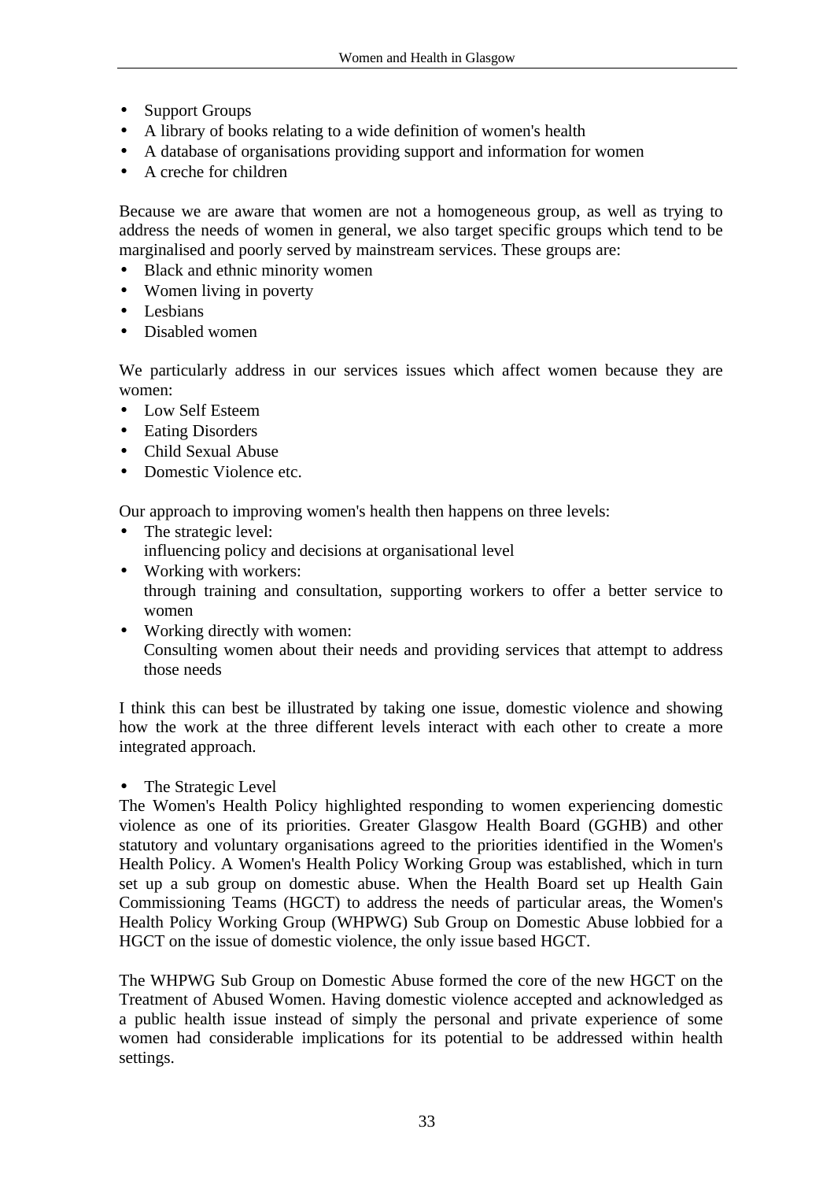- Support Groups
- A library of books relating to a wide definition of women's health
- A database of organisations providing support and information for women
- A creche for children

Because we are aware that women are not a homogeneous group, as well as trying to address the needs of women in general, we also target specific groups which tend to be marginalised and poorly served by mainstream services. These groups are:

- Black and ethnic minority women
- Women living in poverty
- Lesbians
- Disabled women

We particularly address in our services issues which affect women because they are women:

- Low Self Esteem
- Eating Disorders
- Child Sexual Abuse
- Domestic Violence etc.

Our approach to improving women's health then happens on three levels:

- The strategic level:
  influencing policy and decisions at organisational level
- Working with workers:
  through training and consultation, supporting workers to offer a better service to women
- Working directly with women:
  Consulting women about their needs and providing services that attempt to address those needs

I think this can best be illustrated by taking one issue, domestic violence and showing how the work at the three different levels interact with each other to create a more integrated approach.

- The Strategic Level

The Women's Health Policy highlighted responding to women experiencing domestic violence as one of its priorities. Greater Glasgow Health Board (GGHB) and other statutory and voluntary organisations agreed to the priorities identified in the Women's Health Policy. A Women's Health Policy Working Group was established, which in turn set up a sub group on domestic abuse. When the Health Board set up Health Gain Commissioning Teams (HGCT) to address the needs of particular areas, the Women's Health Policy Working Group (WHPWG) Sub Group on Domestic Abuse lobbied for a HGCT on the issue of domestic violence, the only issue based HGCT.

The WHPWG Sub Group on Domestic Abuse formed the core of the new HGCT on the Treatment of Abused Women. Having domestic violence accepted and acknowledged as a public health issue instead of simply the personal and private experience of some women had considerable implications for its potential to be addressed within health settings.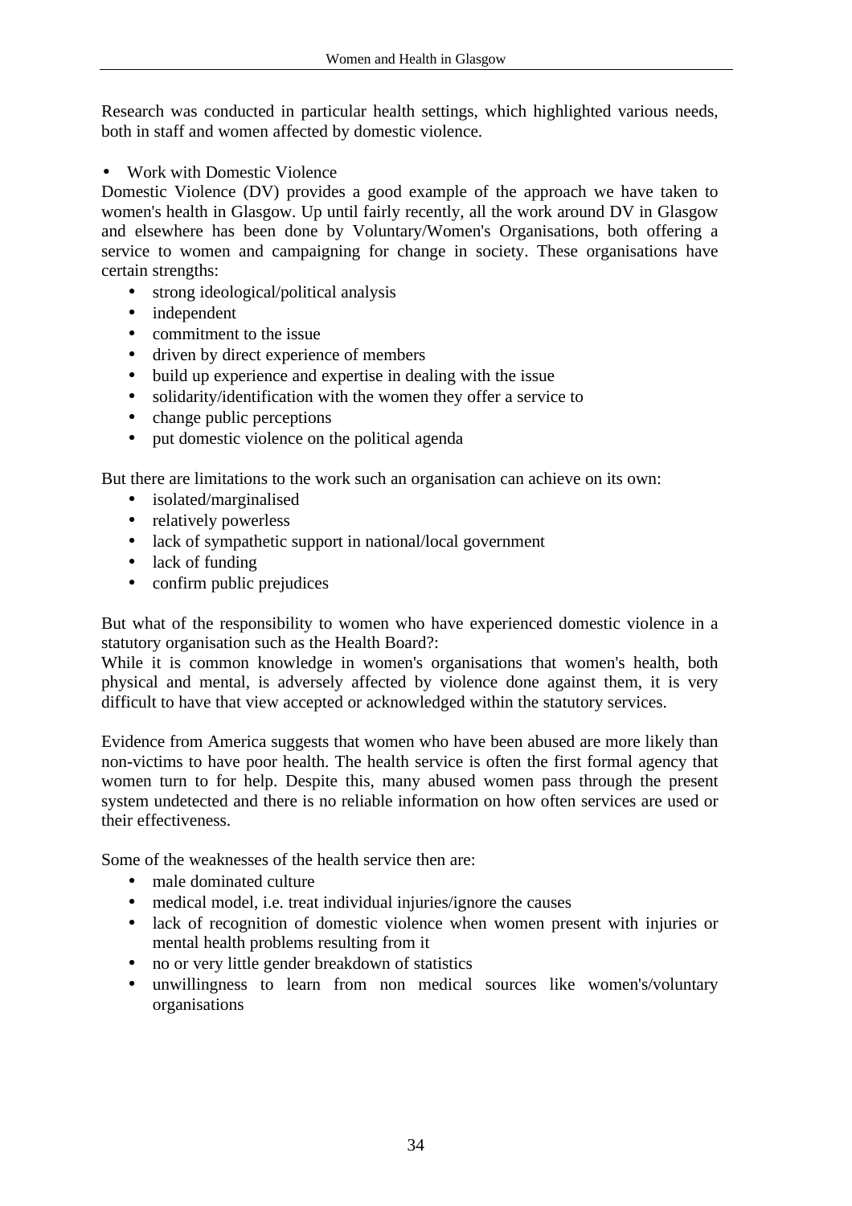Research was conducted in particular health settings, which highlighted various needs, both in staff and women affected by domestic violence.

- Work with Domestic Violence

Domestic Violence (DV) provides a good example of the approach we have taken to women's health in Glasgow. Up until fairly recently, all the work around DV in Glasgow and elsewhere has been done by Voluntary/Women's Organisations, both offering a service to women and campaigning for change in society. These organisations have certain strengths:

- strong ideological/political analysis
- independent
- commitment to the issue
- driven by direct experience of members
- build up experience and expertise in dealing with the issue
- solidarity/identification with the women they offer a service to
- change public perceptions
- put domestic violence on the political agenda

But there are limitations to the work such an organisation can achieve on its own:

- isolated/marginalised
- relatively powerless
- lack of sympathetic support in national/local government
- lack of funding
- confirm public prejudices

But what of the responsibility to women who have experienced domestic violence in a statutory organisation such as the Health Board?:

While it is common knowledge in women's organisations that women's health, both physical and mental, is adversely affected by violence done against them, it is very difficult to have that view accepted or acknowledged within the statutory services.

Evidence from America suggests that women who have been abused are more likely than non-victims to have poor health. The health service is often the first formal agency that women turn to for help. Despite this, many abused women pass through the present system undetected and there is no reliable information on how often services are used or their effectiveness.

Some of the weaknesses of the health service then are:

- male dominated culture
- medical model, i.e. treat individual injuries/ignore the causes
- lack of recognition of domestic violence when women present with injuries or mental health problems resulting from it
- no or very little gender breakdown of statistics
- unwillingness to learn from non medical sources like women's/voluntary organisations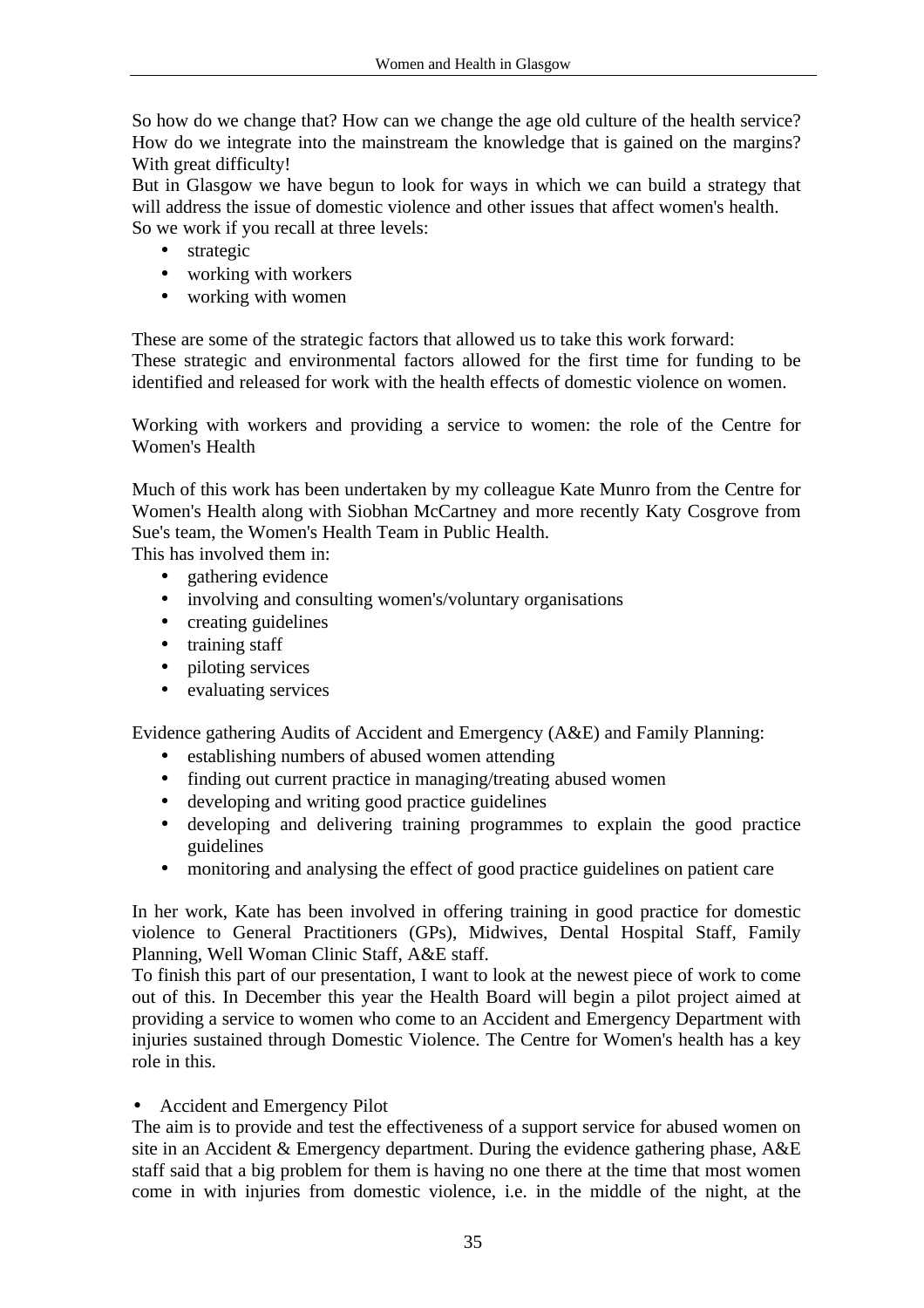So how do we change that? How can we change the age old culture of the health service? How do we integrate into the mainstream the knowledge that is gained on the margins? With great difficulty!

But in Glasgow we have begun to look for ways in which we can build a strategy that will address the issue of domestic violence and other issues that affect women's health.

So we work if you recall at three levels:

- strategic
- working with workers
- working with women

These are some of the strategic factors that allowed us to take this work forward:

These strategic and environmental factors allowed for the first time for funding to be identified and released for work with the health effects of domestic violence on women.

Working with workers and providing a service to women: the role of the Centre for Women's Health

Much of this work has been undertaken by my colleague Kate Munro from the Centre for Women's Health along with Siobhan McCartney and more recently Katy Cosgrove from Sue's team, the Women's Health Team in Public Health.

This has involved them in:

- gathering evidence
- involving and consulting women's/voluntary organisations
- creating guidelines
- training staff
- piloting services
- evaluating services

Evidence gathering Audits of Accident and Emergency (A&E) and Family Planning:

- establishing numbers of abused women attending
- finding out current practice in managing/treating abused women
- developing and writing good practice guidelines
- developing and delivering training programmes to explain the good practice guidelines
- monitoring and analysing the effect of good practice guidelines on patient care

In her work, Kate has been involved in offering training in good practice for domestic violence to General Practitioners (GPs), Midwives, Dental Hospital Staff, Family Planning, Well Woman Clinic Staff, A&E staff.

To finish this part of our presentation, I want to look at the newest piece of work to come out of this. In December this year the Health Board will begin a pilot project aimed at providing a service to women who come to an Accident and Emergency Department with injuries sustained through Domestic Violence. The Centre for Women's health has a key role in this.

- Accident and Emergency Pilot

The aim is to provide and test the effectiveness of a support service for abused women on site in an Accident & Emergency department. During the evidence gathering phase, A&E staff said that a big problem for them is having no one there at the time that most women come in with injuries from domestic violence, i.e. in the middle of the night, at the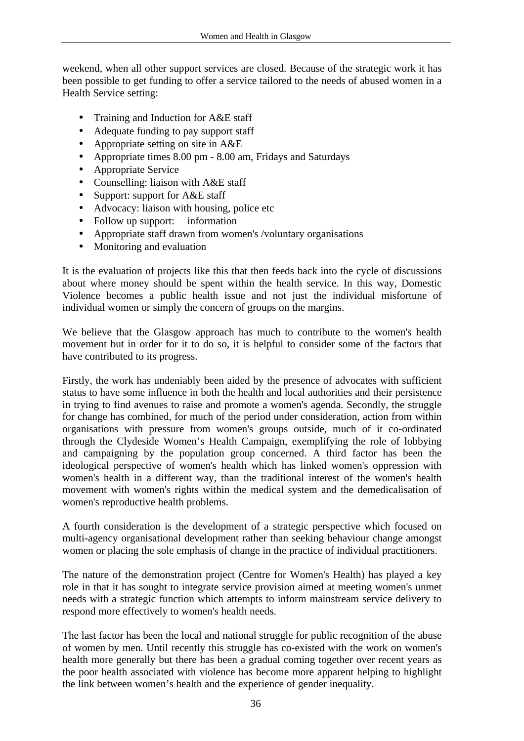weekend, when all other support services are closed. Because of the strategic work it has been possible to get funding to offer a service tailored to the needs of abused women in a Health Service setting:

- Training and Induction for A&E staff
- Adequate funding to pay support staff
- Appropriate setting on site in A&E
- Appropriate times 8.00 pm - 8.00 am, Fridays and Saturdays
- Appropriate Service
- Counselling: liaison with A&E staff
- Support: support for A&E staff
- Advocacy: liaison with housing, police etc
- Follow up support: information
- Appropriate staff drawn from women's /voluntary organisations
- Monitoring and evaluation

It is the evaluation of projects like this that then feeds back into the cycle of discussions about where money should be spent within the health service. In this way, Domestic Violence becomes a public health issue and not just the individual misfortune of individual women or simply the concern of groups on the margins.

We believe that the Glasgow approach has much to contribute to the women's health movement but in order for it to do so, it is helpful to consider some of the factors that have contributed to its progress.

Firstly, the work has undeniably been aided by the presence of advocates with sufficient status to have some influence in both the health and local authorities and their persistence in trying to find avenues to raise and promote a women's agenda. Secondly, the struggle for change has combined, for much of the period under consideration, action from within organisations with pressure from women's groups outside, much of it co-ordinated through the Clydeside Women's Health Campaign, exemplifying the role of lobbying and campaigning by the population group concerned. A third factor has been the ideological perspective of women's health which has linked women's oppression with women's health in a different way, than the traditional interest of the women's health movement with women's rights within the medical system and the demedicalisation of women's reproductive health problems.

A fourth consideration is the development of a strategic perspective which focused on multi-agency organisational development rather than seeking behaviour change amongst women or placing the sole emphasis of change in the practice of individual practitioners.

The nature of the demonstration project (Centre for Women's Health) has played a key role in that it has sought to integrate service provision aimed at meeting women's unmet needs with a strategic function which attempts to inform mainstream service delivery to respond more effectively to women's health needs.

The last factor has been the local and national struggle for public recognition of the abuse of women by men. Until recently this struggle has co-existed with the work on women's health more generally but there has been a gradual coming together over recent years as the poor health associated with violence has become more apparent helping to highlight the link between women's health and the experience of gender inequality.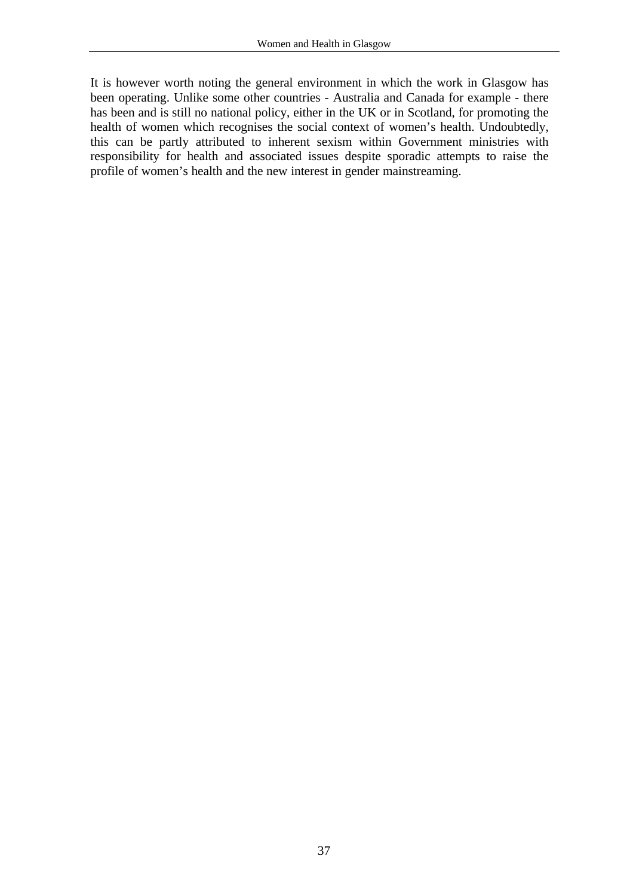It is however worth noting the general environment in which the work in Glasgow has been operating. Unlike some other countries - Australia and Canada for example - there has been and is still no national policy, either in the UK or in Scotland, for promoting the health of women which recognises the social context of women's health. Undoubtedly, this can be partly attributed to inherent sexism within Government ministries with responsibility for health and associated issues despite sporadic attempts to raise the profile of women's health and the new interest in gender mainstreaming.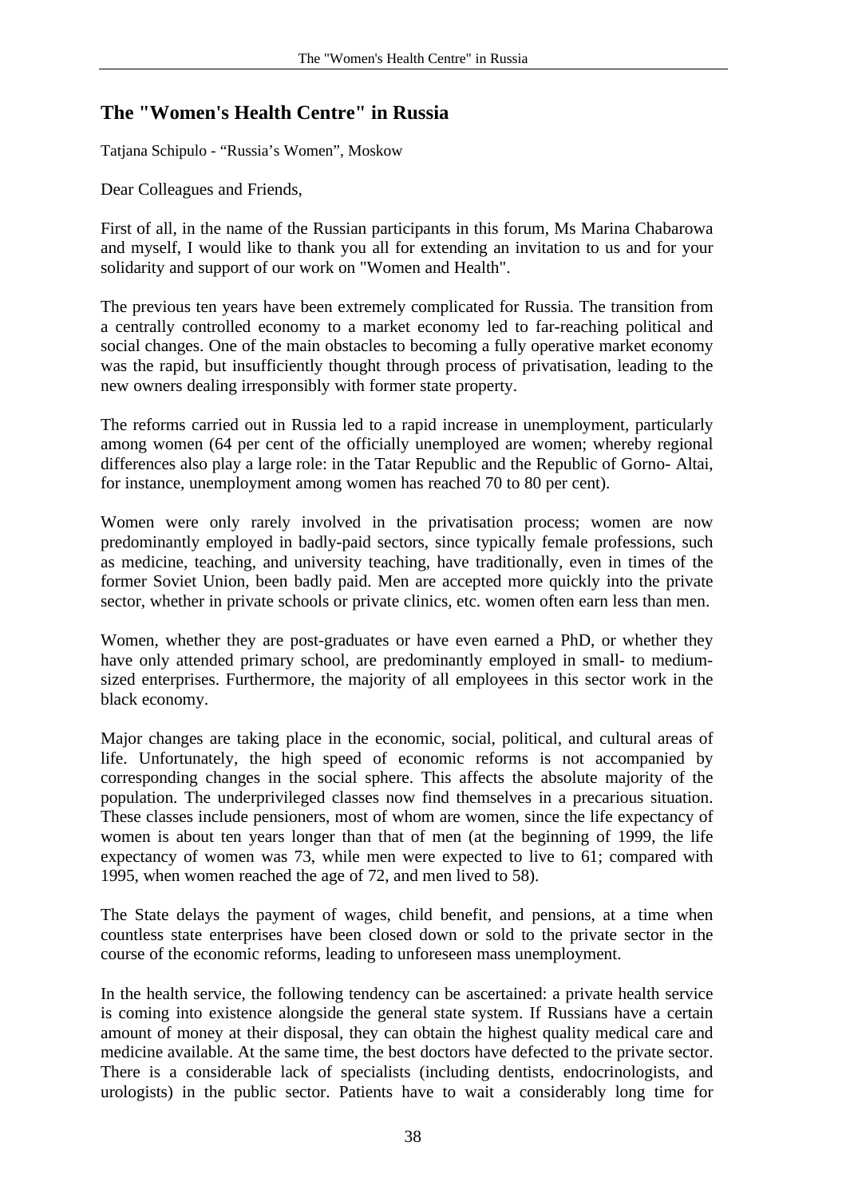## The "Women's Health Centre" in Russia

Tatjana Schipulo - “Russia’s Women”, Moskow

Dear Colleagues and Friends,

First of all, in the name of the Russian participants in this forum, Ms Marina Chabarowa and myself, I would like to thank you all for extending an invitation to us and for your solidarity and support of our work on "Women and Health".

The previous ten years have been extremely complicated for Russia. The transition from a centrally controlled economy to a market economy led to far-reaching political and social changes. One of the main obstacles to becoming a fully operative market economy was the rapid, but insufficiently thought through process of privatisation, leading to the new owners dealing irresponsibly with former state property.

The reforms carried out in Russia led to a rapid increase in unemployment, particularly among women (64 per cent of the officially unemployed are women; whereby regional differences also play a large role: in the Tatar Republic and the Republic of Gorno- Altai, for instance, unemployment among women has reached 70 to 80 per cent).

Women were only rarely involved in the privatisation process; women are now predominantly employed in badly-paid sectors, since typically female professions, such as medicine, teaching, and university teaching, have traditionally, even in times of the former Soviet Union, been badly paid. Men are accepted more quickly into the private sector, whether in private schools or private clinics, etc. women often earn less than men.

Women, whether they are post-graduates or have even earned a PhD, or whether they have only attended primary school, are predominantly employed in small- to medium-sized enterprises. Furthermore, the majority of all employees in this sector work in the black economy.

Major changes are taking place in the economic, social, political, and cultural areas of life. Unfortunately, the high speed of economic reforms is not accompanied by corresponding changes in the social sphere. This affects the absolute majority of the population. The underprivileged classes now find themselves in a precarious situation. These classes include pensioners, most of whom are women, since the life expectancy of women is about ten years longer than that of men (at the beginning of 1999, the life expectancy of women was 73, while men were expected to live to 61; compared with 1995, when women reached the age of 72, and men lived to 58).

The State delays the payment of wages, child benefit, and pensions, at a time when countless state enterprises have been closed down or sold to the private sector in the course of the economic reforms, leading to unforeseen mass unemployment.

In the health service, the following tendency can be ascertained: a private health service is coming into existence alongside the general state system. If Russians have a certain amount of money at their disposal, they can obtain the highest quality medical care and medicine available. At the same time, the best doctors have defected to the private sector. There is a considerable lack of specialists (including dentists, endocrinologists, and urologists) in the public sector. Patients have to wait a considerably long time for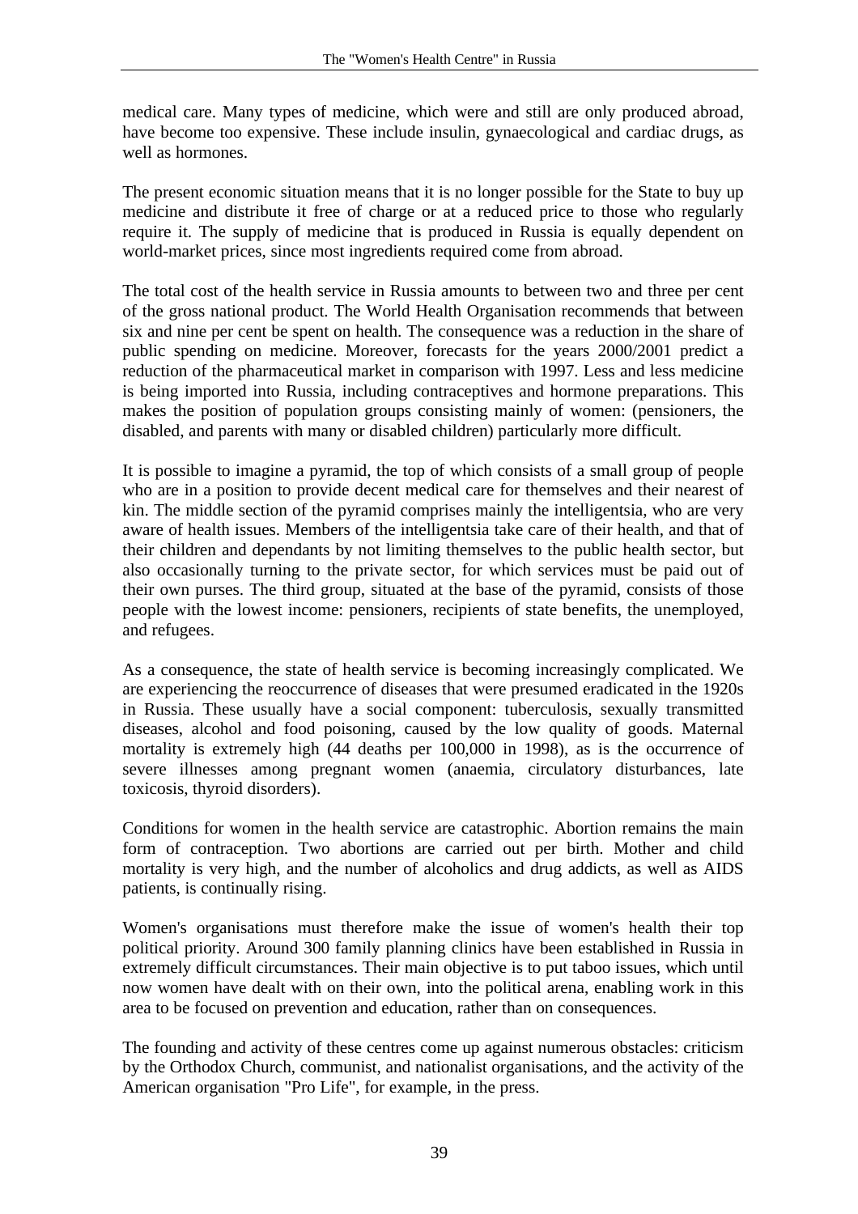medical care. Many types of medicine, which were and still are only produced abroad, have become too expensive. These include insulin, gynaecological and cardiac drugs, as well as hormones.

The present economic situation means that it is no longer possible for the State to buy up medicine and distribute it free of charge or at a reduced price to those who regularly require it. The supply of medicine that is produced in Russia is equally dependent on world-market prices, since most ingredients required come from abroad.

The total cost of the health service in Russia amounts to between two and three per cent of the gross national product. The World Health Organisation recommends that between six and nine per cent be spent on health. The consequence was a reduction in the share of public spending on medicine. Moreover, forecasts for the years 2000/2001 predict a reduction of the pharmaceutical market in comparison with 1997. Less and less medicine is being imported into Russia, including contraceptives and hormone preparations. This makes the position of population groups consisting mainly of women: (pensioners, the disabled, and parents with many or disabled children) particularly more difficult.

It is possible to imagine a pyramid, the top of which consists of a small group of people who are in a position to provide decent medical care for themselves and their nearest of kin. The middle section of the pyramid comprises mainly the intelligentsia, who are very aware of health issues. Members of the intelligentsia take care of their health, and that of their children and dependants by not limiting themselves to the public health sector, but also occasionally turning to the private sector, for which services must be paid out of their own purses. The third group, situated at the base of the pyramid, consists of those people with the lowest income: pensioners, recipients of state benefits, the unemployed, and refugees.

As a consequence, the state of health service is becoming increasingly complicated. We are experiencing the reoccurrence of diseases that were presumed eradicated in the 1920s in Russia. These usually have a social component: tuberculosis, sexually transmitted diseases, alcohol and food poisoning, caused by the low quality of goods. Maternal mortality is extremely high (44 deaths per 100,000 in 1998), as is the occurrence of severe illnesses among pregnant women (anaemia, circulatory disturbances, late toxicosis, thyroid disorders).

Conditions for women in the health service are catastrophic. Abortion remains the main form of contraception. Two abortions are carried out per birth. Mother and child mortality is very high, and the number of alcoholics and drug addicts, as well as AIDS patients, is continually rising.

Women's organisations must therefore make the issue of women's health their top political priority. Around 300 family planning clinics have been established in Russia in extremely difficult circumstances. Their main objective is to put taboo issues, which until now women have dealt with on their own, into the political arena, enabling work in this area to be focused on prevention and education, rather than on consequences.

The founding and activity of these centres come up against numerous obstacles: criticism by the Orthodox Church, communist, and nationalist organisations, and the activity of the American organisation "Pro Life", for example, in the press.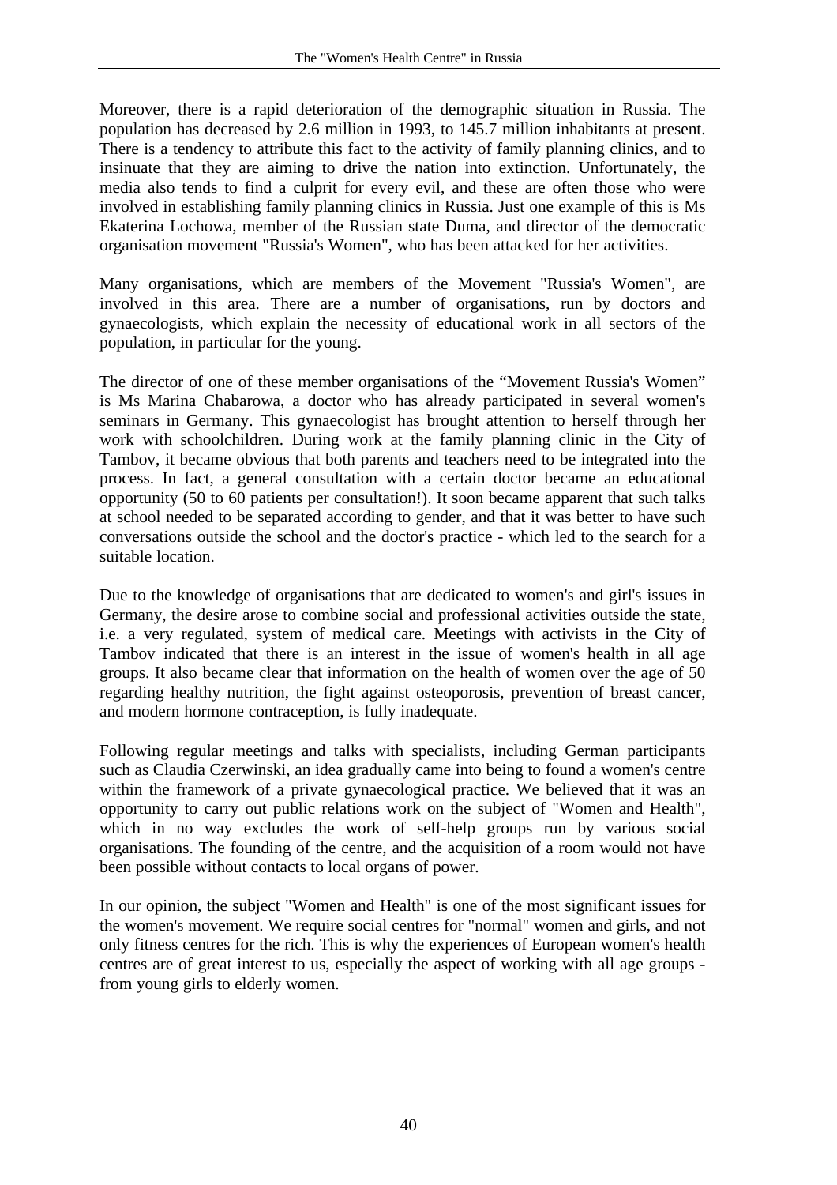Moreover, there is a rapid deterioration of the demographic situation in Russia. The population has decreased by 2.6 million in 1993, to 145.7 million inhabitants at present. There is a tendency to attribute this fact to the activity of family planning clinics, and to insinuate that they are aiming to drive the nation into extinction. Unfortunately, the media also tends to find a culprit for every evil, and these are often those who were involved in establishing family planning clinics in Russia. Just one example of this is Ms Ekaterina Lochowa, member of the Russian state Duma, and director of the democratic organisation movement "Russia's Women", who has been attacked for her activities.

Many organisations, which are members of the Movement "Russia's Women", are involved in this area. There are a number of organisations, run by doctors and gynaecologists, which explain the necessity of educational work in all sectors of the population, in particular for the young.

The director of one of these member organisations of the “Movement Russia's Women” is Ms Marina Chabarowa, a doctor who has already participated in several women's seminars in Germany. This gynaecologist has brought attention to herself through her work with schoolchildren. During work at the family planning clinic in the City of Tambov, it became obvious that both parents and teachers need to be integrated into the process. In fact, a general consultation with a certain doctor became an educational opportunity (50 to 60 patients per consultation!). It soon became apparent that such talks at school needed to be separated according to gender, and that it was better to have such conversations outside the school and the doctor's practice - which led to the search for a suitable location.

Due to the knowledge of organisations that are dedicated to women's and girl's issues in Germany, the desire arose to combine social and professional activities outside the state, i.e. a very regulated, system of medical care. Meetings with activists in the City of Tambov indicated that there is an interest in the issue of women's health in all age groups. It also became clear that information on the health of women over the age of 50 regarding healthy nutrition, the fight against osteoporosis, prevention of breast cancer, and modern hormone contraception, is fully inadequate.

Following regular meetings and talks with specialists, including German participants such as Claudia Czerwinski, an idea gradually came into being to found a women's centre within the framework of a private gynaecological practice. We believed that it was an opportunity to carry out public relations work on the subject of "Women and Health", which in no way excludes the work of self-help groups run by various social organisations. The founding of the centre, and the acquisition of a room would not have been possible without contacts to local organs of power.

In our opinion, the subject "Women and Health" is one of the most significant issues for the women's movement. We require social centres for "normal" women and girls, and not only fitness centres for the rich. This is why the experiences of European women's health centres are of great interest to us, especially the aspect of working with all age groups - from young girls to elderly women.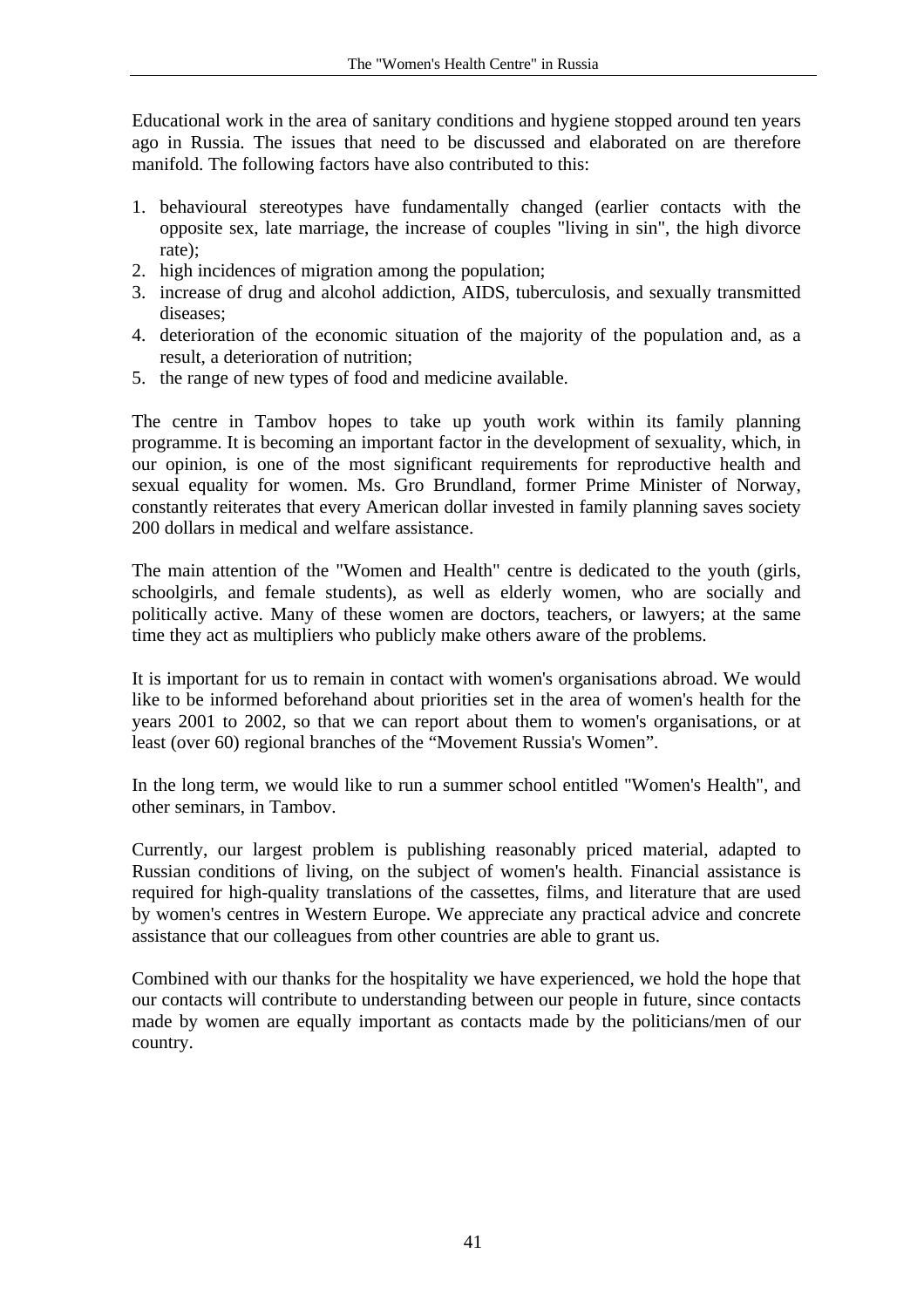Educational work in the area of sanitary conditions and hygiene stopped around ten years ago in Russia. The issues that need to be discussed and elaborated on are therefore manifold. The following factors have also contributed to this:

1. behavioural stereotypes have fundamentally changed (earlier contacts with the opposite sex, late marriage, the increase of couples "living in sin", the high divorce rate);
2. high incidences of migration among the population;
3. increase of drug and alcohol addiction, AIDS, tuberculosis, and sexually transmitted diseases;
4. deterioration of the economic situation of the majority of the population and, as a result, a deterioration of nutrition;
5. the range of new types of food and medicine available.

The centre in Tambov hopes to take up youth work within its family planning programme. It is becoming an important factor in the development of sexuality, which, in our opinion, is one of the most significant requirements for reproductive health and sexual equality for women. Ms. Gro Brundland, former Prime Minister of Norway, constantly reiterates that every American dollar invested in family planning saves society 200 dollars in medical and welfare assistance.

The main attention of the "Women and Health" centre is dedicated to the youth (girls, schoolgirls, and female students), as well as elderly women, who are socially and politically active. Many of these women are doctors, teachers, or lawyers; at the same time they act as multipliers who publicly make others aware of the problems.

It is important for us to remain in contact with women's organisations abroad. We would like to be informed beforehand about priorities set in the area of women's health for the years 2001 to 2002, so that we can report about them to women's organisations, or at least (over 60) regional branches of the “Movement Russia's Women”.

In the long term, we would like to run a summer school entitled "Women's Health", and other seminars, in Tambov.

Currently, our largest problem is publishing reasonably priced material, adapted to Russian conditions of living, on the subject of women's health. Financial assistance is required for high-quality translations of the cassettes, films, and literature that are used by women's centres in Western Europe. We appreciate any practical advice and concrete assistance that our colleagues from other countries are able to grant us.

Combined with our thanks for the hospitality we have experienced, we hold the hope that our contacts will contribute to understanding between our people in future, since contacts made by women are equally important as contacts made by the politicians/men of our country.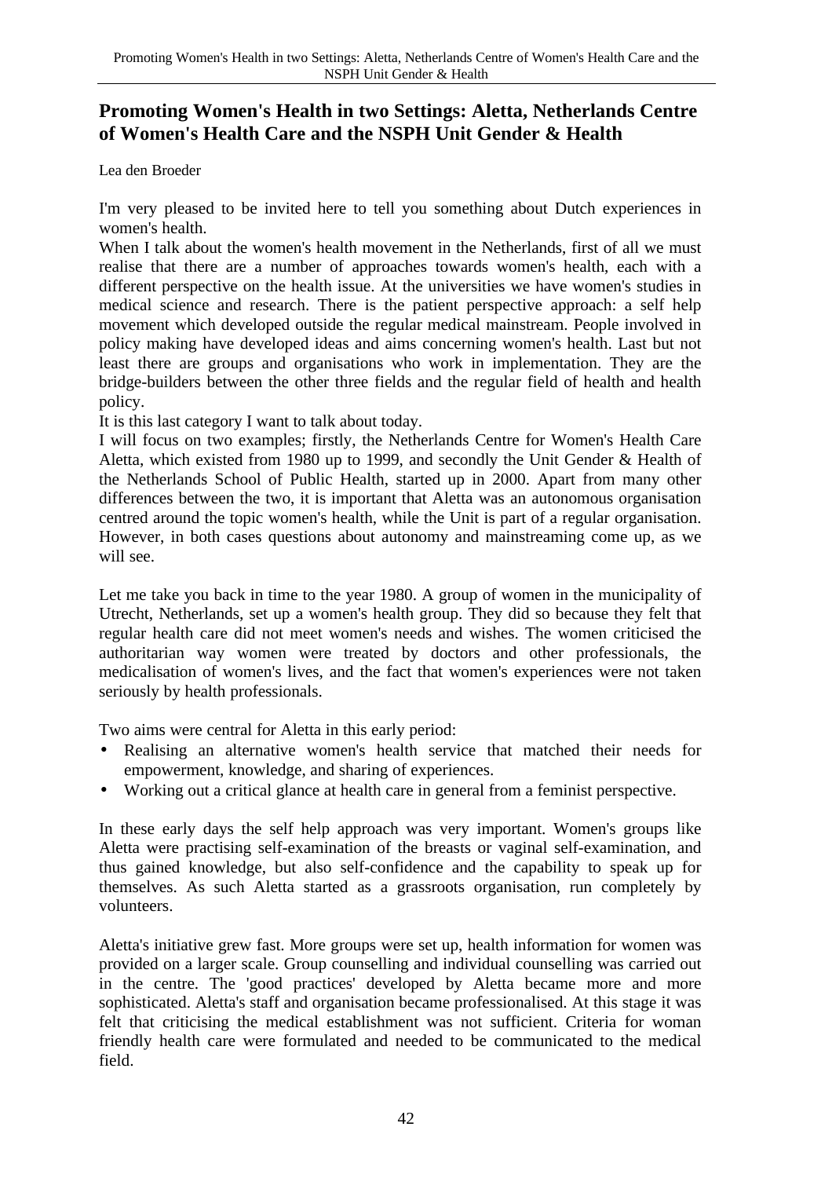# Promoting Women's Health in two Settings: Aletta, Netherlands Centre of Women's Health Care and the NSPH Unit Gender & Health

Lea den Broeder

I'm very pleased to be invited here to tell you something about Dutch experiences in women's health.

When I talk about the women's health movement in the Netherlands, first of all we must realise that there are a number of approaches towards women's health, each with a different perspective on the health issue. At the universities we have women's studies in medical science and research. There is the patient perspective approach: a self help movement which developed outside the regular medical mainstream. People involved in policy making have developed ideas and aims concerning women's health. Last but not least there are groups and organisations who work in implementation. They are the bridge-builders between the other three fields and the regular field of health and health policy.

It is this last category I want to talk about today.

I will focus on two examples; firstly, the Netherlands Centre for Women's Health Care Aletta, which existed from 1980 up to 1999, and secondly the Unit Gender & Health of the Netherlands School of Public Health, started up in 2000. Apart from many other differences between the two, it is important that Aletta was an autonomous organisation centred around the topic women's health, while the Unit is part of a regular organisation. However, in both cases questions about autonomy and mainstreaming come up, as we will see.

Let me take you back in time to the year 1980. A group of women in the municipality of Utrecht, Netherlands, set up a women's health group. They did so because they felt that regular health care did not meet women's needs and wishes. The women criticised the authoritarian way women were treated by doctors and other professionals, the medicalisation of women's lives, and the fact that women's experiences were not taken seriously by health professionals.

Two aims were central for Aletta in this early period:

- Realising an alternative women's health service that matched their needs for empowerment, knowledge, and sharing of experiences.
- Working out a critical glance at health care in general from a feminist perspective.

In these early days the self help approach was very important. Women's groups like Aletta were practising self-examination of the breasts or vaginal self-examination, and thus gained knowledge, but also self-confidence and the capability to speak up for themselves. As such Aletta started as a grassroots organisation, run completely by volunteers.

Aletta's initiative grew fast. More groups were set up, health information for women was provided on a larger scale. Group counselling and individual counselling was carried out in the centre. The 'good practices' developed by Aletta became more and more sophisticated. Aletta's staff and organisation became professionalised. At this stage it was felt that criticising the medical establishment was not sufficient. Criteria for woman friendly health care were formulated and needed to be communicated to the medical field.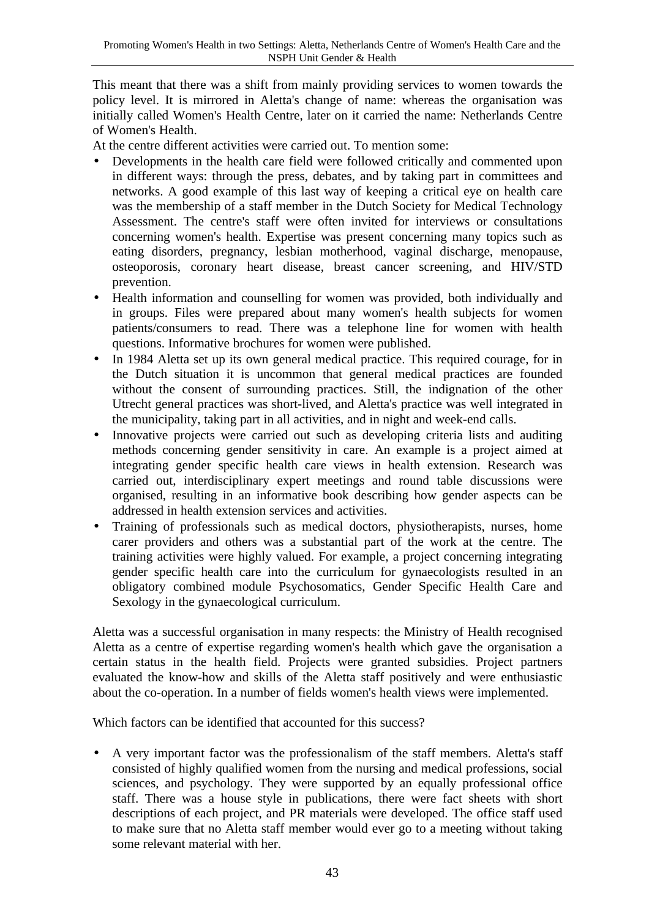This meant that there was a shift from mainly providing services to women towards the policy level. It is mirrored in Aletta's change of name: whereas the organisation was initially called Women's Health Centre, later on it carried the name: Netherlands Centre of Women's Health.

At the centre different activities were carried out. To mention some:

- Developments in the health care field were followed critically and commented upon in different ways: through the press, debates, and by taking part in committees and networks. A good example of this last way of keeping a critical eye on health care was the membership of a staff member in the Dutch Society for Medical Technology Assessment. The centre's staff were often invited for interviews or consultations concerning women's health. Expertise was present concerning many topics such as eating disorders, pregnancy, lesbian motherhood, vaginal discharge, menopause, osteoporosis, coronary heart disease, breast cancer screening, and HIV/STD prevention.
- Health information and counselling for women was provided, both individually and in groups. Files were prepared about many women's health subjects for women patients/consumers to read. There was a telephone line for women with health questions. Informative brochures for women were published.
- In 1984 Aletta set up its own general medical practice. This required courage, for in the Dutch situation it is uncommon that general medical practices are founded without the consent of surrounding practices. Still, the indignation of the other Utrecht general practices was short-lived, and Aletta's practice was well integrated in the municipality, taking part in all activities, and in night and week-end calls.
- Innovative projects were carried out such as developing criteria lists and auditing methods concerning gender sensitivity in care. An example is a project aimed at integrating gender specific health care views in health extension. Research was carried out, interdisciplinary expert meetings and round table discussions were organised, resulting in an informative book describing how gender aspects can be addressed in health extension services and activities.
- Training of professionals such as medical doctors, physiotherapists, nurses, home carer providers and others was a substantial part of the work at the centre. The training activities were highly valued. For example, a project concerning integrating gender specific health care into the curriculum for gynaecologists resulted in an obligatory combined module Psychosomatics, Gender Specific Health Care and Sexology in the gynaecological curriculum.

Aletta was a successful organisation in many respects: the Ministry of Health recognised Aletta as a centre of expertise regarding women's health which gave the organisation a certain status in the health field. Projects were granted subsidies. Project partners evaluated the know-how and skills of the Aletta staff positively and were enthusiastic about the co-operation. In a number of fields women's health views were implemented.

Which factors can be identified that accounted for this success?

- A very important factor was the professionalism of the staff members. Aletta's staff consisted of highly qualified women from the nursing and medical professions, social sciences, and psychology. They were supported by an equally professional office staff. There was a house style in publications, there were fact sheets with short descriptions of each project, and PR materials were developed. The office staff used to make sure that no Aletta staff member would ever go to a meeting without taking some relevant material with her.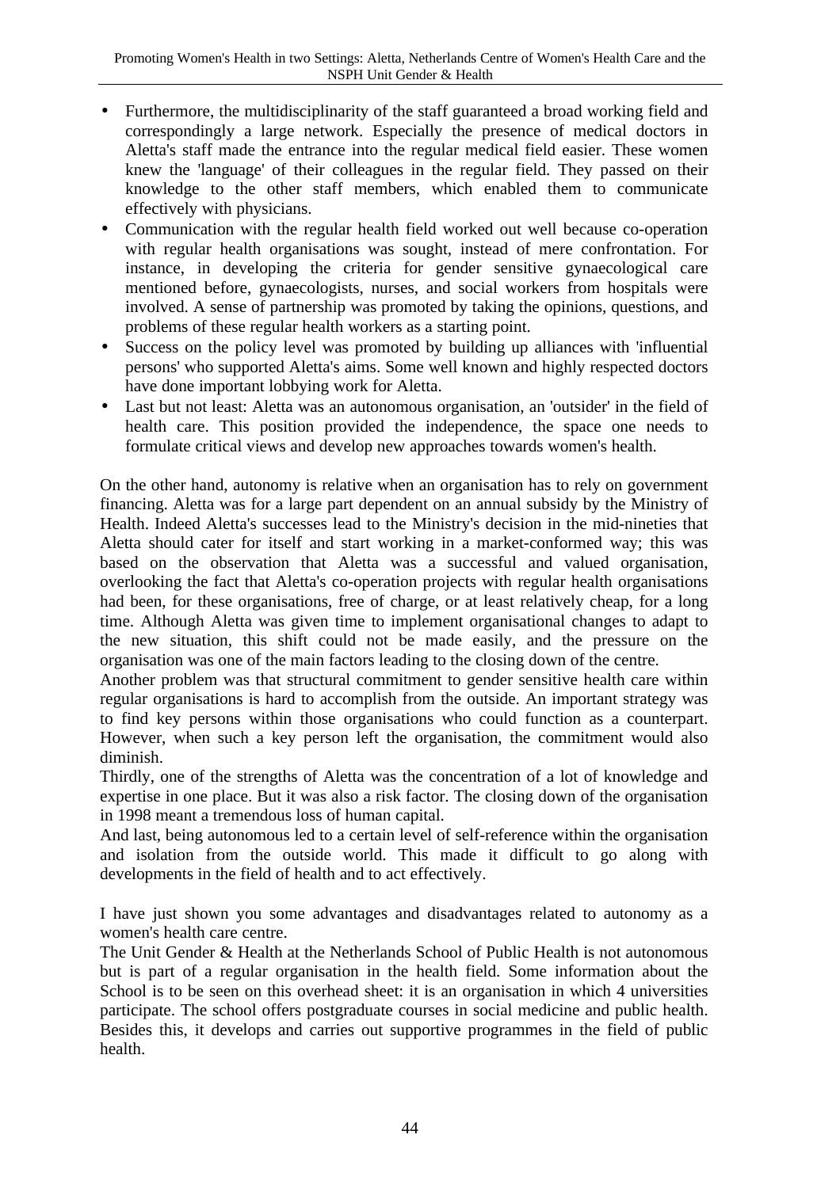- Furthermore, the multidisciplinarity of the staff guaranteed a broad working field and correspondingly a large network. Especially the presence of medical doctors in Aletta's staff made the entrance into the regular medical field easier. These women knew the 'language' of their colleagues in the regular field. They passed on their knowledge to the other staff members, which enabled them to communicate effectively with physicians.
- Communication with the regular health field worked out well because co-operation with regular health organisations was sought, instead of mere confrontation. For instance, in developing the criteria for gender sensitive gynaecological care mentioned before, gynaecologists, nurses, and social workers from hospitals were involved. A sense of partnership was promoted by taking the opinions, questions, and problems of these regular health workers as a starting point.
- Success on the policy level was promoted by building up alliances with 'influential persons' who supported Aletta's aims. Some well known and highly respected doctors have done important lobbying work for Aletta.
- Last but not least: Aletta was an autonomous organisation, an 'outsider' in the field of health care. This position provided the independence, the space one needs to formulate critical views and develop new approaches towards women's health.

On the other hand, autonomy is relative when an organisation has to rely on government financing. Aletta was for a large part dependent on an annual subsidy by the Ministry of Health. Indeed Aletta's successes lead to the Ministry's decision in the mid-nineties that Aletta should cater for itself and start working in a market-conformed way; this was based on the observation that Aletta was a successful and valued organisation, overlooking the fact that Aletta's co-operation projects with regular health organisations had been, for these organisations, free of charge, or at least relatively cheap, for a long time. Although Aletta was given time to implement organisational changes to adapt to the new situation, this shift could not be made easily, and the pressure on the organisation was one of the main factors leading to the closing down of the centre.

Another problem was that structural commitment to gender sensitive health care within regular organisations is hard to accomplish from the outside. An important strategy was to find key persons within those organisations who could function as a counterpart. However, when such a key person left the organisation, the commitment would also diminish.

Thirdly, one of the strengths of Aletta was the concentration of a lot of knowledge and expertise in one place. But it was also a risk factor. The closing down of the organisation in 1998 meant a tremendous loss of human capital.

And last, being autonomous led to a certain level of self-reference within the organisation and isolation from the outside world. This made it difficult to go along with developments in the field of health and to act effectively.

I have just shown you some advantages and disadvantages related to autonomy as a women's health care centre.

The Unit Gender & Health at the Netherlands School of Public Health is not autonomous but is part of a regular organisation in the health field. Some information about the School is to be seen on this overhead sheet: it is an organisation in which 4 universities participate. The school offers postgraduate courses in social medicine and public health. Besides this, it develops and carries out supportive programmes in the field of public health.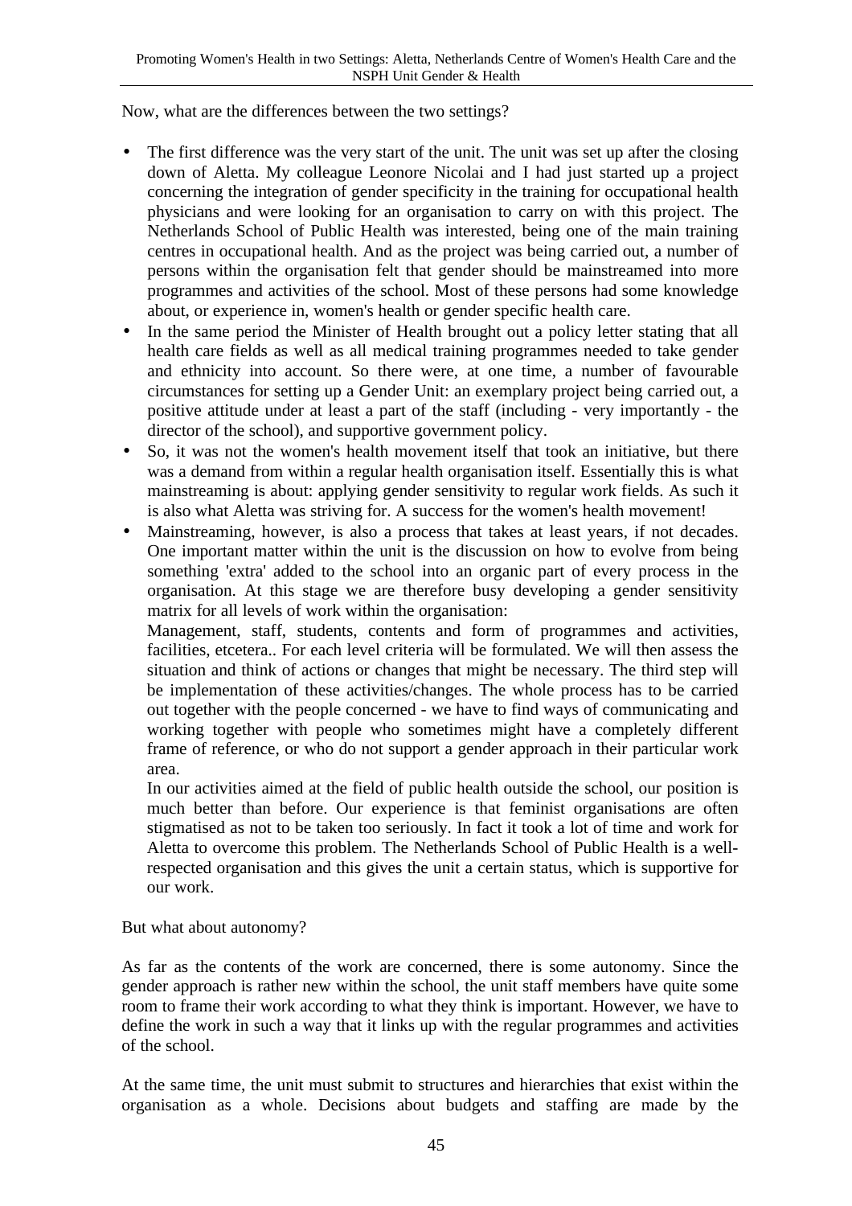Now, what are the differences between the two settings?

- The first difference was the very start of the unit. The unit was set up after the closing down of Aletta. My colleague Leonore Nicolai and I had just started up a project concerning the integration of gender specificity in the training for occupational health physicians and were looking for an organisation to carry on with this project. The Netherlands School of Public Health was interested, being one of the main training centres in occupational health. And as the project was being carried out, a number of persons within the organisation felt that gender should be mainstreamed into more programmes and activities of the school. Most of these persons had some knowledge about, or experience in, women's health or gender specific health care.
- In the same period the Minister of Health brought out a policy letter stating that all health care fields as well as all medical training programmes needed to take gender and ethnicity into account. So there were, at one time, a number of favourable circumstances for setting up a Gender Unit: an exemplary project being carried out, a positive attitude under at least a part of the staff (including - very importantly - the director of the school), and supportive government policy.
- So, it was not the women's health movement itself that took an initiative, but there was a demand from within a regular health organisation itself. Essentially this is what mainstreaming is about: applying gender sensitivity to regular work fields. As such it is also what Aletta was striving for. A success for the women's health movement!
- Mainstreaming, however, is also a process that takes at least years, if not decades. One important matter within the unit is the discussion on how to evolve from being something 'extra' added to the school into an organic part of every process in the organisation. At this stage we are therefore busy developing a gender sensitivity matrix for all levels of work within the organisation:

  Management, staff, students, contents and form of programmes and activities, facilities, etcetera.. For each level criteria will be formulated. We will then assess the situation and think of actions or changes that might be necessary. The third step will be implementation of these activities/changes. The whole process has to be carried out together with the people concerned - we have to find ways of communicating and working together with people who sometimes might have a completely different frame of reference, or who do not support a gender approach in their particular work area.

  In our activities aimed at the field of public health outside the school, our position is much better than before. Our experience is that feminist organisations are often stigmatised as not to be taken too seriously. In fact it took a lot of time and work for Aletta to overcome this problem. The Netherlands School of Public Health is a well-respected organisation and this gives the unit a certain status, which is supportive for our work.

But what about autonomy?

As far as the contents of the work are concerned, there is some autonomy. Since the gender approach is rather new within the school, the unit staff members have quite some room to frame their work according to what they think is important. However, we have to define the work in such a way that it links up with the regular programmes and activities of the school.

At the same time, the unit must submit to structures and hierarchies that exist within the organisation as a whole. Decisions about budgets and staffing are made by the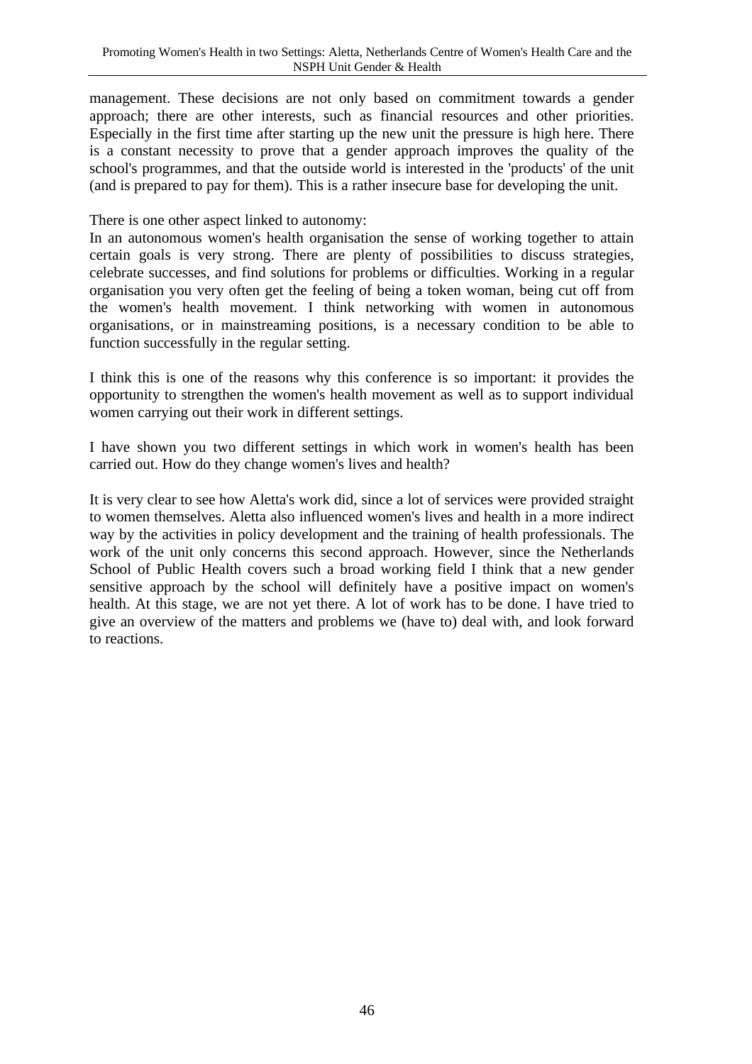management. These decisions are not only based on commitment towards a gender approach; there are other interests, such as financial resources and other priorities. Especially in the first time after starting up the new unit the pressure is high here. There is a constant necessity to prove that a gender approach improves the quality of the school's programmes, and that the outside world is interested in the 'products' of the unit (and is prepared to pay for them). This is a rather insecure base for developing the unit.

There is one other aspect linked to autonomy:
In an autonomous women's health organisation the sense of working together to attain certain goals is very strong. There are plenty of possibilities to discuss strategies, celebrate successes, and find solutions for problems or difficulties. Working in a regular organisation you very often get the feeling of being a token woman, being cut off from the women's health movement. I think networking with women in autonomous organisations, or in mainstreaming positions, is a necessary condition to be able to function successfully in the regular setting.

I think this is one of the reasons why this conference is so important: it provides the opportunity to strengthen the women's health movement as well as to support individual women carrying out their work in different settings.

I have shown you two different settings in which work in women's health has been carried out. How do they change women's lives and health?

It is very clear to see how Aletta's work did, since a lot of services were provided straight to women themselves. Aletta also influenced women's lives and health in a more indirect way by the activities in policy development and the training of health professionals. The work of the unit only concerns this second approach. However, since the Netherlands School of Public Health covers such a broad working field I think that a new gender sensitive approach by the school will definitely have a positive impact on women's health. At this stage, we are not yet there. A lot of work has to be done. I have tried to give an overview of the matters and problems we (have to) deal with, and look forward to reactions.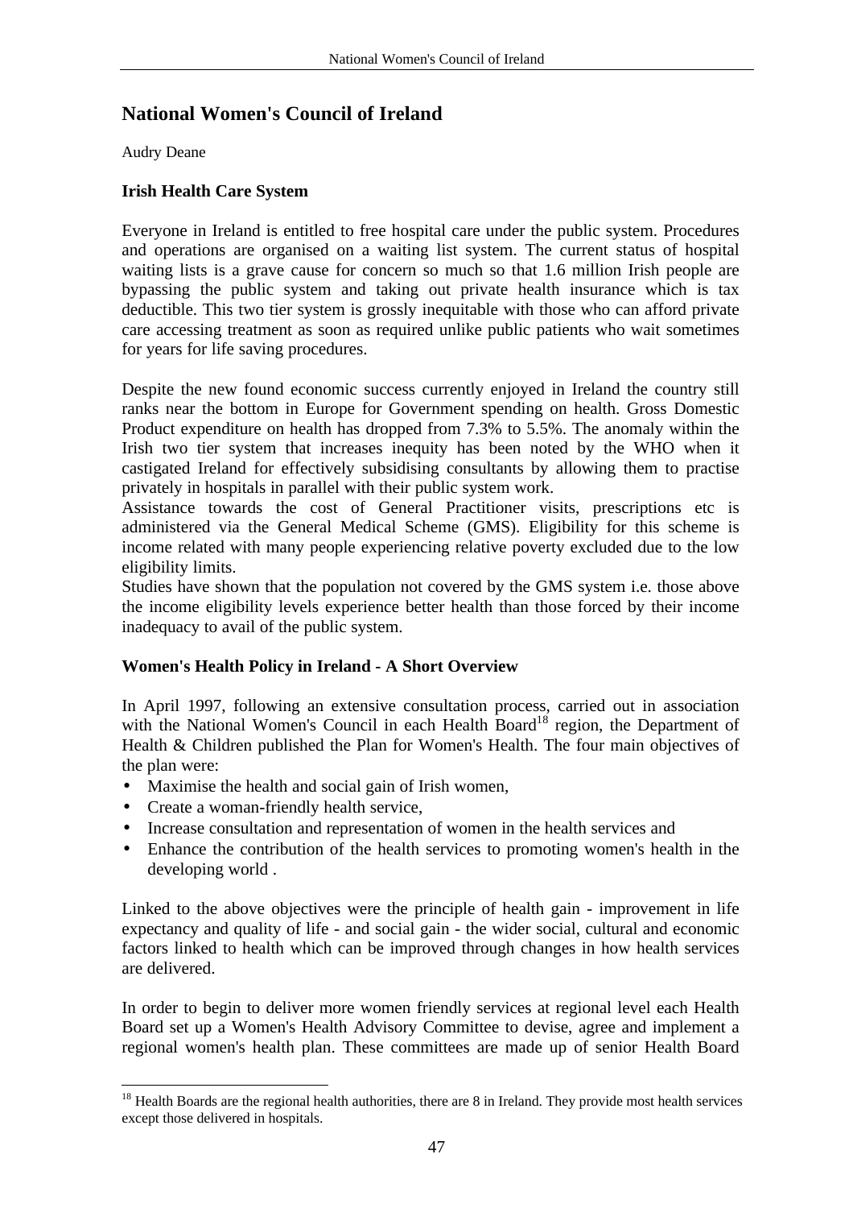# National Women's Council of Ireland

Audry Deane

### Irish Health Care System

Everyone in Ireland is entitled to free hospital care under the public system. Procedures and operations are organised on a waiting list system. The current status of hospital waiting lists is a grave cause for concern so much so that 1.6 million Irish people are bypassing the public system and taking out private health insurance which is tax deductible. This two tier system is grossly inequitable with those who can afford private care accessing treatment as soon as required unlike public patients who wait sometimes for years for life saving procedures.

Despite the new found economic success currently enjoyed in Ireland the country still ranks near the bottom in Europe for Government spending on health. Gross Domestic Product expenditure on health has dropped from 7.3% to 5.5%. The anomaly within the Irish two tier system that increases inequity has been noted by the WHO when it castigated Ireland for effectively subsidising consultants by allowing them to practise privately in hospitals in parallel with their public system work.
Assistance towards the cost of General Practitioner visits, prescriptions etc is administered via the General Medical Scheme (GMS). Eligibility for this scheme is income related with many people experiencing relative poverty excluded due to the low eligibility limits.
Studies have shown that the population not covered by the GMS system i.e. those above the income eligibility levels experience better health than those forced by their income inadequacy to avail of the public system.

### Women's Health Policy in Ireland - A Short Overview

In April 1997, following an extensive consultation process, carried out in association with the National Women's Council in each Health Board[18] region, the Department of Health & Children published the Plan for Women's Health. The four main objectives of the plan were:

- Maximise the health and social gain of Irish women,
- Create a woman-friendly health service,
- Increase consultation and representation of women in the health services and
- Enhance the contribution of the health services to promoting women's health in the developing world .

Linked to the above objectives were the principle of health gain - improvement in life expectancy and quality of life - and social gain - the wider social, cultural and economic factors linked to health which can be improved through changes in how health services are delivered.

In order to begin to deliver more women friendly services at regional level each Health Board set up a Women's Health Advisory Committee to devise, agree and implement a regional women's health plan. These committees are made up of senior Health Board

[18] Health Boards are the regional health authorities, there are 8 in Ireland. They provide most health services except those delivered in hospitals.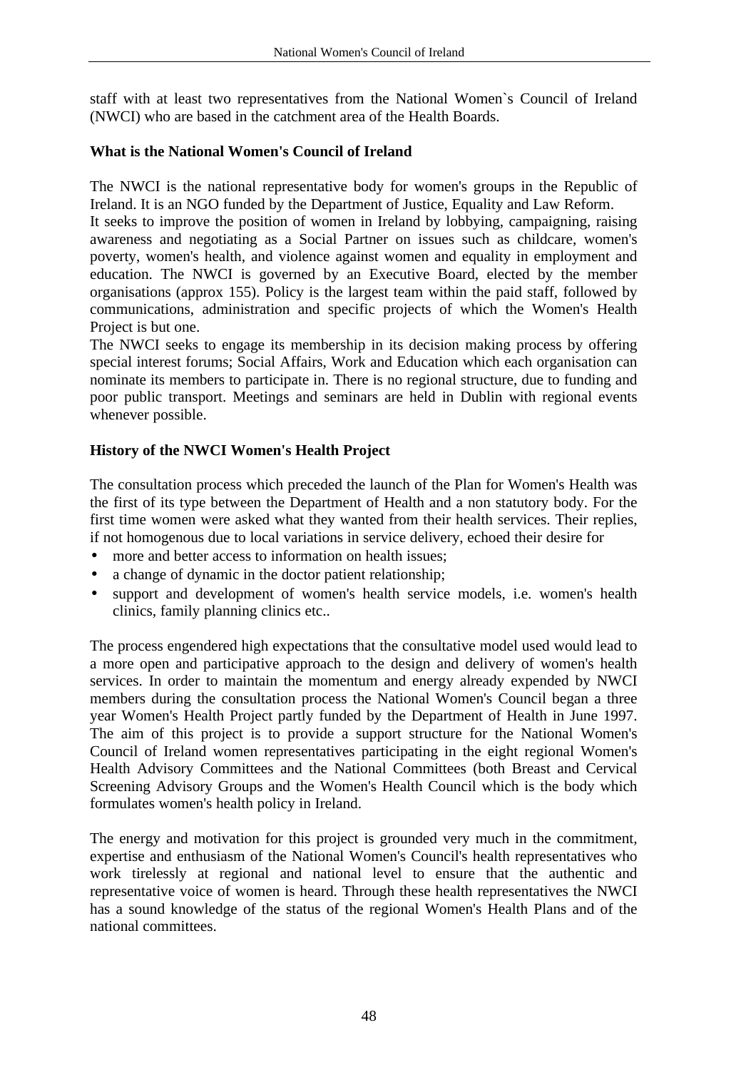staff with at least two representatives from the National Women`s Council of Ireland (NWCI) who are based in the catchment area of the Health Boards.

**What is the National Women's Council of Ireland**

The NWCI is the national representative body for women's groups in the Republic of Ireland. It is an NGO funded by the Department of Justice, Equality and Law Reform.
It seeks to improve the position of women in Ireland by lobbying, campaigning, raising awareness and negotiating as a Social Partner on issues such as childcare, women's poverty, women's health, and violence against women and equality in employment and education. The NWCI is governed by an Executive Board, elected by the member organisations (approx 155). Policy is the largest team within the paid staff, followed by communications, administration and specific projects of which the Women's Health Project is but one.
The NWCI seeks to engage its membership in its decision making process by offering special interest forums; Social Affairs, Work and Education which each organisation can nominate its members to participate in. There is no regional structure, due to funding and poor public transport. Meetings and seminars are held in Dublin with regional events whenever possible.

**History of the NWCI Women's Health Project**

The consultation process which preceded the launch of the Plan for Women's Health was the first of its type between the Department of Health and a non statutory body. For the first time women were asked what they wanted from their health services. Their replies, if not homogenous due to local variations in service delivery, echoed their desire for

- more and better access to information on health issues;
- a change of dynamic in the doctor patient relationship;
- support and development of women's health service models, i.e. women's health clinics, family planning clinics etc..

The process engendered high expectations that the consultative model used would lead to a more open and participative approach to the design and delivery of women's health services. In order to maintain the momentum and energy already expended by NWCI members during the consultation process the National Women's Council began a three year Women's Health Project partly funded by the Department of Health in June 1997. The aim of this project is to provide a support structure for the National Women's Council of Ireland women representatives participating in the eight regional Women's Health Advisory Committees and the National Committees (both Breast and Cervical Screening Advisory Groups and the Women's Health Council which is the body which formulates women's health policy in Ireland.

The energy and motivation for this project is grounded very much in the commitment, expertise and enthusiasm of the National Women's Council's health representatives who work tirelessly at regional and national level to ensure that the authentic and representative voice of women is heard. Through these health representatives the NWCI has a sound knowledge of the status of the regional Women's Health Plans and of the national committees.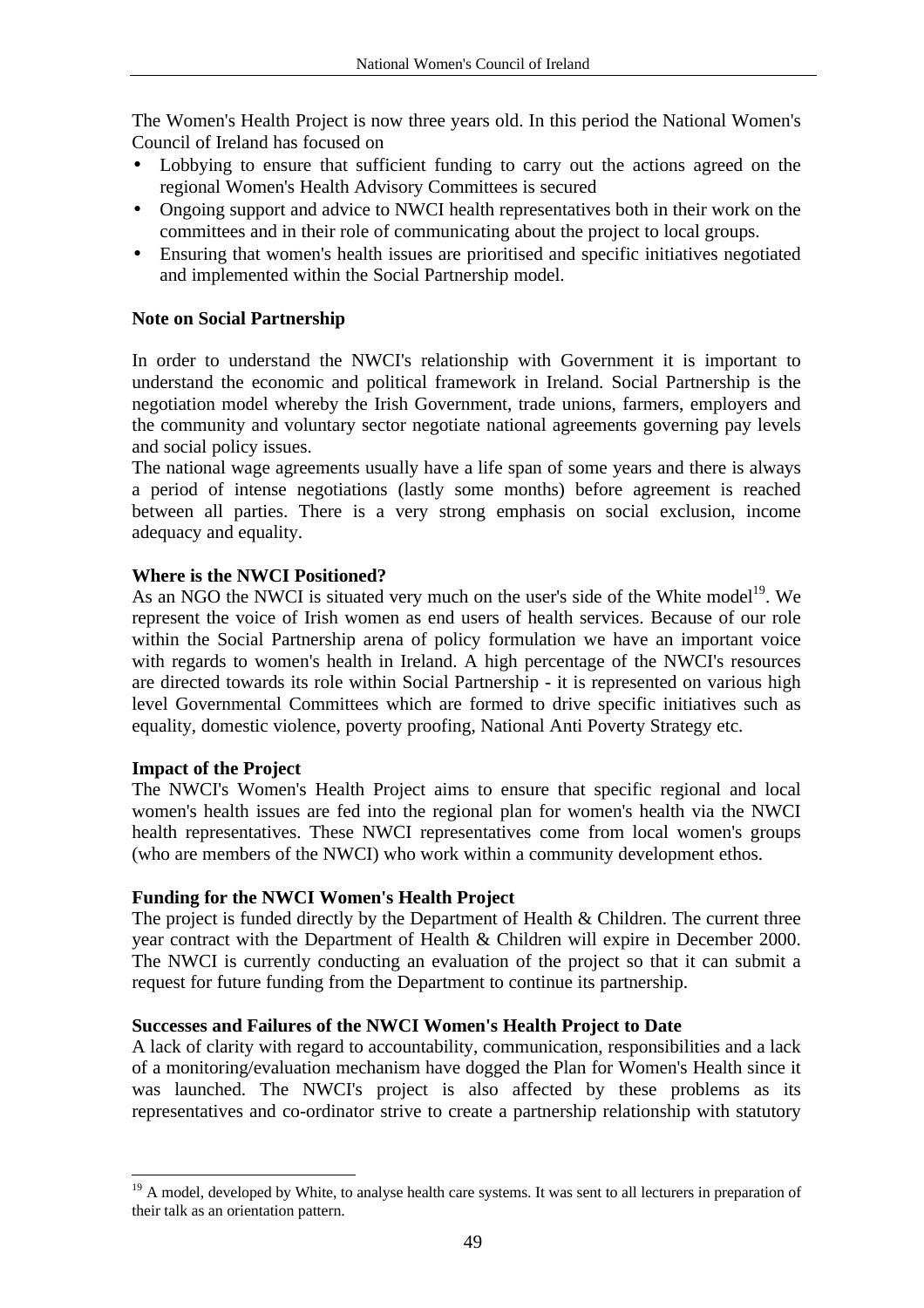The Women's Health Project is now three years old. In this period the National Women's Council of Ireland has focused on

- Lobbying to ensure that sufficient funding to carry out the actions agreed on the regional Women's Health Advisory Committees is secured
- Ongoing support and advice to NWCI health representatives both in their work on the committees and in their role of communicating about the project to local groups.
- Ensuring that women's health issues are prioritised and specific initiatives negotiated and implemented within the Social Partnership model.

**Note on Social Partnership**

In order to understand the NWCI's relationship with Government it is important to understand the economic and political framework in Ireland. Social Partnership is the negotiation model whereby the Irish Government, trade unions, farmers, employers and the community and voluntary sector negotiate national agreements governing pay levels and social policy issues.

The national wage agreements usually have a life span of some years and there is always a period of intense negotiations (lastly some months) before agreement is reached between all parties. There is a very strong emphasis on social exclusion, income adequacy and equality.

**Where is the NWCI Positioned?**

As an NGO the NWCI is situated very much on the user's side of the White model[19]. We represent the voice of Irish women as end users of health services. Because of our role within the Social Partnership arena of policy formulation we have an important voice with regards to women's health in Ireland. A high percentage of the NWCI's resources are directed towards its role within Social Partnership - it is represented on various high level Governmental Committees which are formed to drive specific initiatives such as equality, domestic violence, poverty proofing, National Anti Poverty Strategy etc.

**Impact of the Project**

The NWCI's Women's Health Project aims to ensure that specific regional and local women's health issues are fed into the regional plan for women's health via the NWCI health representatives. These NWCI representatives come from local women's groups (who are members of the NWCI) who work within a community development ethos.

**Funding for the NWCI Women's Health Project**

The project is funded directly by the Department of Health & Children. The current three year contract with the Department of Health & Children will expire in December 2000. The NWCI is currently conducting an evaluation of the project so that it can submit a request for future funding from the Department to continue its partnership.

**Successes and Failures of the NWCI Women's Health Project to Date**

A lack of clarity with regard to accountability, communication, responsibilities and a lack of a monitoring/evaluation mechanism have dogged the Plan for Women's Health since it was launched. The NWCI's project is also affected by these problems as its representatives and co-ordinator strive to create a partnership relationship with statutory

[19] A model, developed by White, to analyse health care systems. It was sent to all lecturers in preparation of their talk as an orientation pattern.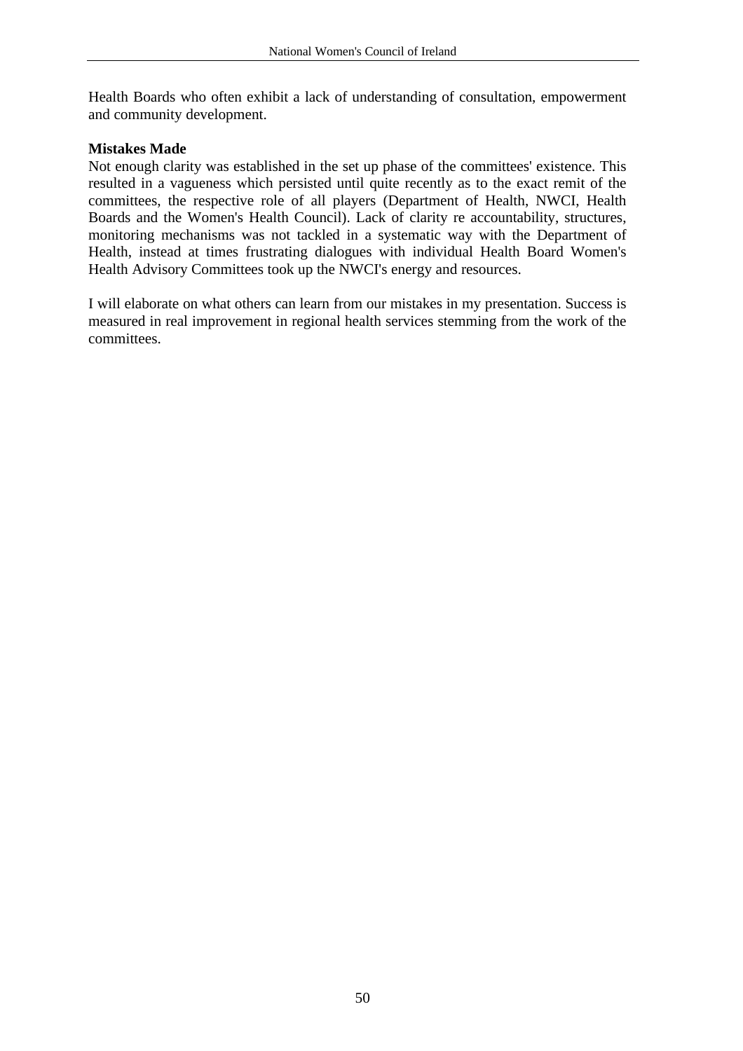Health Boards who often exhibit a lack of understanding of consultation, empowerment and community development.

**Mistakes Made**

Not enough clarity was established in the set up phase of the committees' existence. This resulted in a vagueness which persisted until quite recently as to the exact remit of the committees, the respective role of all players (Department of Health, NWCI, Health Boards and the Women's Health Council). Lack of clarity re accountability, structures, monitoring mechanisms was not tackled in a systematic way with the Department of Health, instead at times frustrating dialogues with individual Health Board Women's Health Advisory Committees took up the NWCI's energy and resources.

I will elaborate on what others can learn from our mistakes in my presentation. Success is measured in real improvement in regional health services stemming from the work of the committees.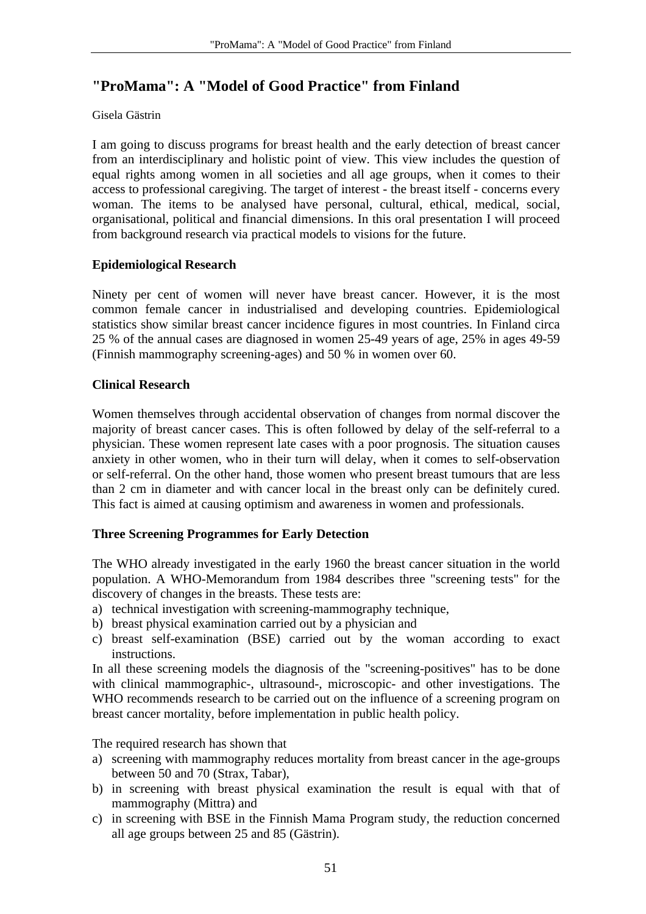# "ProMama": A "Model of Good Practice" from Finland

Gisela Gästrin

I am going to discuss programs for breast health and the early detection of breast cancer from an interdisciplinary and holistic point of view. This view includes the question of equal rights among women in all societies and all age groups, when it comes to their access to professional caregiving. The target of interest - the breast itself - concerns every woman. The items to be analysed have personal, cultural, ethical, medical, social, organisational, political and financial dimensions. In this oral presentation I will proceed from background research via practical models to visions for the future.

## Epidemiological Research

Ninety per cent of women will never have breast cancer. However, it is the most common female cancer in industrialised and developing countries. Epidemiological statistics show similar breast cancer incidence figures in most countries. In Finland circa 25 % of the annual cases are diagnosed in women 25-49 years of age, 25% in ages 49-59 (Finnish mammography screening-ages) and 50 % in women over 60.

## Clinical Research

Women themselves through accidental observation of changes from normal discover the majority of breast cancer cases. This is often followed by delay of the self-referral to a physician. These women represent late cases with a poor prognosis. The situation causes anxiety in other women, who in their turn will delay, when it comes to self-observation or self-referral. On the other hand, those women who present breast tumours that are less than 2 cm in diameter and with cancer local in the breast only can be definitely cured. This fact is aimed at causing optimism and awareness in women and professionals.

## Three Screening Programmes for Early Detection

The WHO already investigated in the early 1960 the breast cancer situation in the world population. A WHO-Memorandum from 1984 describes three "screening tests" for the discovery of changes in the breasts. These tests are:

a) technical investigation with screening-mammography technique,
b) breast physical examination carried out by a physician and
c) breast self-examination (BSE) carried out by the woman according to exact instructions.

In all these screening models the diagnosis of the "screening-positives" has to be done with clinical mammographic-, ultrasound-, microscopic- and other investigations. The WHO recommends research to be carried out on the influence of a screening program on breast cancer mortality, before implementation in public health policy.

The required research has shown that

a) screening with mammography reduces mortality from breast cancer in the age-groups between 50 and 70 (Strax, Tabar),
b) in screening with breast physical examination the result is equal with that of mammography (Mittra) and
c) in screening with BSE in the Finnish Mama Program study, the reduction concerned all age groups between 25 and 85 (Gästrin).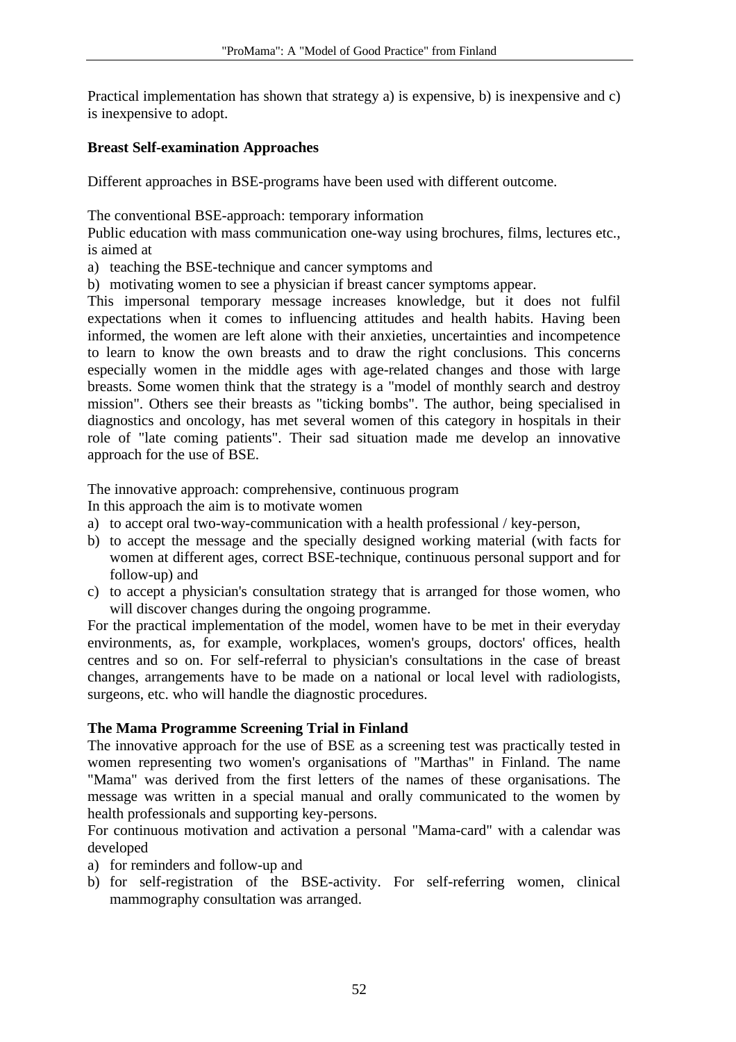Practical implementation has shown that strategy a) is expensive, b) is inexpensive and c) is inexpensive to adopt.

### Breast Self-examination Approaches

Different approaches in BSE-programs have been used with different outcome.

The conventional BSE-approach: temporary information

Public education with mass communication one-way using brochures, films, lectures etc., is aimed at

a) teaching the BSE-technique and cancer symptoms and
b) motivating women to see a physician if breast cancer symptoms appear.

This impersonal temporary message increases knowledge, but it does not fulfil expectations when it comes to influencing attitudes and health habits. Having been informed, the women are left alone with their anxieties, uncertainties and incompetence to learn to know the own breasts and to draw the right conclusions. This concerns especially women in the middle ages with age-related changes and those with large breasts. Some women think that the strategy is a "model of monthly search and destroy mission". Others see their breasts as "ticking bombs". The author, being specialised in diagnostics and oncology, has met several women of this category in hospitals in their role of "late coming patients". Their sad situation made me develop an innovative approach for the use of BSE.

The innovative approach: comprehensive, continuous program

In this approach the aim is to motivate women

a) to accept oral two-way-communication with a health professional / key-person,
b) to accept the message and the specially designed working material (with facts for women at different ages, correct BSE-technique, continuous personal support and for follow-up) and
c) to accept a physician's consultation strategy that is arranged for those women, who will discover changes during the ongoing programme.

For the practical implementation of the model, women have to be met in their everyday environments, as, for example, workplaces, women's groups, doctors' offices, health centres and so on. For self-referral to physician's consultations in the case of breast changes, arrangements have to be made on a national or local level with radiologists, surgeons, etc. who will handle the diagnostic procedures.

### The Mama Programme Screening Trial in Finland

The innovative approach for the use of BSE as a screening test was practically tested in women representing two women's organisations of "Marthas" in Finland. The name "Mama" was derived from the first letters of the names of these organisations. The message was written in a special manual and orally communicated to the women by health professionals and supporting key-persons.

For continuous motivation and activation a personal "Mama-card" with a calendar was developed

a) for reminders and follow-up and
b) for self-registration of the BSE-activity. For self-referring women, clinical mammography consultation was arranged.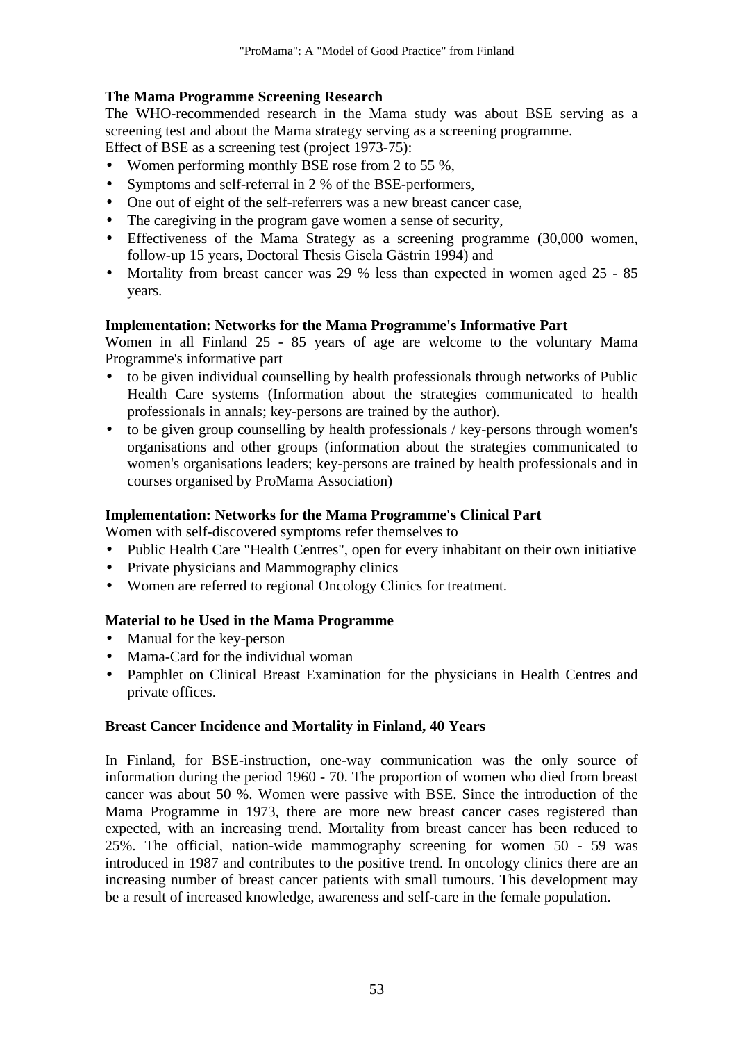### The Mama Programme Screening Research

The WHO-recommended research in the Mama study was about BSE serving as a screening test and about the Mama strategy serving as a screening programme.
Effect of BSE as a screening test (project 1973-75):

- Women performing monthly BSE rose from 2 to 55 %,
- Symptoms and self-referral in 2 % of the BSE-performers,
- One out of eight of the self-referrers was a new breast cancer case,
- The caregiving in the program gave women a sense of security,
- Effectiveness of the Mama Strategy as a screening programme (30,000 women, follow-up 15 years, Doctoral Thesis Gisela Gästrin 1994) and
- Mortality from breast cancer was 29 % less than expected in women aged 25 - 85 years.

### Implementation: Networks for the Mama Programme's Informative Part

Women in all Finland 25 - 85 years of age are welcome to the voluntary Mama Programme's informative part

- to be given individual counselling by health professionals through networks of Public Health Care systems (Information about the strategies communicated to health professionals in annals; key-persons are trained by the author).
- to be given group counselling by health professionals / key-persons through women's organisations and other groups (information about the strategies communicated to women's organisations leaders; key-persons are trained by health professionals and in courses organised by ProMama Association)

### Implementation: Networks for the Mama Programme's Clinical Part

Women with self-discovered symptoms refer themselves to

- Public Health Care "Health Centres", open for every inhabitant on their own initiative
- Private physicians and Mammography clinics
- Women are referred to regional Oncology Clinics for treatment.

### Material to be Used in the Mama Programme

- Manual for the key-person
- Mama-Card for the individual woman
- Pamphlet on Clinical Breast Examination for the physicians in Health Centres and private offices.

### Breast Cancer Incidence and Mortality in Finland, 40 Years

In Finland, for BSE-instruction, one-way communication was the only source of information during the period 1960 - 70. The proportion of women who died from breast cancer was about 50 %. Women were passive with BSE. Since the introduction of the Mama Programme in 1973, there are more new breast cancer cases registered than expected, with an increasing trend. Mortality from breast cancer has been reduced to 25%. The official, nation-wide mammography screening for women 50 - 59 was introduced in 1987 and contributes to the positive trend. In oncology clinics there are an increasing number of breast cancer patients with small tumours. This development may be a result of increased knowledge, awareness and self-care in the female population.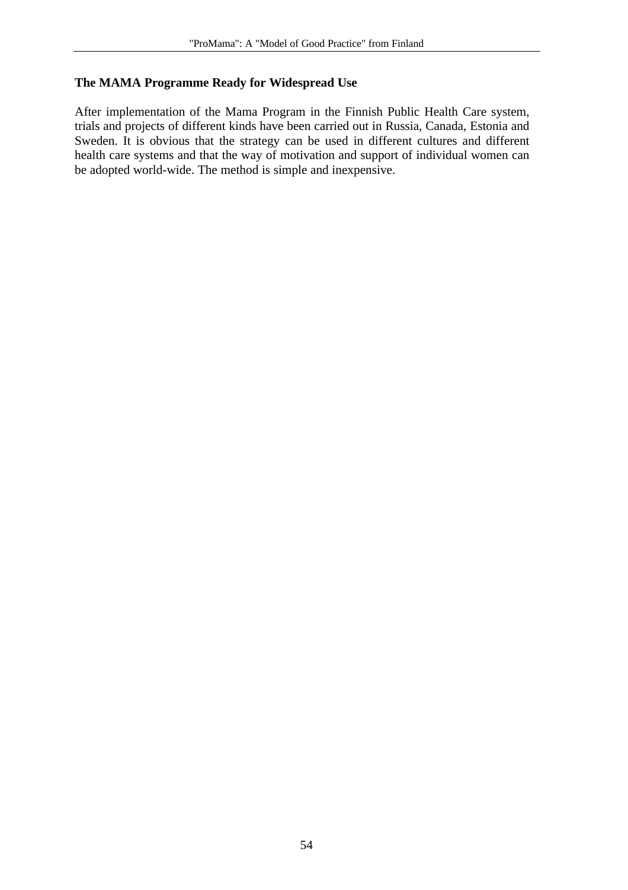### The MAMA Programme Ready for Widespread Use

After implementation of the Mama Program in the Finnish Public Health Care system, trials and projects of different kinds have been carried out in Russia, Canada, Estonia and Sweden. It is obvious that the strategy can be used in different cultures and different health care systems and that the way of motivation and support of individual women can be adopted world-wide. The method is simple and inexpensive.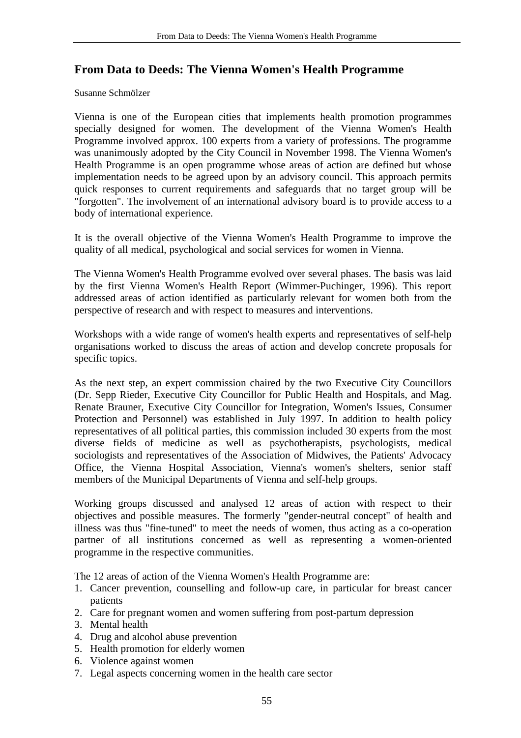# From Data to Deeds: The Vienna Women's Health Programme

Susanne Schmölzer

Vienna is one of the European cities that implements health promotion programmes specially designed for women. The development of the Vienna Women's Health Programme involved approx. 100 experts from a variety of professions. The programme was unanimously adopted by the City Council in November 1998. The Vienna Women's Health Programme is an open programme whose areas of action are defined but whose implementation needs to be agreed upon by an advisory council. This approach permits quick responses to current requirements and safeguards that no target group will be "forgotten". The involvement of an international advisory board is to provide access to a body of international experience.

It is the overall objective of the Vienna Women's Health Programme to improve the quality of all medical, psychological and social services for women in Vienna.

The Vienna Women's Health Programme evolved over several phases. The basis was laid by the first Vienna Women's Health Report (Wimmer-Puchinger, 1996). This report addressed areas of action identified as particularly relevant for women both from the perspective of research and with respect to measures and interventions.

Workshops with a wide range of women's health experts and representatives of self-help organisations worked to discuss the areas of action and develop concrete proposals for specific topics.

As the next step, an expert commission chaired by the two Executive City Councillors (Dr. Sepp Rieder, Executive City Councillor for Public Health and Hospitals, and Mag. Renate Brauner, Executive City Councillor for Integration, Women's Issues, Consumer Protection and Personnel) was established in July 1997. In addition to health policy representatives of all political parties, this commission included 30 experts from the most diverse fields of medicine as well as psychotherapists, psychologists, medical sociologists and representatives of the Association of Midwives, the Patients' Advocacy Office, the Vienna Hospital Association, Vienna's women's shelters, senior staff members of the Municipal Departments of Vienna and self-help groups.

Working groups discussed and analysed 12 areas of action with respect to their objectives and possible measures. The formerly "gender-neutral concept" of health and illness was thus "fine-tuned" to meet the needs of women, thus acting as a co-operation partner of all institutions concerned as well as representing a women-oriented programme in the respective communities.

The 12 areas of action of the Vienna Women's Health Programme are:

1. Cancer prevention, counselling and follow-up care, in particular for breast cancer patients
2. Care for pregnant women and women suffering from post-partum depression
3. Mental health
4. Drug and alcohol abuse prevention
5. Health promotion for elderly women
6. Violence against women
7. Legal aspects concerning women in the health care sector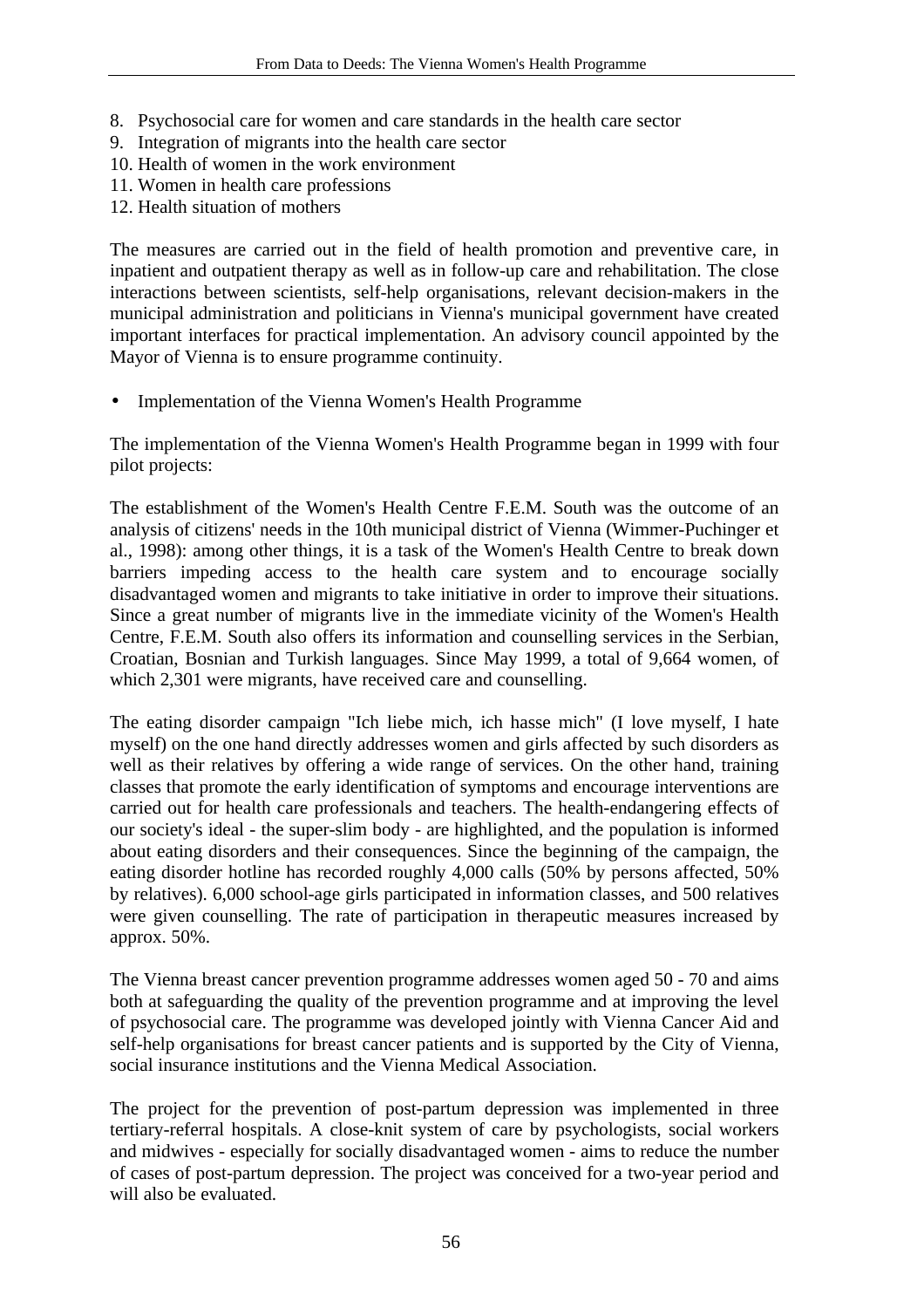8. Psychosocial care for women and care standards in the health care sector
9. Integration of migrants into the health care sector
10. Health of women in the work environment
11. Women in health care professions
12. Health situation of mothers

The measures are carried out in the field of health promotion and preventive care, in inpatient and outpatient therapy as well as in follow-up care and rehabilitation. The close interactions between scientists, self-help organisations, relevant decision-makers in the municipal administration and politicians in Vienna's municipal government have created important interfaces for practical implementation. An advisory council appointed by the Mayor of Vienna is to ensure programme continuity.

- Implementation of the Vienna Women's Health Programme

The implementation of the Vienna Women's Health Programme began in 1999 with four pilot projects:

The establishment of the Women's Health Centre F.E.M. South was the outcome of an analysis of citizens' needs in the 10th municipal district of Vienna (Wimmer-Puchinger et al., 1998): among other things, it is a task of the Women's Health Centre to break down barriers impeding access to the health care system and to encourage socially disadvantaged women and migrants to take initiative in order to improve their situations. Since a great number of migrants live in the immediate vicinity of the Women's Health Centre, F.E.M. South also offers its information and counselling services in the Serbian, Croatian, Bosnian and Turkish languages. Since May 1999, a total of 9,664 women, of which 2,301 were migrants, have received care and counselling.

The eating disorder campaign "Ich liebe mich, ich hasse mich" (I love myself, I hate myself) on the one hand directly addresses women and girls affected by such disorders as well as their relatives by offering a wide range of services. On the other hand, training classes that promote the early identification of symptoms and encourage interventions are carried out for health care professionals and teachers. The health-endangering effects of our society's ideal - the super-slim body - are highlighted, and the population is informed about eating disorders and their consequences. Since the beginning of the campaign, the eating disorder hotline has recorded roughly 4,000 calls (50% by persons affected, 50% by relatives). 6,000 school-age girls participated in information classes, and 500 relatives were given counselling. The rate of participation in therapeutic measures increased by approx. 50%.

The Vienna breast cancer prevention programme addresses women aged 50 - 70 and aims both at safeguarding the quality of the prevention programme and at improving the level of psychosocial care. The programme was developed jointly with Vienna Cancer Aid and self-help organisations for breast cancer patients and is supported by the City of Vienna, social insurance institutions and the Vienna Medical Association.

The project for the prevention of post-partum depression was implemented in three tertiary-referral hospitals. A close-knit system of care by psychologists, social workers and midwives - especially for socially disadvantaged women - aims to reduce the number of cases of post-partum depression. The project was conceived for a two-year period and will also be evaluated.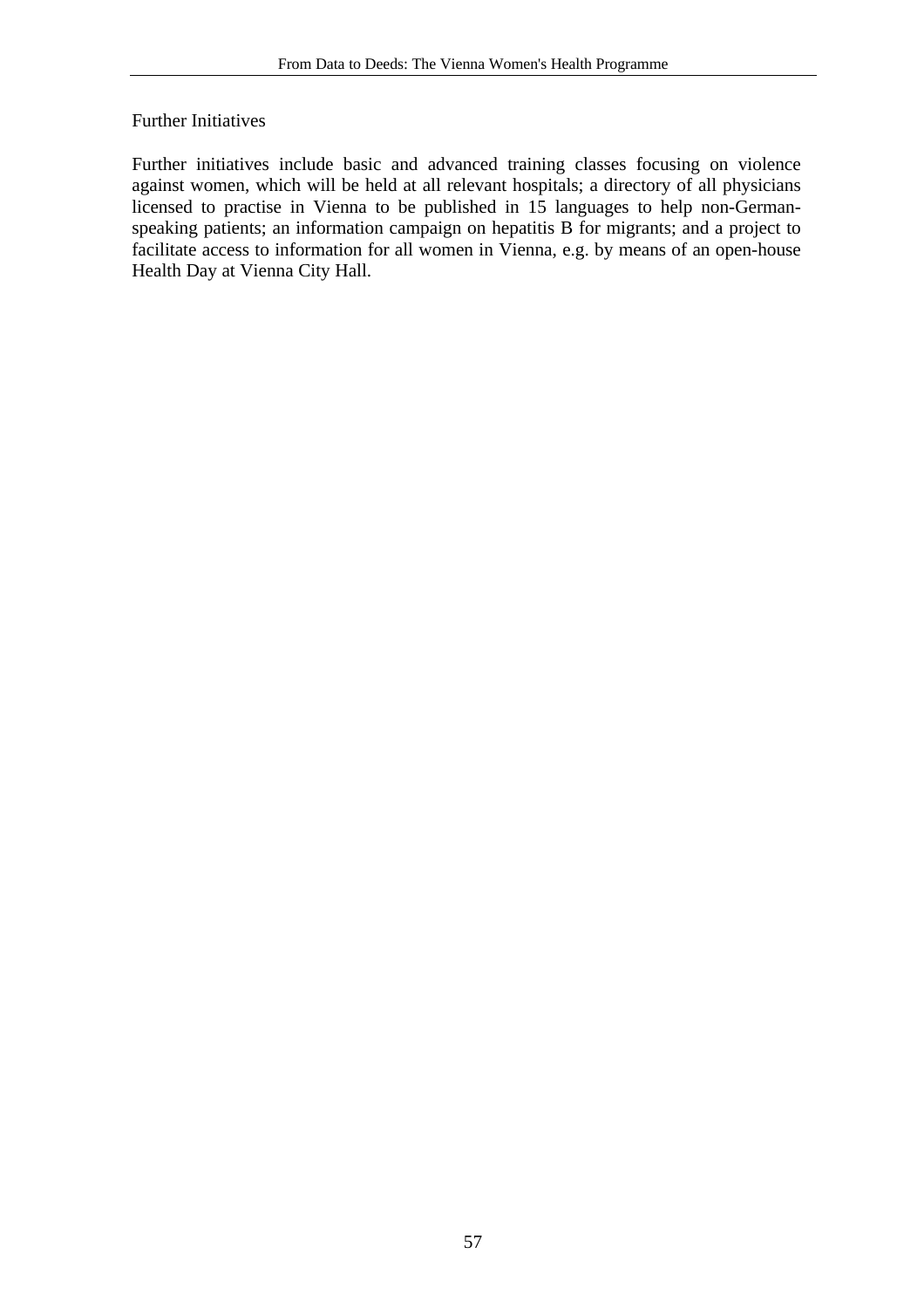### Further Initiatives

Further initiatives include basic and advanced training classes focusing on violence against women, which will be held at all relevant hospitals; a directory of all physicians licensed to practise in Vienna to be published in 15 languages to help non-German-speaking patients; an information campaign on hepatitis B for migrants; and a project to facilitate access to information for all women in Vienna, e.g. by means of an open-house Health Day at Vienna City Hall.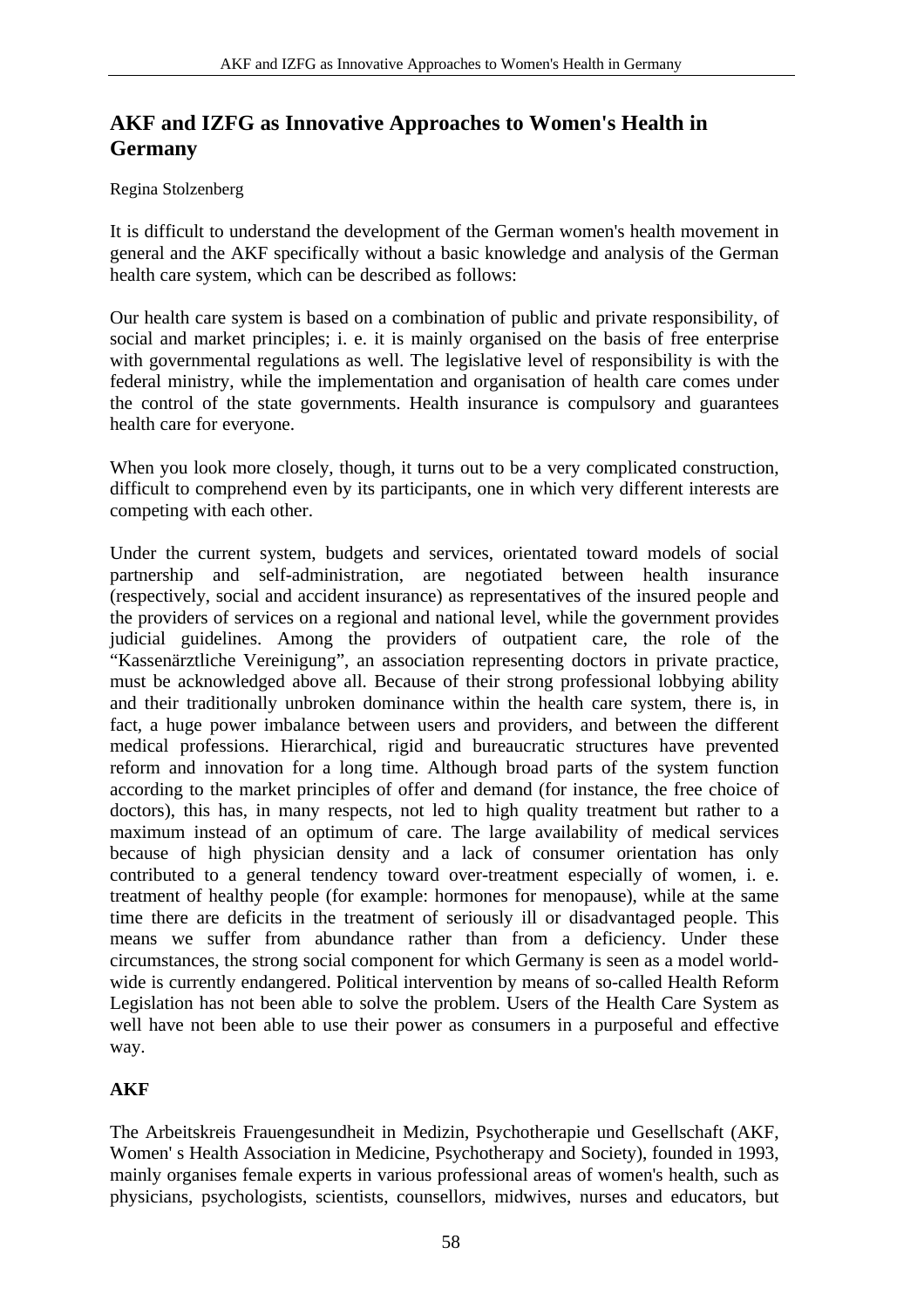# AKF and IZFG as Innovative Approaches to Women's Health in Germany

Regina Stolzenberg

It is difficult to understand the development of the German women's health movement in general and the AKF specifically without a basic knowledge and analysis of the German health care system, which can be described as follows:

Our health care system is based on a combination of public and private responsibility, of social and market principles; i. e. it is mainly organised on the basis of free enterprise with governmental regulations as well. The legislative level of responsibility is with the federal ministry, while the implementation and organisation of health care comes under the control of the state governments. Health insurance is compulsory and guarantees health care for everyone.

When you look more closely, though, it turns out to be a very complicated construction, difficult to comprehend even by its participants, one in which very different interests are competing with each other.

Under the current system, budgets and services, orientated toward models of social partnership and self-administration, are negotiated between health insurance (respectively, social and accident insurance) as representatives of the insured people and the providers of services on a regional and national level, while the government provides judicial guidelines. Among the providers of outpatient care, the role of the "Kassenärztliche Vereinigung", an association representing doctors in private practice, must be acknowledged above all. Because of their strong professional lobbying ability and their traditionally unbroken dominance within the health care system, there is, in fact, a huge power imbalance between users and providers, and between the different medical professions. Hierarchical, rigid and bureaucratic structures have prevented reform and innovation for a long time. Although broad parts of the system function according to the market principles of offer and demand (for instance, the free choice of doctors), this has, in many respects, not led to high quality treatment but rather to a maximum instead of an optimum of care. The large availability of medical services because of high physician density and a lack of consumer orientation has only contributed to a general tendency toward over-treatment especially of women, i. e. treatment of healthy people (for example: hormones for menopause), while at the same time there are deficits in the treatment of seriously ill or disadvantaged people. This means we suffer from abundance rather than from a deficiency. Under these circumstances, the strong social component for which Germany is seen as a model world-wide is currently endangered. Political intervention by means of so-called Health Reform Legislation has not been able to solve the problem. Users of the Health Care System as well have not been able to use their power as consumers in a purposeful and effective way.

## AKF

The Arbeitskreis Frauengesundheit in Medizin, Psychotherapie und Gesellschaft (AKF, Women' s Health Association in Medicine, Psychotherapy and Society), founded in 1993, mainly organises female experts in various professional areas of women's health, such as physicians, psychologists, scientists, counsellors, midwives, nurses and educators, but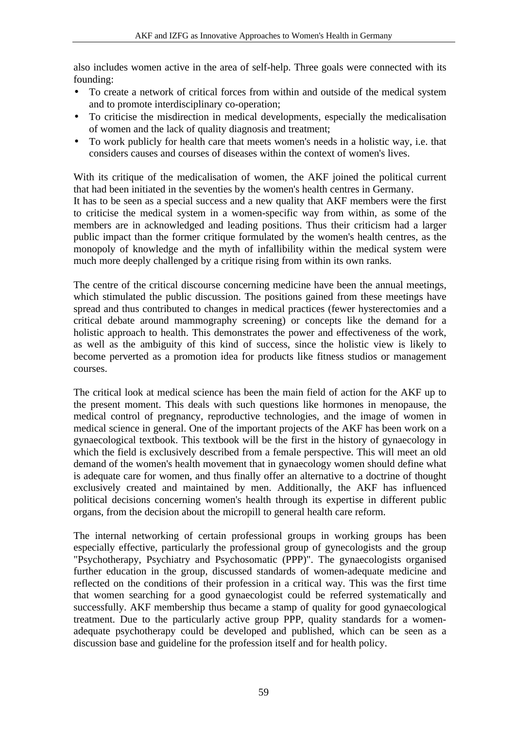also includes women active in the area of self-help. Three goals were connected with its founding:

- To create a network of critical forces from within and outside of the medical system and to promote interdisciplinary co-operation;
- To criticise the misdirection in medical developments, especially the medicalisation of women and the lack of quality diagnosis and treatment;
- To work publicly for health care that meets women's needs in a holistic way, i.e. that considers causes and courses of diseases within the context of women's lives.

With its critique of the medicalisation of women, the AKF joined the political current that had been initiated in the seventies by the women's health centres in Germany.
It has to be seen as a special success and a new quality that AKF members were the first to criticise the medical system in a women-specific way from within, as some of the members are in acknowledged and leading positions. Thus their criticism had a larger public impact than the former critique formulated by the women's health centres, as the monopoly of knowledge and the myth of infallibility within the medical system were much more deeply challenged by a critique rising from within its own ranks.

The centre of the critical discourse concerning medicine have been the annual meetings, which stimulated the public discussion. The positions gained from these meetings have spread and thus contributed to changes in medical practices (fewer hysterectomies and a critical debate around mammography screening) or concepts like the demand for a holistic approach to health. This demonstrates the power and effectiveness of the work, as well as the ambiguity of this kind of success, since the holistic view is likely to become perverted as a promotion idea for products like fitness studios or management courses.

The critical look at medical science has been the main field of action for the AKF up to the present moment. This deals with such questions like hormones in menopause, the medical control of pregnancy, reproductive technologies, and the image of women in medical science in general. One of the important projects of the AKF has been work on a gynaecological textbook. This textbook will be the first in the history of gynaecology in which the field is exclusively described from a female perspective. This will meet an old demand of the women's health movement that in gynaecology women should define what is adequate care for women, and thus finally offer an alternative to a doctrine of thought exclusively created and maintained by men. Additionally, the AKF has influenced political decisions concerning women's health through its expertise in different public organs, from the decision about the micropill to general health care reform.

The internal networking of certain professional groups in working groups has been especially effective, particularly the professional group of gynecologists and the group "Psychotherapy, Psychiatry and Psychosomatic (PPP)". The gynaecologists organised further education in the group, discussed standards of women-adequate medicine and reflected on the conditions of their profession in a critical way. This was the first time that women searching for a good gynaecologist could be referred systematically and successfully. AKF membership thus became a stamp of quality for good gynaecological treatment. Due to the particularly active group PPP, quality standards for a women-adequate psychotherapy could be developed and published, which can be seen as a discussion base and guideline for the profession itself and for health policy.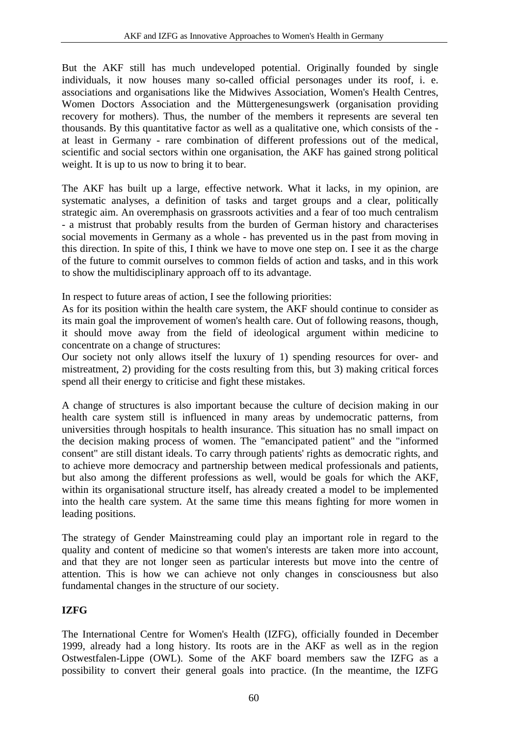But the AKF still has much undeveloped potential. Originally founded by single individuals, it now houses many so-called official personages under its roof, i. e. associations and organisations like the Midwives Association, Women's Health Centres, Women Doctors Association and the Müttergenesungswerk (organisation providing recovery for mothers). Thus, the number of the members it represents are several ten thousands. By this quantitative factor as well as a qualitative one, which consists of the - at least in Germany - rare combination of different professions out of the medical, scientific and social sectors within one organisation, the AKF has gained strong political weight. It is up to us now to bring it to bear.

The AKF has built up a large, effective network. What it lacks, in my opinion, are systematic analyses, a definition of tasks and target groups and a clear, politically strategic aim. An overemphasis on grassroots activities and a fear of too much centralism - a mistrust that probably results from the burden of German history and characterises social movements in Germany as a whole - has prevented us in the past from moving in this direction. In spite of this, I think we have to move one step on. I see it as the charge of the future to commit ourselves to common fields of action and tasks, and in this work to show the multidisciplinary approach off to its advantage.

In respect to future areas of action, I see the following priorities:
As for its position within the health care system, the AKF should continue to consider as its main goal the improvement of women's health care. Out of following reasons, though, it should move away from the field of ideological argument within medicine to concentrate on a change of structures:
Our society not only allows itself the luxury of 1) spending resources for over- and mistreatment, 2) providing for the costs resulting from this, but 3) making critical forces spend all their energy to criticise and fight these mistakes.

A change of structures is also important because the culture of decision making in our health care system still is influenced in many areas by undemocratic patterns, from universities through hospitals to health insurance. This situation has no small impact on the decision making process of women. The "emancipated patient" and the "informed consent" are still distant ideals. To carry through patients' rights as democratic rights, and to achieve more democracy and partnership between medical professionals and patients, but also among the different professions as well, would be goals for which the AKF, within its organisational structure itself, has already created a model to be implemented into the health care system. At the same time this means fighting for more women in leading positions.

The strategy of Gender Mainstreaming could play an important role in regard to the quality and content of medicine so that women's interests are taken more into account, and that they are not longer seen as particular interests but move into the centre of attention. This is how we can achieve not only changes in consciousness but also fundamental changes in the structure of our society.

## IZFG

The International Centre for Women's Health (IZFG), officially founded in December 1999, already had a long history. Its roots are in the AKF as well as in the region Ostwestfalen-Lippe (OWL). Some of the AKF board members saw the IZFG as a possibility to convert their general goals into practice. (In the meantime, the IZFG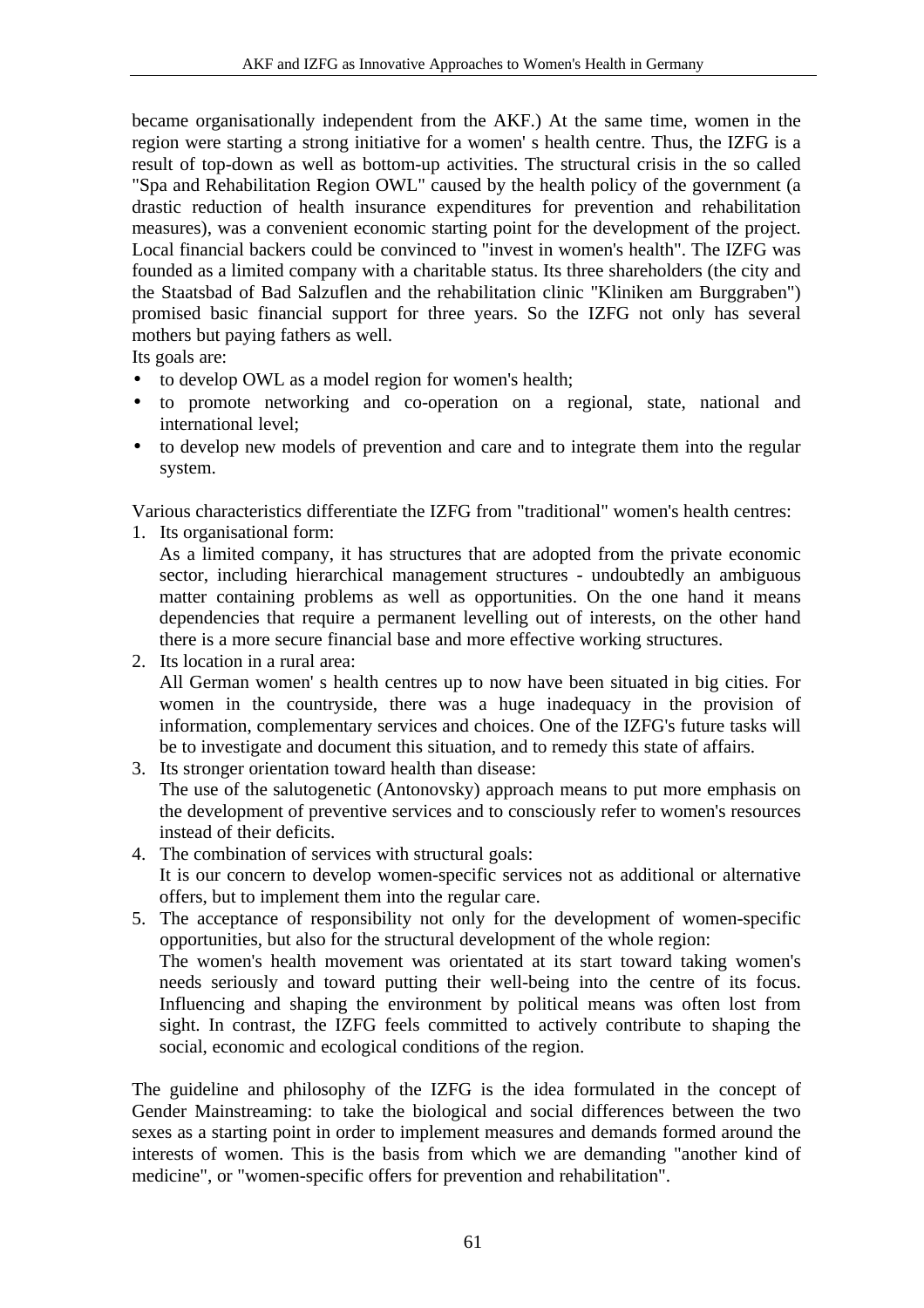became organisationally independent from the AKF.) At the same time, women in the region were starting a strong initiative for a women' s health centre. Thus, the IZFG is a result of top-down as well as bottom-up activities. The structural crisis in the so called "Spa and Rehabilitation Region OWL" caused by the health policy of the government (a drastic reduction of health insurance expenditures for prevention and rehabilitation measures), was a convenient economic starting point for the development of the project. Local financial backers could be convinced to "invest in women's health". The IZFG was founded as a limited company with a charitable status. Its three shareholders (the city and the Staatsbad of Bad Salzuflen and the rehabilitation clinic "Kliniken am Burggraben") promised basic financial support for three years. So the IZFG not only has several mothers but paying fathers as well.

Its goals are:

- to develop OWL as a model region for women's health;
- to promote networking and co-operation on a regional, state, national and international level;
- to develop new models of prevention and care and to integrate them into the regular system.

Various characteristics differentiate the IZFG from "traditional" women's health centres:

1. Its organisational form:
   As a limited company, it has structures that are adopted from the private economic sector, including hierarchical management structures - undoubtedly an ambiguous matter containing problems as well as opportunities. On the one hand it means dependencies that require a permanent levelling out of interests, on the other hand there is a more secure financial base and more effective working structures.
2. Its location in a rural area:
   All German women' s health centres up to now have been situated in big cities. For women in the countryside, there was a huge inadequacy in the provision of information, complementary services and choices. One of the IZFG's future tasks will be to investigate and document this situation, and to remedy this state of affairs.
3. Its stronger orientation toward health than disease:
   The use of the salutogenetic (Antonovsky) approach means to put more emphasis on the development of preventive services and to consciously refer to women's resources instead of their deficits.
4. The combination of services with structural goals:
   It is our concern to develop women-specific services not as additional or alternative offers, but to implement them into the regular care.
5. The acceptance of responsibility not only for the development of women-specific opportunities, but also for the structural development of the whole region:
   The women's health movement was orientated at its start toward taking women's needs seriously and toward putting their well-being into the centre of its focus. Influencing and shaping the environment by political means was often lost from sight. In contrast, the IZFG feels committed to actively contribute to shaping the social, economic and ecological conditions of the region.

The guideline and philosophy of the IZFG is the idea formulated in the concept of Gender Mainstreaming: to take the biological and social differences between the two sexes as a starting point in order to implement measures and demands formed around the interests of women. This is the basis from which we are demanding "another kind of medicine", or "women-specific offers for prevention and rehabilitation".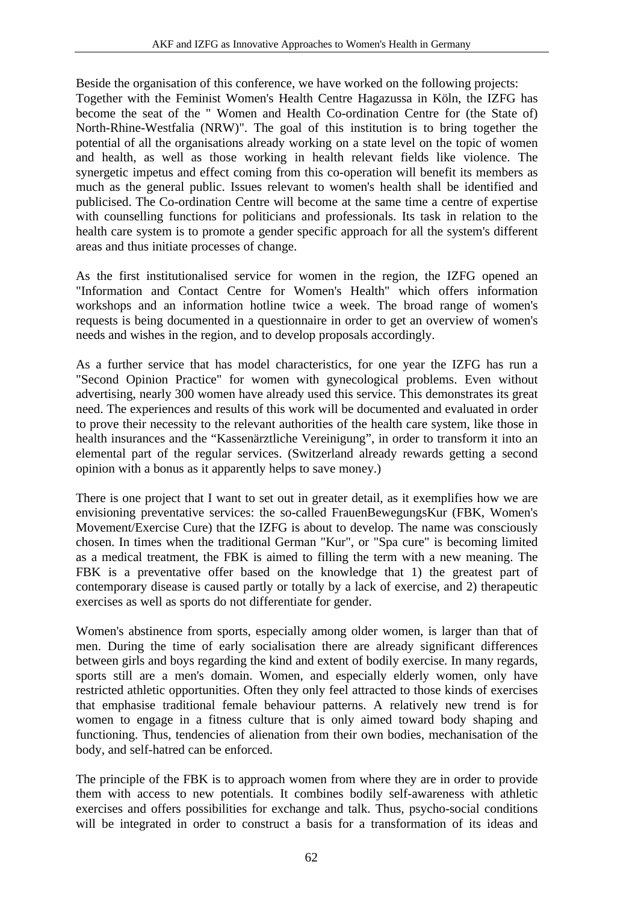Beside the organisation of this conference, we have worked on the following projects:
Together with the Feminist Women's Health Centre Hagazussa in Köln, the IZFG has become the seat of the " Women and Health Co-ordination Centre for (the State of) North-Rhine-Westfalia (NRW)". The goal of this institution is to bring together the potential of all the organisations already working on a state level on the topic of women and health, as well as those working in health relevant fields like violence. The synergetic impetus and effect coming from this co-operation will benefit its members as much as the general public. Issues relevant to women's health shall be identified and publicised. The Co-ordination Centre will become at the same time a centre of expertise with counselling functions for politicians and professionals. Its task in relation to the health care system is to promote a gender specific approach for all the system's different areas and thus initiate processes of change.

As the first institutionalised service for women in the region, the IZFG opened an "Information and Contact Centre for Women's Health" which offers information workshops and an information hotline twice a week. The broad range of women's requests is being documented in a questionnaire in order to get an overview of women's needs and wishes in the region, and to develop proposals accordingly.

As a further service that has model characteristics, for one year the IZFG has run a "Second Opinion Practice" for women with gynecological problems. Even without advertising, nearly 300 women have already used this service. This demonstrates its great need. The experiences and results of this work will be documented and evaluated in order to prove their necessity to the relevant authorities of the health care system, like those in health insurances and the "Kassenärztliche Vereinigung", in order to transform it into an elemental part of the regular services. (Switzerland already rewards getting a second opinion with a bonus as it apparently helps to save money.)

There is one project that I want to set out in greater detail, as it exemplifies how we are envisioning preventative services: the so-called FrauenBewegungsKur (FBK, Women's Movement/Exercise Cure) that the IZFG is about to develop. The name was consciously chosen. In times when the traditional German "Kur", or "Spa cure" is becoming limited as a medical treatment, the FBK is aimed to filling the term with a new meaning. The FBK is a preventative offer based on the knowledge that 1) the greatest part of contemporary disease is caused partly or totally by a lack of exercise, and 2) therapeutic exercises as well as sports do not differentiate for gender.

Women's abstinence from sports, especially among older women, is larger than that of men. During the time of early socialisation there are already significant differences between girls and boys regarding the kind and extent of bodily exercise. In many regards, sports still are a men's domain. Women, and especially elderly women, only have restricted athletic opportunities. Often they only feel attracted to those kinds of exercises that emphasise traditional female behaviour patterns. A relatively new trend is for women to engage in a fitness culture that is only aimed toward body shaping and functioning. Thus, tendencies of alienation from their own bodies, mechanisation of the body, and self-hatred can be enforced.

The principle of the FBK is to approach women from where they are in order to provide them with access to new potentials. It combines bodily self-awareness with athletic exercises and offers possibilities for exchange and talk. Thus, psycho-social conditions will be integrated in order to construct a basis for a transformation of its ideas and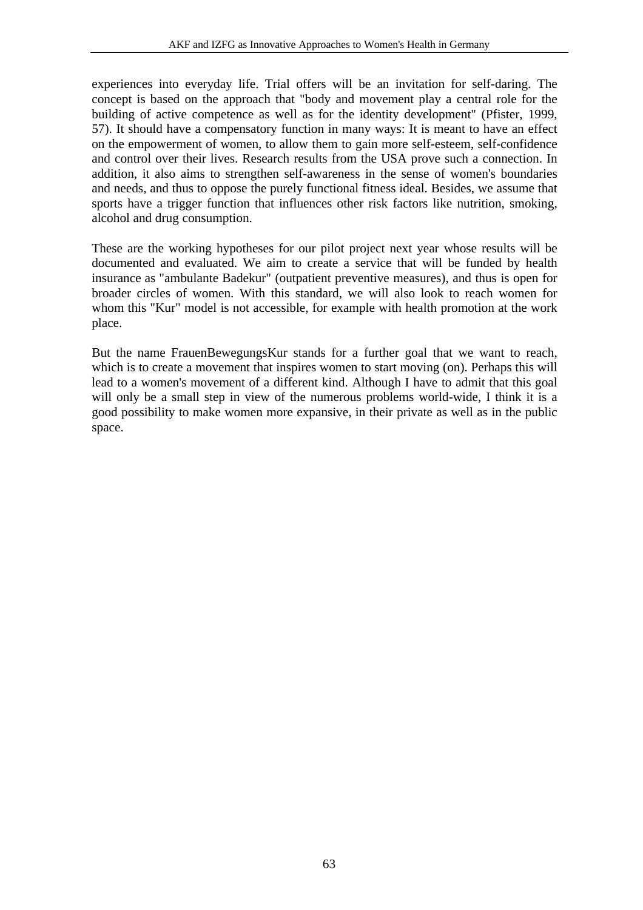experiences into everyday life. Trial offers will be an invitation for self-daring. The concept is based on the approach that "body and movement play a central role for the building of active competence as well as for the identity development" (Pfister, 1999, 57). It should have a compensatory function in many ways: It is meant to have an effect on the empowerment of women, to allow them to gain more self-esteem, self-confidence and control over their lives. Research results from the USA prove such a connection. In addition, it also aims to strengthen self-awareness in the sense of women's boundaries and needs, and thus to oppose the purely functional fitness ideal. Besides, we assume that sports have a trigger function that influences other risk factors like nutrition, smoking, alcohol and drug consumption.

These are the working hypotheses for our pilot project next year whose results will be documented and evaluated. We aim to create a service that will be funded by health insurance as "ambulante Badekur" (outpatient preventive measures), and thus is open for broader circles of women. With this standard, we will also look to reach women for whom this "Kur" model is not accessible, for example with health promotion at the work place.

But the name FrauenBewegungsKur stands for a further goal that we want to reach, which is to create a movement that inspires women to start moving (on). Perhaps this will lead to a women's movement of a different kind. Although I have to admit that this goal will only be a small step in view of the numerous problems world-wide, I think it is a good possibility to make women more expansive, in their private as well as in the public space.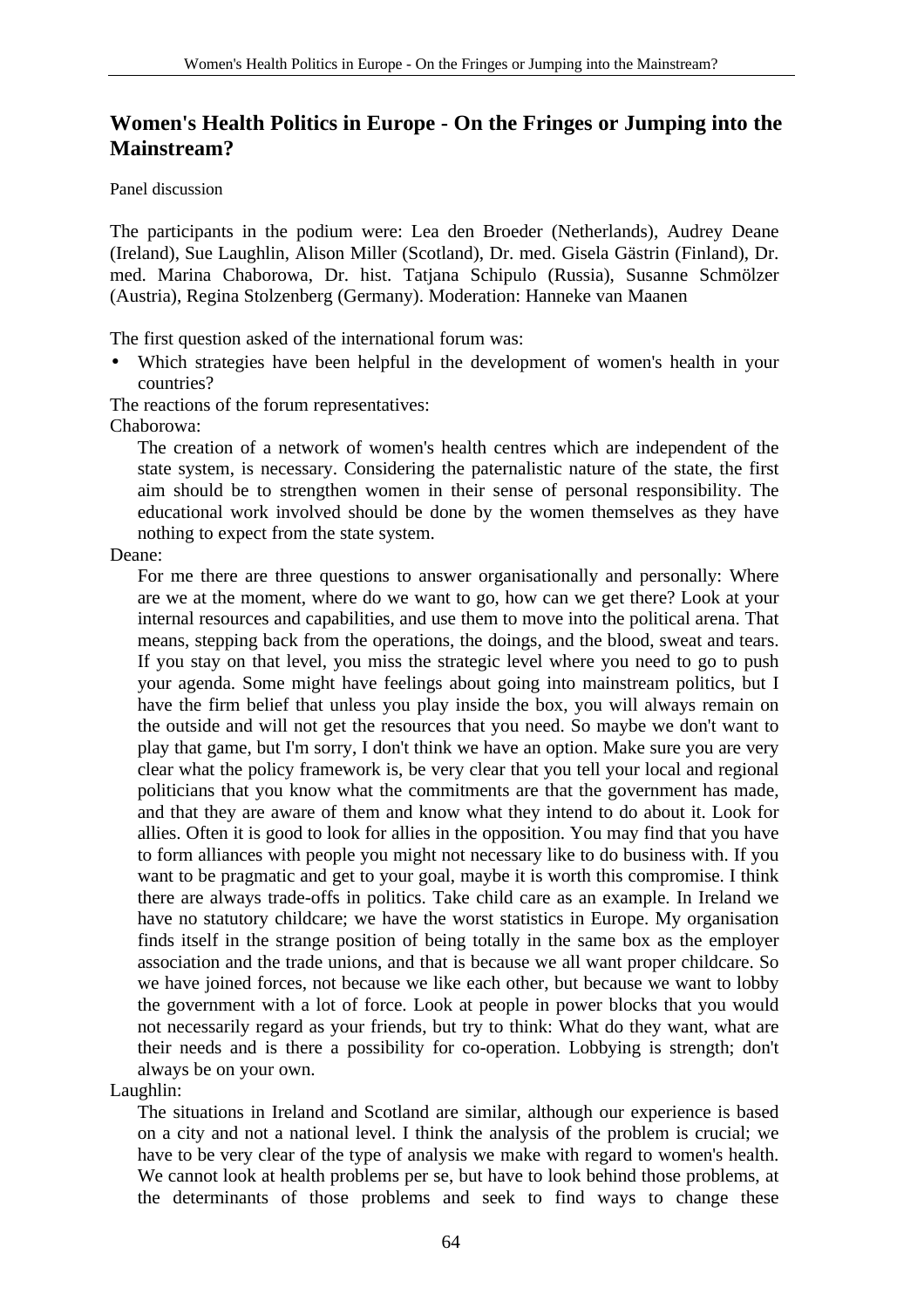## Women's Health Politics in Europe - On the Fringes or Jumping into the Mainstream?

Panel discussion

The participants in the podium were: Lea den Broeder (Netherlands), Audrey Deane (Ireland), Sue Laughlin, Alison Miller (Scotland), Dr. med. Gisela Gästrin (Finland), Dr. med. Marina Chaborowa, Dr. hist. Tatjana Schipulo (Russia), Susanne Schmölzer (Austria), Regina Stolzenberg (Germany). Moderation: Hanneke van Maanen

The first question asked of the international forum was:

- Which strategies have been helpful in the development of women's health in your countries?

The reactions of the forum representatives:

Chaborowa:

> The creation of a network of women's health centres which are independent of the state system, is necessary. Considering the paternalistic nature of the state, the first aim should be to strengthen women in their sense of personal responsibility. The educational work involved should be done by the women themselves as they have nothing to expect from the state system.

Deane:

> For me there are three questions to answer organisationally and personally: Where are we at the moment, where do we want to go, how can we get there? Look at your internal resources and capabilities, and use them to move into the political arena. That means, stepping back from the operations, the doings, and the blood, sweat and tears. If you stay on that level, you miss the strategic level where you need to go to push your agenda. Some might have feelings about going into mainstream politics, but I have the firm belief that unless you play inside the box, you will always remain on the outside and will not get the resources that you need. So maybe we don't want to play that game, but I'm sorry, I don't think we have an option. Make sure you are very clear what the policy framework is, be very clear that you tell your local and regional politicians that you know what the commitments are that the government has made, and that they are aware of them and know what they intend to do about it. Look for allies. Often it is good to look for allies in the opposition. You may find that you have to form alliances with people you might not necessary like to do business with. If you want to be pragmatic and get to your goal, maybe it is worth this compromise. I think there are always trade-offs in politics. Take child care as an example. In Ireland we have no statutory childcare; we have the worst statistics in Europe. My organisation finds itself in the strange position of being totally in the same box as the employer association and the trade unions, and that is because we all want proper childcare. So we have joined forces, not because we like each other, but because we want to lobby the government with a lot of force. Look at people in power blocks that you would not necessarily regard as your friends, but try to think: What do they want, what are their needs and is there a possibility for co-operation. Lobbying is strength; don't always be on your own.

Laughlin:

> The situations in Ireland and Scotland are similar, although our experience is based on a city and not a national level. I think the analysis of the problem is crucial; we have to be very clear of the type of analysis we make with regard to women's health. We cannot look at health problems per se, but have to look behind those problems, at the determinants of those problems and seek to find ways to change these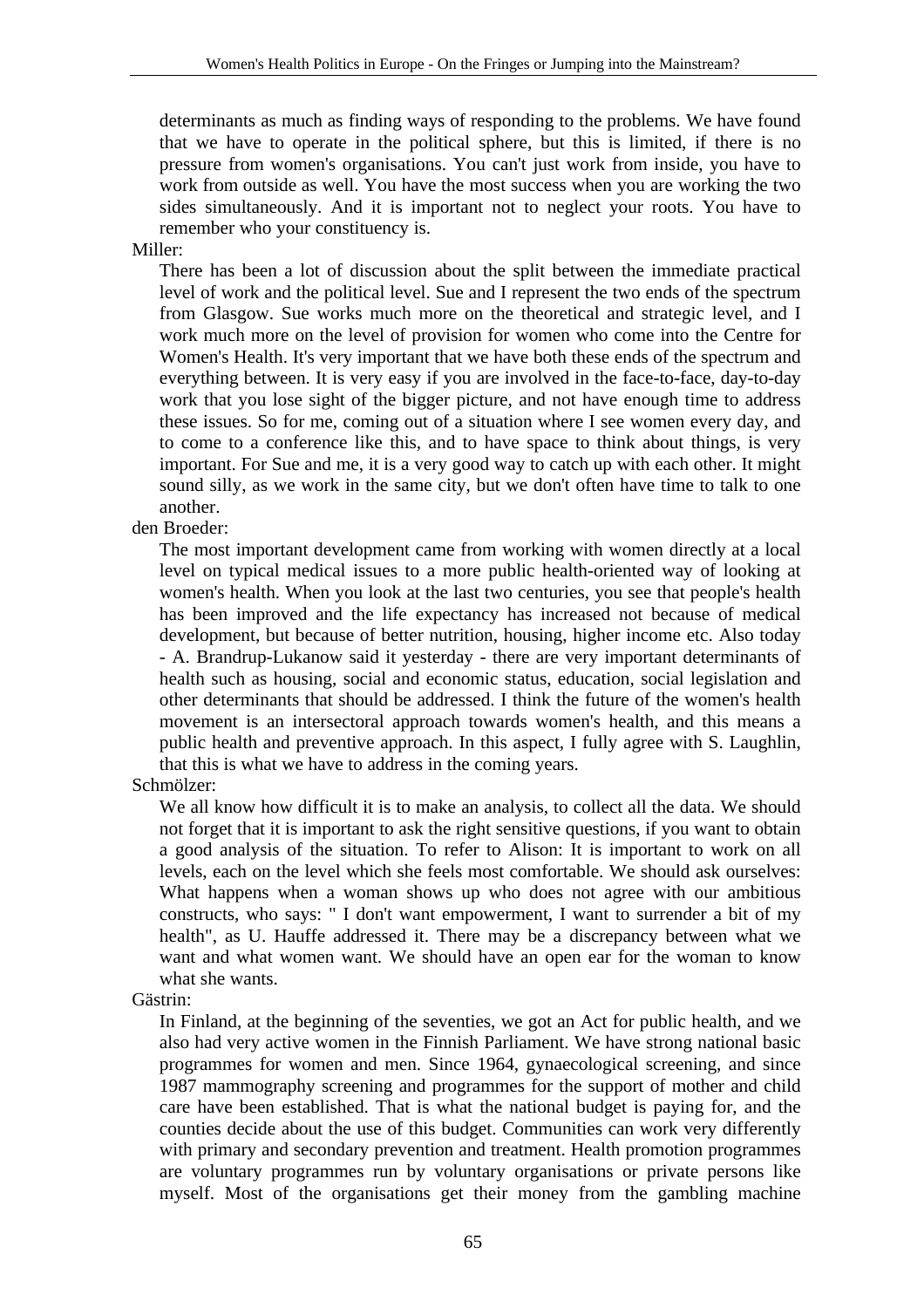determinants as much as finding ways of responding to the problems. We have found that we have to operate in the political sphere, but this is limited, if there is no pressure from women's organisations. You can't just work from inside, you have to work from outside as well. You have the most success when you are working the two sides simultaneously. And it is important not to neglect your roots. You have to remember who your constituency is.

Miller:

There has been a lot of discussion about the split between the immediate practical level of work and the political level. Sue and I represent the two ends of the spectrum from Glasgow. Sue works much more on the theoretical and strategic level, and I work much more on the level of provision for women who come into the Centre for Women's Health. It's very important that we have both these ends of the spectrum and everything between. It is very easy if you are involved in the face-to-face, day-to-day work that you lose sight of the bigger picture, and not have enough time to address these issues. So for me, coming out of a situation where I see women every day, and to come to a conference like this, and to have space to think about things, is very important. For Sue and me, it is a very good way to catch up with each other. It might sound silly, as we work in the same city, but we don't often have time to talk to one another.

den Broeder:

The most important development came from working with women directly at a local level on typical medical issues to a more public health-oriented way of looking at women's health. When you look at the last two centuries, you see that people's health has been improved and the life expectancy has increased not because of medical development, but because of better nutrition, housing, higher income etc. Also today - A. Brandrup-Lukanow said it yesterday - there are very important determinants of health such as housing, social and economic status, education, social legislation and other determinants that should be addressed. I think the future of the women's health movement is an intersectoral approach towards women's health, and this means a public health and preventive approach. In this aspect, I fully agree with S. Laughlin, that this is what we have to address in the coming years.

Schmölzer:

We all know how difficult it is to make an analysis, to collect all the data. We should not forget that it is important to ask the right sensitive questions, if you want to obtain a good analysis of the situation. To refer to Alison: It is important to work on all levels, each on the level which she feels most comfortable. We should ask ourselves: What happens when a woman shows up who does not agree with our ambitious constructs, who says: " I don't want empowerment, I want to surrender a bit of my health", as U. Hauffe addressed it. There may be a discrepancy between what we want and what women want. We should have an open ear for the woman to know what she wants.

Gästrin:

In Finland, at the beginning of the seventies, we got an Act for public health, and we also had very active women in the Finnish Parliament. We have strong national basic programmes for women and men. Since 1964, gynaecological screening, and since 1987 mammography screening and programmes for the support of mother and child care have been established. That is what the national budget is paying for, and the counties decide about the use of this budget. Communities can work very differently with primary and secondary prevention and treatment. Health promotion programmes are voluntary programmes run by voluntary organisations or private persons like myself. Most of the organisations get their money from the gambling machine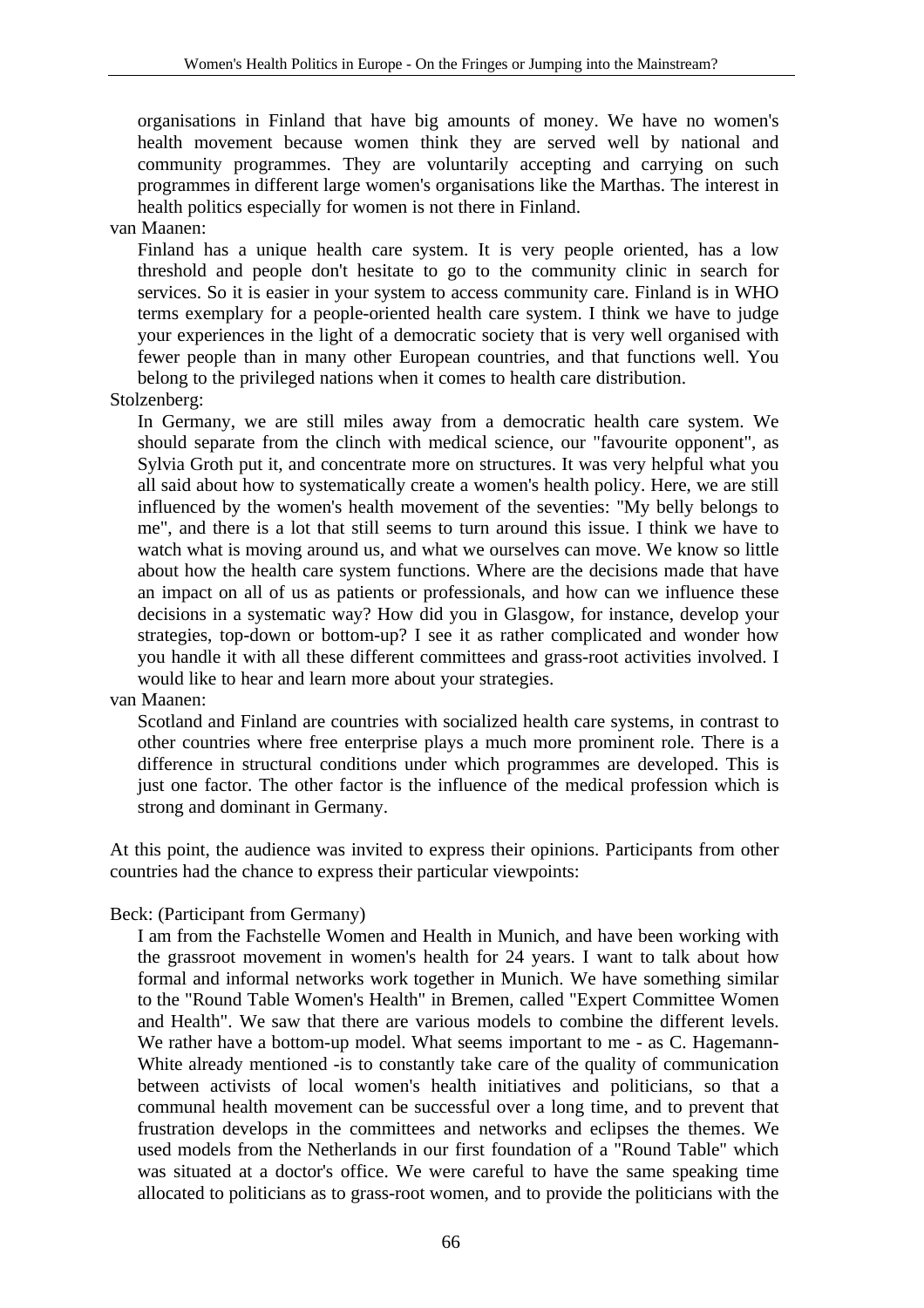organisations in Finland that have big amounts of money. We have no women's health movement because women think they are served well by national and community programmes. They are voluntarily accepting and carrying on such programmes in different large women's organisations like the Marthas. The interest in health politics especially for women is not there in Finland.

van Maanen:

Finland has a unique health care system. It is very people oriented, has a low threshold and people don't hesitate to go to the community clinic in search for services. So it is easier in your system to access community care. Finland is in WHO terms exemplary for a people-oriented health care system. I think we have to judge your experiences in the light of a democratic society that is very well organised with fewer people than in many other European countries, and that functions well. You belong to the privileged nations when it comes to health care distribution.

Stolzenberg:

In Germany, we are still miles away from a democratic health care system. We should separate from the clinch with medical science, our "favourite opponent", as Sylvia Groth put it, and concentrate more on structures. It was very helpful what you all said about how to systematically create a women's health policy. Here, we are still influenced by the women's health movement of the seventies: "My belly belongs to me", and there is a lot that still seems to turn around this issue. I think we have to watch what is moving around us, and what we ourselves can move. We know so little about how the health care system functions. Where are the decisions made that have an impact on all of us as patients or professionals, and how can we influence these decisions in a systematic way? How did you in Glasgow, for instance, develop your strategies, top-down or bottom-up? I see it as rather complicated and wonder how you handle it with all these different committees and grass-root activities involved. I would like to hear and learn more about your strategies.

van Maanen:

Scotland and Finland are countries with socialized health care systems, in contrast to other countries where free enterprise plays a much more prominent role. There is a difference in structural conditions under which programmes are developed. This is just one factor. The other factor is the influence of the medical profession which is strong and dominant in Germany.

At this point, the audience was invited to express their opinions. Participants from other countries had the chance to express their particular viewpoints:

Beck: (Participant from Germany)

I am from the Fachstelle Women and Health in Munich, and have been working with the grassroot movement in women's health for 24 years. I want to talk about how formal and informal networks work together in Munich. We have something similar to the "Round Table Women's Health" in Bremen, called "Expert Committee Women and Health". We saw that there are various models to combine the different levels. We rather have a bottom-up model. What seems important to me - as C. Hagemann-White already mentioned -is to constantly take care of the quality of communication between activists of local women's health initiatives and politicians, so that a communal health movement can be successful over a long time, and to prevent that frustration develops in the committees and networks and eclipses the themes. We used models from the Netherlands in our first foundation of a "Round Table" which was situated at a doctor's office. We were careful to have the same speaking time allocated to politicians as to grass-root women, and to provide the politicians with the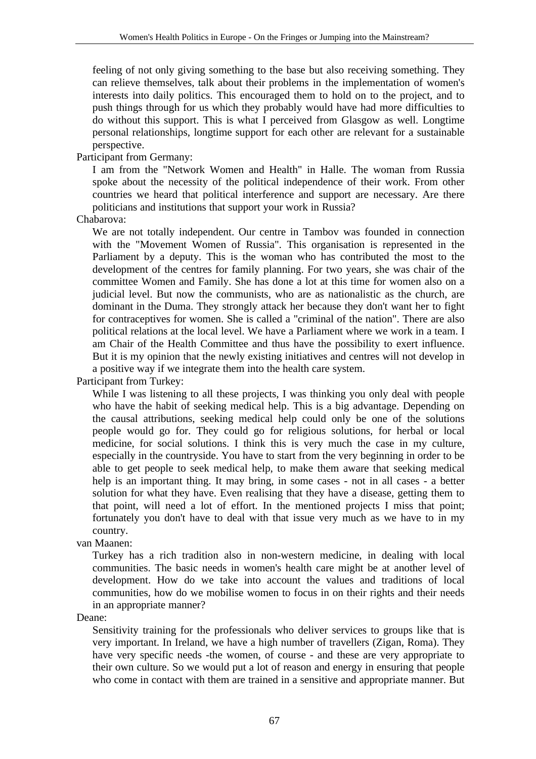feeling of not only giving something to the base but also receiving something. They can relieve themselves, talk about their problems in the implementation of women's interests into daily politics. This encouraged them to hold on to the project, and to push things through for us which they probably would have had more difficulties to do without this support. This is what I perceived from Glasgow as well. Longtime personal relationships, longtime support for each other are relevant for a sustainable perspective.

Participant from Germany:

I am from the "Network Women and Health" in Halle. The woman from Russia spoke about the necessity of the political independence of their work. From other countries we heard that political interference and support are necessary. Are there politicians and institutions that support your work in Russia?

Chabarova:

We are not totally independent. Our centre in Tambov was founded in connection with the "Movement Women of Russia". This organisation is represented in the Parliament by a deputy. This is the woman who has contributed the most to the development of the centres for family planning. For two years, she was chair of the committee Women and Family. She has done a lot at this time for women also on a judicial level. But now the communists, who are as nationalistic as the church, are dominant in the Duma. They strongly attack her because they don't want her to fight for contraceptives for women. She is called a "criminal of the nation". There are also political relations at the local level. We have a Parliament where we work in a team. I am Chair of the Health Committee and thus have the possibility to exert influence. But it is my opinion that the newly existing initiatives and centres will not develop in a positive way if we integrate them into the health care system.

Participant from Turkey:

While I was listening to all these projects, I was thinking you only deal with people who have the habit of seeking medical help. This is a big advantage. Depending on the causal attributions, seeking medical help could only be one of the solutions people would go for. They could go for religious solutions, for herbal or local medicine, for social solutions. I think this is very much the case in my culture, especially in the countryside. You have to start from the very beginning in order to be able to get people to seek medical help, to make them aware that seeking medical help is an important thing. It may bring, in some cases - not in all cases - a better solution for what they have. Even realising that they have a disease, getting them to that point, will need a lot of effort. In the mentioned projects I miss that point; fortunately you don't have to deal with that issue very much as we have to in my country.

van Maanen:

Turkey has a rich tradition also in non-western medicine, in dealing with local communities. The basic needs in women's health care might be at another level of development. How do we take into account the values and traditions of local communities, how do we mobilise women to focus in on their rights and their needs in an appropriate manner?

Deane:

Sensitivity training for the professionals who deliver services to groups like that is very important. In Ireland, we have a high number of travellers (Zigan, Roma). They have very specific needs -the women, of course - and these are very appropriate to their own culture. So we would put a lot of reason and energy in ensuring that people who come in contact with them are trained in a sensitive and appropriate manner. But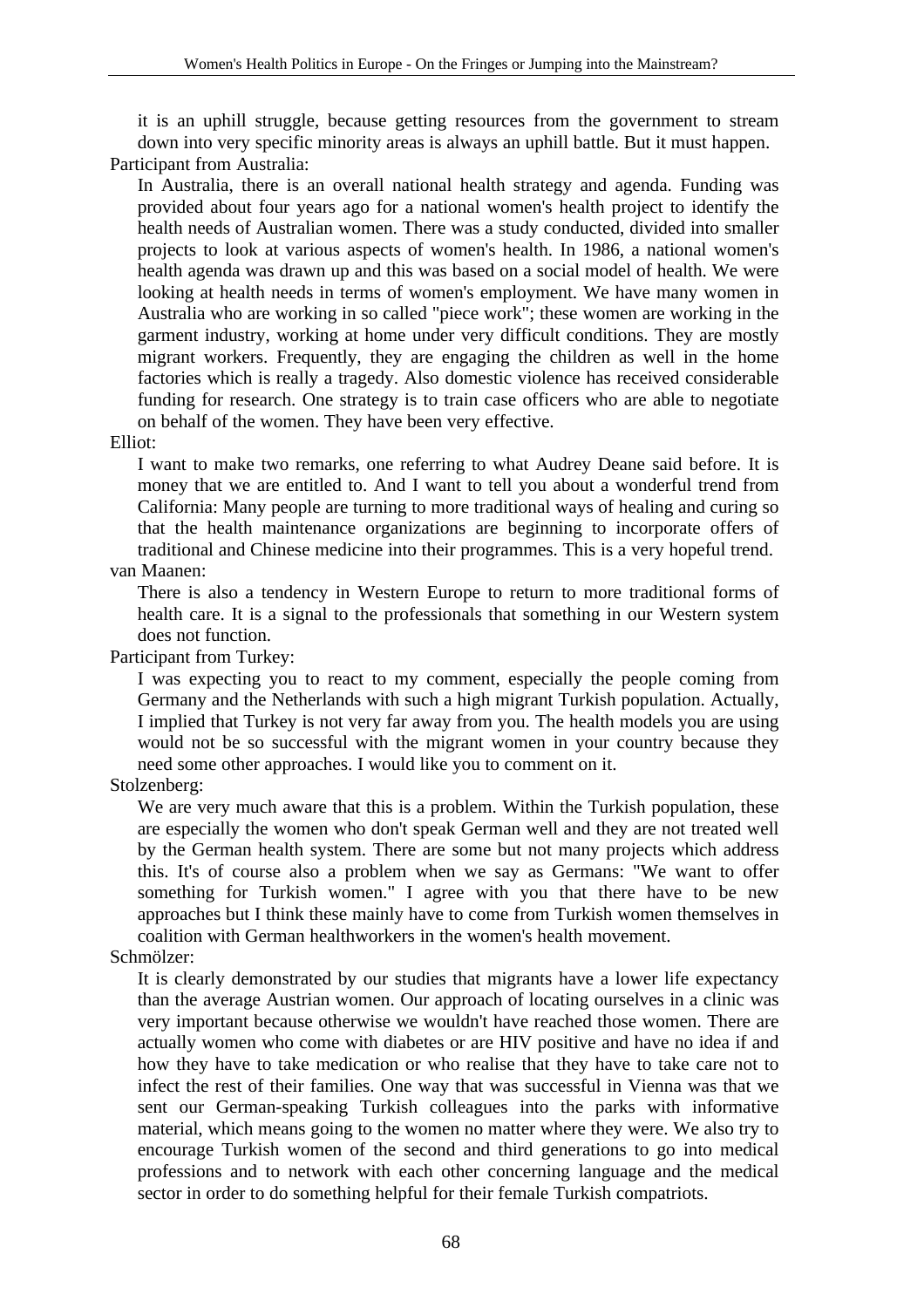it is an uphill struggle, because getting resources from the government to stream down into very specific minority areas is always an uphill battle. But it must happen.

Participant from Australia:

In Australia, there is an overall national health strategy and agenda. Funding was provided about four years ago for a national women's health project to identify the health needs of Australian women. There was a study conducted, divided into smaller projects to look at various aspects of women's health. In 1986, a national women's health agenda was drawn up and this was based on a social model of health. We were looking at health needs in terms of women's employment. We have many women in Australia who are working in so called "piece work"; these women are working in the garment industry, working at home under very difficult conditions. They are mostly migrant workers. Frequently, they are engaging the children as well in the home factories which is really a tragedy. Also domestic violence has received considerable funding for research. One strategy is to train case officers who are able to negotiate on behalf of the women. They have been very effective.

Elliot:

I want to make two remarks, one referring to what Audrey Deane said before. It is money that we are entitled to. And I want to tell you about a wonderful trend from California: Many people are turning to more traditional ways of healing and curing so that the health maintenance organizations are beginning to incorporate offers of traditional and Chinese medicine into their programmes. This is a very hopeful trend.

van Maanen:

There is also a tendency in Western Europe to return to more traditional forms of health care. It is a signal to the professionals that something in our Western system does not function.

Participant from Turkey:

I was expecting you to react to my comment, especially the people coming from Germany and the Netherlands with such a high migrant Turkish population. Actually, I implied that Turkey is not very far away from you. The health models you are using would not be so successful with the migrant women in your country because they need some other approaches. I would like you to comment on it.

Stolzenberg:

We are very much aware that this is a problem. Within the Turkish population, these are especially the women who don't speak German well and they are not treated well by the German health system. There are some but not many projects which address this. It's of course also a problem when we say as Germans: "We want to offer something for Turkish women." I agree with you that there have to be new approaches but I think these mainly have to come from Turkish women themselves in coalition with German healthworkers in the women's health movement.

Schmölzer:

It is clearly demonstrated by our studies that migrants have a lower life expectancy than the average Austrian women. Our approach of locating ourselves in a clinic was very important because otherwise we wouldn't have reached those women. There are actually women who come with diabetes or are HIV positive and have no idea if and how they have to take medication or who realise that they have to take care not to infect the rest of their families. One way that was successful in Vienna was that we sent our German-speaking Turkish colleagues into the parks with informative material, which means going to the women no matter where they were. We also try to encourage Turkish women of the second and third generations to go into medical professions and to network with each other concerning language and the medical sector in order to do something helpful for their female Turkish compatriots.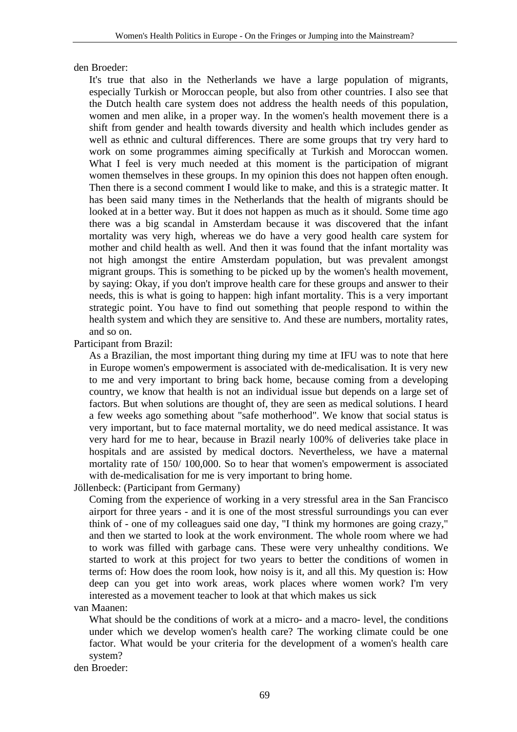den Broeder:

It's true that also in the Netherlands we have a large population of migrants, especially Turkish or Moroccan people, but also from other countries. I also see that the Dutch health care system does not address the health needs of this population, women and men alike, in a proper way. In the women's health movement there is a shift from gender and health towards diversity and health which includes gender as well as ethnic and cultural differences. There are some groups that try very hard to work on some programmes aiming specifically at Turkish and Moroccan women. What I feel is very much needed at this moment is the participation of migrant women themselves in these groups. In my opinion this does not happen often enough. Then there is a second comment I would like to make, and this is a strategic matter. It has been said many times in the Netherlands that the health of migrants should be looked at in a better way. But it does not happen as much as it should. Some time ago there was a big scandal in Amsterdam because it was discovered that the infant mortality was very high, whereas we do have a very good health care system for mother and child health as well. And then it was found that the infant mortality was not high amongst the entire Amsterdam population, but was prevalent amongst migrant groups. This is something to be picked up by the women's health movement, by saying: Okay, if you don't improve health care for these groups and answer to their needs, this is what is going to happen: high infant mortality. This is a very important strategic point. You have to find out something that people respond to within the health system and which they are sensitive to. And these are numbers, mortality rates, and so on.

Participant from Brazil:

As a Brazilian, the most important thing during my time at IFU was to note that here in Europe women's empowerment is associated with de-medicalisation. It is very new to me and very important to bring back home, because coming from a developing country, we know that health is not an individual issue but depends on a large set of factors. But when solutions are thought of, they are seen as medical solutions. I heard a few weeks ago something about "safe motherhood". We know that social status is very important, but to face maternal mortality, we do need medical assistance. It was very hard for me to hear, because in Brazil nearly 100% of deliveries take place in hospitals and are assisted by medical doctors. Nevertheless, we have a maternal mortality rate of 150/ 100,000. So to hear that women's empowerment is associated with de-medicalisation for me is very important to bring home.

Jöllenbeck: (Participant from Germany)

Coming from the experience of working in a very stressful area in the San Francisco airport for three years - and it is one of the most stressful surroundings you can ever think of - one of my colleagues said one day, "I think my hormones are going crazy," and then we started to look at the work environment. The whole room where we had to work was filled with garbage cans. These were very unhealthy conditions. We started to work at this project for two years to better the conditions of women in terms of: How does the room look, how noisy is it, and all this. My question is: How deep can you get into work areas, work places where women work? I'm very interested as a movement teacher to look at that which makes us sick

van Maanen:

What should be the conditions of work at a micro- and a macro- level, the conditions under which we develop women's health care? The working climate could be one factor. What would be your criteria for the development of a women's health care system?

den Broeder: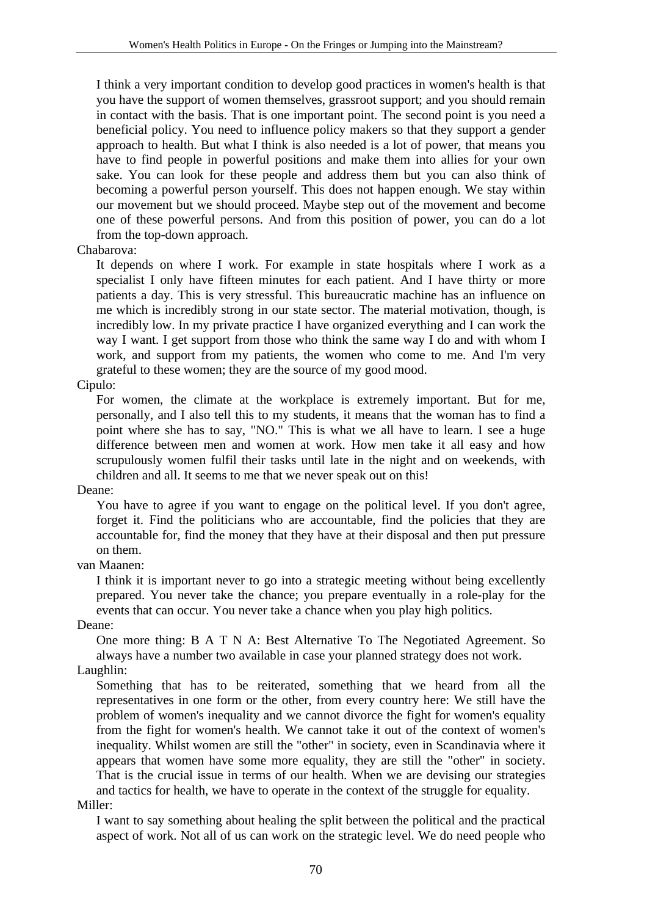I think a very important condition to develop good practices in women's health is that you have the support of women themselves, grassroot support; and you should remain in contact with the basis. That is one important point. The second point is you need a beneficial policy. You need to influence policy makers so that they support a gender approach to health. But what I think is also needed is a lot of power, that means you have to find people in powerful positions and make them into allies for your own sake. You can look for these people and address them but you can also think of becoming a powerful person yourself. This does not happen enough. We stay within our movement but we should proceed. Maybe step out of the movement and become one of these powerful persons. And from this position of power, you can do a lot from the top-down approach.

Chabarova:

It depends on where I work. For example in state hospitals where I work as a specialist I only have fifteen minutes for each patient. And I have thirty or more patients a day. This is very stressful. This bureaucratic machine has an influence on me which is incredibly strong in our state sector. The material motivation, though, is incredibly low. In my private practice I have organized everything and I can work the way I want. I get support from those who think the same way I do and with whom I work, and support from my patients, the women who come to me. And I'm very grateful to these women; they are the source of my good mood.

Cipulo:

For women, the climate at the workplace is extremely important. But for me, personally, and I also tell this to my students, it means that the woman has to find a point where she has to say, "NO." This is what we all have to learn. I see a huge difference between men and women at work. How men take it all easy and how scrupulously women fulfil their tasks until late in the night and on weekends, with children and all. It seems to me that we never speak out on this!

Deane:

You have to agree if you want to engage on the political level. If you don't agree, forget it. Find the politicians who are accountable, find the policies that they are accountable for, find the money that they have at their disposal and then put pressure on them.

van Maanen:

I think it is important never to go into a strategic meeting without being excellently prepared. You never take the chance; you prepare eventually in a role-play for the events that can occur. You never take a chance when you play high politics.

Deane:

One more thing: B A T N A: Best Alternative To The Negotiated Agreement. So always have a number two available in case your planned strategy does not work.

Laughlin:

Something that has to be reiterated, something that we heard from all the representatives in one form or the other, from every country here: We still have the problem of women's inequality and we cannot divorce the fight for women's equality from the fight for women's health. We cannot take it out of the context of women's inequality. Whilst women are still the "other" in society, even in Scandinavia where it appears that women have some more equality, they are still the "other" in society. That is the crucial issue in terms of our health. When we are devising our strategies and tactics for health, we have to operate in the context of the struggle for equality.

Miller:

I want to say something about healing the split between the political and the practical aspect of work. Not all of us can work on the strategic level. We do need people who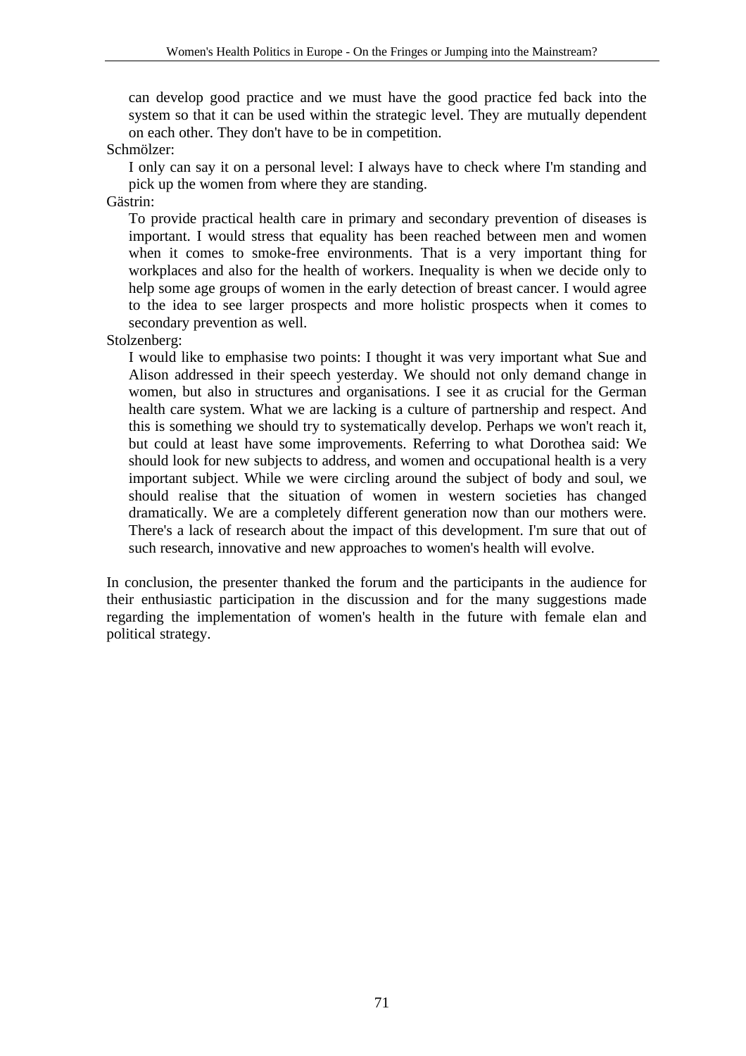can develop good practice and we must have the good practice fed back into the system so that it can be used within the strategic level. They are mutually dependent on each other. They don't have to be in competition.

Schmölzer:

I only can say it on a personal level: I always have to check where I'm standing and pick up the women from where they are standing.

Gästrin:

To provide practical health care in primary and secondary prevention of diseases is important. I would stress that equality has been reached between men and women when it comes to smoke-free environments. That is a very important thing for workplaces and also for the health of workers. Inequality is when we decide only to help some age groups of women in the early detection of breast cancer. I would agree to the idea to see larger prospects and more holistic prospects when it comes to secondary prevention as well.

Stolzenberg:

I would like to emphasise two points: I thought it was very important what Sue and Alison addressed in their speech yesterday. We should not only demand change in women, but also in structures and organisations. I see it as crucial for the German health care system. What we are lacking is a culture of partnership and respect. And this is something we should try to systematically develop. Perhaps we won't reach it, but could at least have some improvements. Referring to what Dorothea said: We should look for new subjects to address, and women and occupational health is a very important subject. While we were circling around the subject of body and soul, we should realise that the situation of women in western societies has changed dramatically. We are a completely different generation now than our mothers were. There's a lack of research about the impact of this development. I'm sure that out of such research, innovative and new approaches to women's health will evolve.

In conclusion, the presenter thanked the forum and the participants in the audience for their enthusiastic participation in the discussion and for the many suggestions made regarding the implementation of women's health in the future with female elan and political strategy.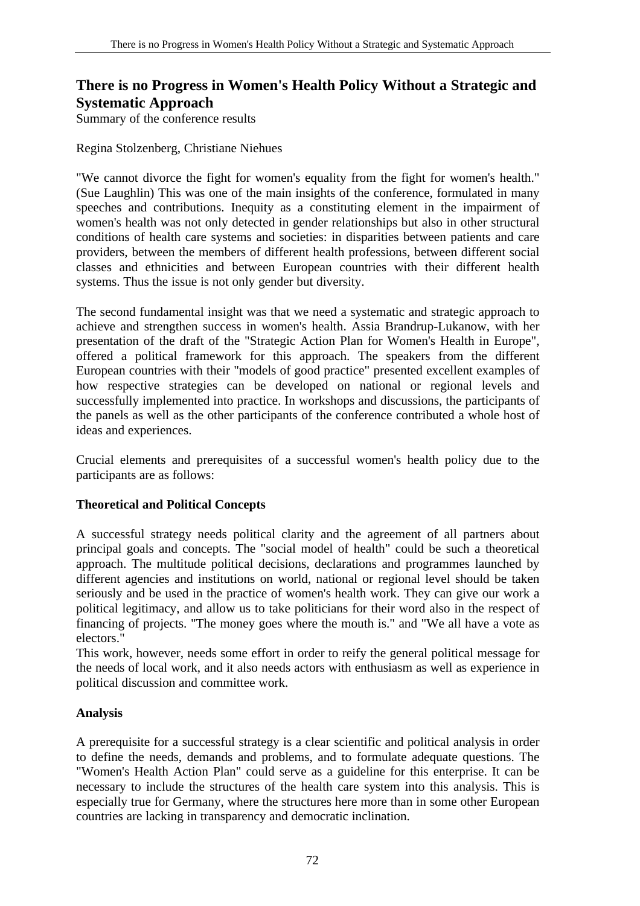# There is no Progress in Women's Health Policy Without a Strategic and Systematic Approach

Summary of the conference results

Regina Stolzenberg, Christiane Niehues

"We cannot divorce the fight for women's equality from the fight for women's health." (Sue Laughlin) This was one of the main insights of the conference, formulated in many speeches and contributions. Inequity as a constituting element in the impairment of women's health was not only detected in gender relationships but also in other structural conditions of health care systems and societies: in disparities between patients and care providers, between the members of different health professions, between different social classes and ethnicities and between European countries with their different health systems. Thus the issue is not only gender but diversity.

The second fundamental insight was that we need a systematic and strategic approach to achieve and strengthen success in women's health. Assia Brandrup-Lukanow, with her presentation of the draft of the "Strategic Action Plan for Women's Health in Europe", offered a political framework for this approach. The speakers from the different European countries with their "models of good practice" presented excellent examples of how respective strategies can be developed on national or regional levels and successfully implemented into practice. In workshops and discussions, the participants of the panels as well as the other participants of the conference contributed a whole host of ideas and experiences.

Crucial elements and prerequisites of a successful women's health policy due to the participants are as follows:

## Theoretical and Political Concepts

A successful strategy needs political clarity and the agreement of all partners about principal goals and concepts. The "social model of health" could be such a theoretical approach. The multitude political decisions, declarations and programmes launched by different agencies and institutions on world, national or regional level should be taken seriously and be used in the practice of women's health work. They can give our work a political legitimacy, and allow us to take politicians for their word also in the respect of financing of projects. "The money goes where the mouth is." and "We all have a vote as electors."

This work, however, needs some effort in order to reify the general political message for the needs of local work, and it also needs actors with enthusiasm as well as experience in political discussion and committee work.

## Analysis

A prerequisite for a successful strategy is a clear scientific and political analysis in order to define the needs, demands and problems, and to formulate adequate questions. The "Women's Health Action Plan" could serve as a guideline for this enterprise. It can be necessary to include the structures of the health care system into this analysis. This is especially true for Germany, where the structures here more than in some other European countries are lacking in transparency and democratic inclination.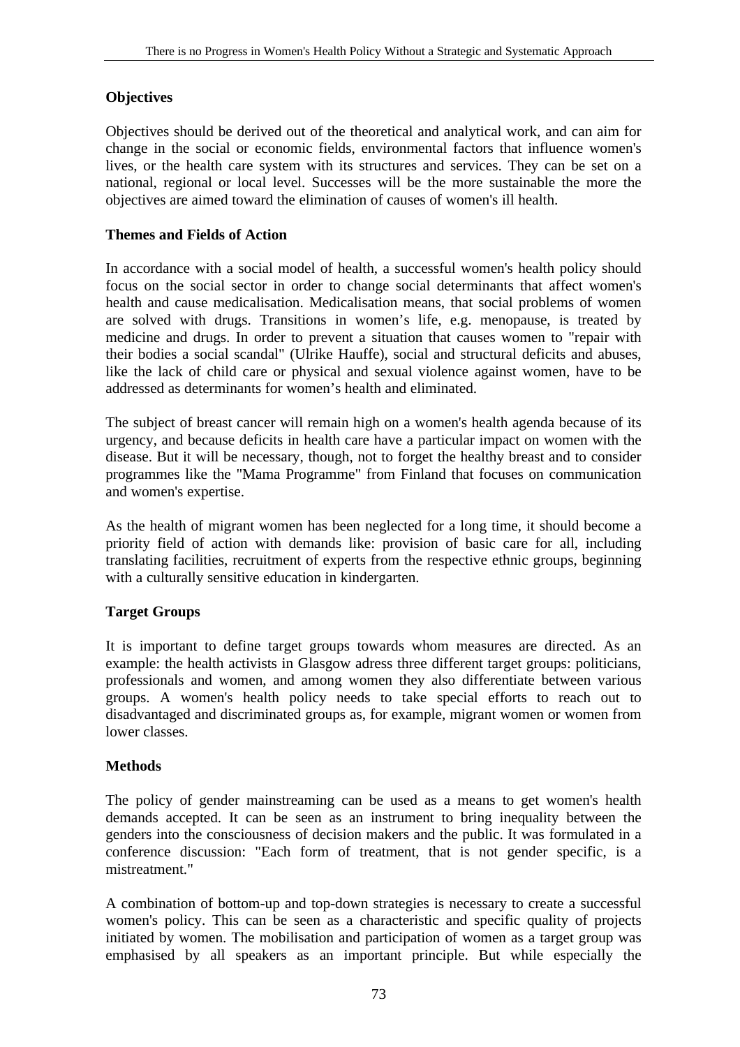## Objectives

Objectives should be derived out of the theoretical and analytical work, and can aim for change in the social or economic fields, environmental factors that influence women's lives, or the health care system with its structures and services. They can be set on a national, regional or local level. Successes will be the more sustainable the more the objectives are aimed toward the elimination of causes of women's ill health.

## Themes and Fields of Action

In accordance with a social model of health, a successful women's health policy should focus on the social sector in order to change social determinants that affect women's health and cause medicalisation. Medicalisation means, that social problems of women are solved with drugs. Transitions in women's life, e.g. menopause, is treated by medicine and drugs. In order to prevent a situation that causes women to "repair with their bodies a social scandal" (Ulrike Hauffe), social and structural deficits and abuses, like the lack of child care or physical and sexual violence against women, have to be addressed as determinants for women's health and eliminated.

The subject of breast cancer will remain high on a women's health agenda because of its urgency, and because deficits in health care have a particular impact on women with the disease. But it will be necessary, though, not to forget the healthy breast and to consider programmes like the "Mama Programme" from Finland that focuses on communication and women's expertise.

As the health of migrant women has been neglected for a long time, it should become a priority field of action with demands like: provision of basic care for all, including translating facilities, recruitment of experts from the respective ethnic groups, beginning with a culturally sensitive education in kindergarten.

## Target Groups

It is important to define target groups towards whom measures are directed. As an example: the health activists in Glasgow adress three different target groups: politicians, professionals and women, and among women they also differentiate between various groups. A women's health policy needs to take special efforts to reach out to disadvantaged and discriminated groups as, for example, migrant women or women from lower classes.

## Methods

The policy of gender mainstreaming can be used as a means to get women's health demands accepted. It can be seen as an instrument to bring inequality between the genders into the consciousness of decision makers and the public. It was formulated in a conference discussion: "Each form of treatment, that is not gender specific, is a mistreatment."

A combination of bottom-up and top-down strategies is necessary to create a successful women's policy. This can be seen as a characteristic and specific quality of projects initiated by women. The mobilisation and participation of women as a target group was emphasised by all speakers as an important principle. But while especially the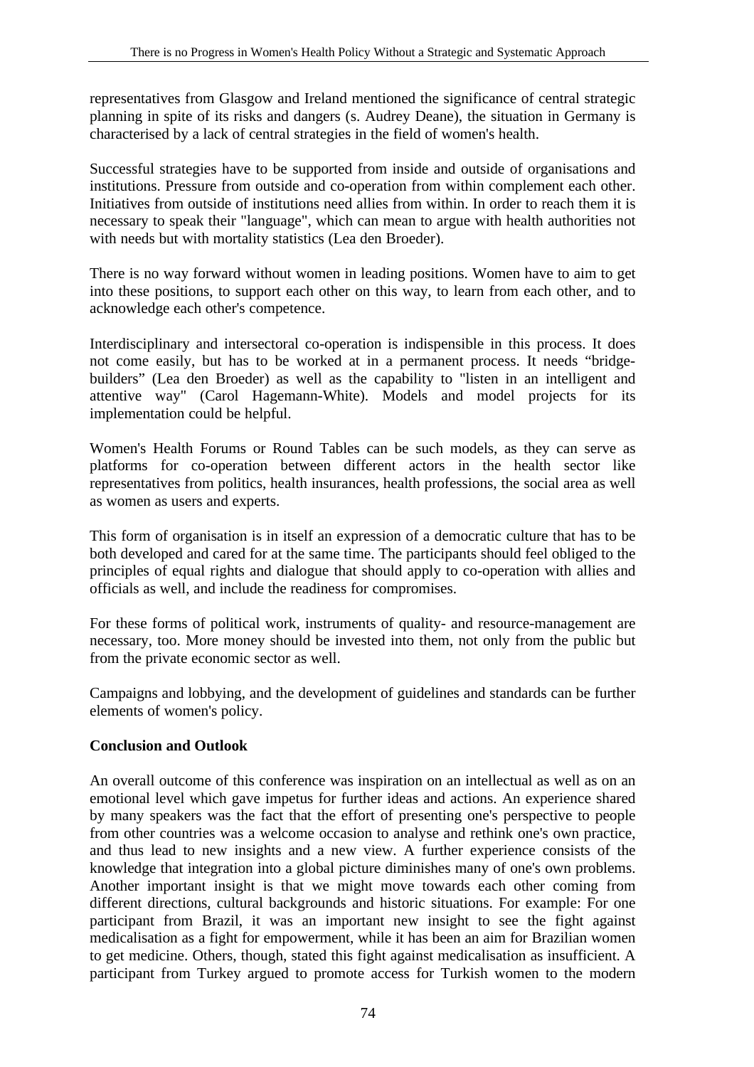representatives from Glasgow and Ireland mentioned the significance of central strategic planning in spite of its risks and dangers (s. Audrey Deane), the situation in Germany is characterised by a lack of central strategies in the field of women's health.

Successful strategies have to be supported from inside and outside of organisations and institutions. Pressure from outside and co-operation from within complement each other. Initiatives from outside of institutions need allies from within. In order to reach them it is necessary to speak their "language", which can mean to argue with health authorities not with needs but with mortality statistics (Lea den Broeder).

There is no way forward without women in leading positions. Women have to aim to get into these positions, to support each other on this way, to learn from each other, and to acknowledge each other's competence.

Interdisciplinary and intersectoral co-operation is indispensible in this process. It does not come easily, but has to be worked at in a permanent process. It needs "bridge-builders" (Lea den Broeder) as well as the capability to "listen in an intelligent and attentive way" (Carol Hagemann-White). Models and model projects for its implementation could be helpful.

Women's Health Forums or Round Tables can be such models, as they can serve as platforms for co-operation between different actors in the health sector like representatives from politics, health insurances, health professions, the social area as well as women as users and experts.

This form of organisation is in itself an expression of a democratic culture that has to be both developed and cared for at the same time. The participants should feel obliged to the principles of equal rights and dialogue that should apply to co-operation with allies and officials as well, and include the readiness for compromises.

For these forms of political work, instruments of quality- and resource-management are necessary, too. More money should be invested into them, not only from the public but from the private economic sector as well.

Campaigns and lobbying, and the development of guidelines and standards can be further elements of women's policy.

**Conclusion and Outlook**

An overall outcome of this conference was inspiration on an intellectual as well as on an emotional level which gave impetus for further ideas and actions. An experience shared by many speakers was the fact that the effort of presenting one's perspective to people from other countries was a welcome occasion to analyse and rethink one's own practice, and thus lead to new insights and a new view. A further experience consists of the knowledge that integration into a global picture diminishes many of one's own problems. Another important insight is that we might move towards each other coming from different directions, cultural backgrounds and historic situations. For example: For one participant from Brazil, it was an important new insight to see the fight against medicalisation as a fight for empowerment, while it has been an aim for Brazilian women to get medicine. Others, though, stated this fight against medicalisation as insufficient. A participant from Turkey argued to promote access for Turkish women to the modern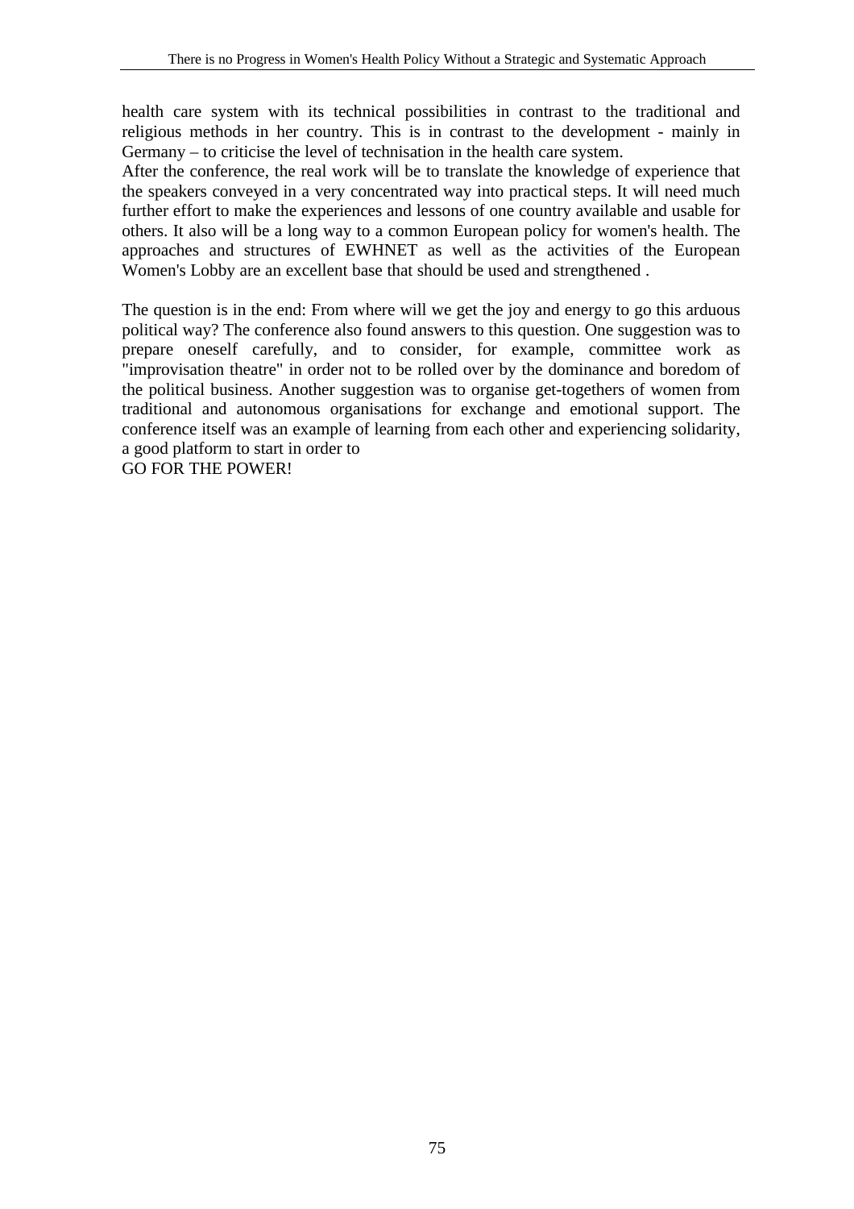health care system with its technical possibilities in contrast to the traditional and religious methods in her country. This is in contrast to the development - mainly in Germany – to criticise the level of technisation in the health care system.
After the conference, the real work will be to translate the knowledge of experience that the speakers conveyed in a very concentrated way into practical steps. It will need much further effort to make the experiences and lessons of one country available and usable for others. It also will be a long way to a common European policy for women's health. The approaches and structures of EWHNET as well as the activities of the European Women's Lobby are an excellent base that should be used and strengthened .

The question is in the end: From where will we get the joy and energy to go this arduous political way? The conference also found answers to this question. One suggestion was to prepare oneself carefully, and to consider, for example, committee work as "improvisation theatre" in order not to be rolled over by the dominance and boredom of the political business. Another suggestion was to organise get-togethers of women from traditional and autonomous organisations for exchange and emotional support. The conference itself was an example of learning from each other and experiencing solidarity, a good platform to start in order to
GO FOR THE POWER!